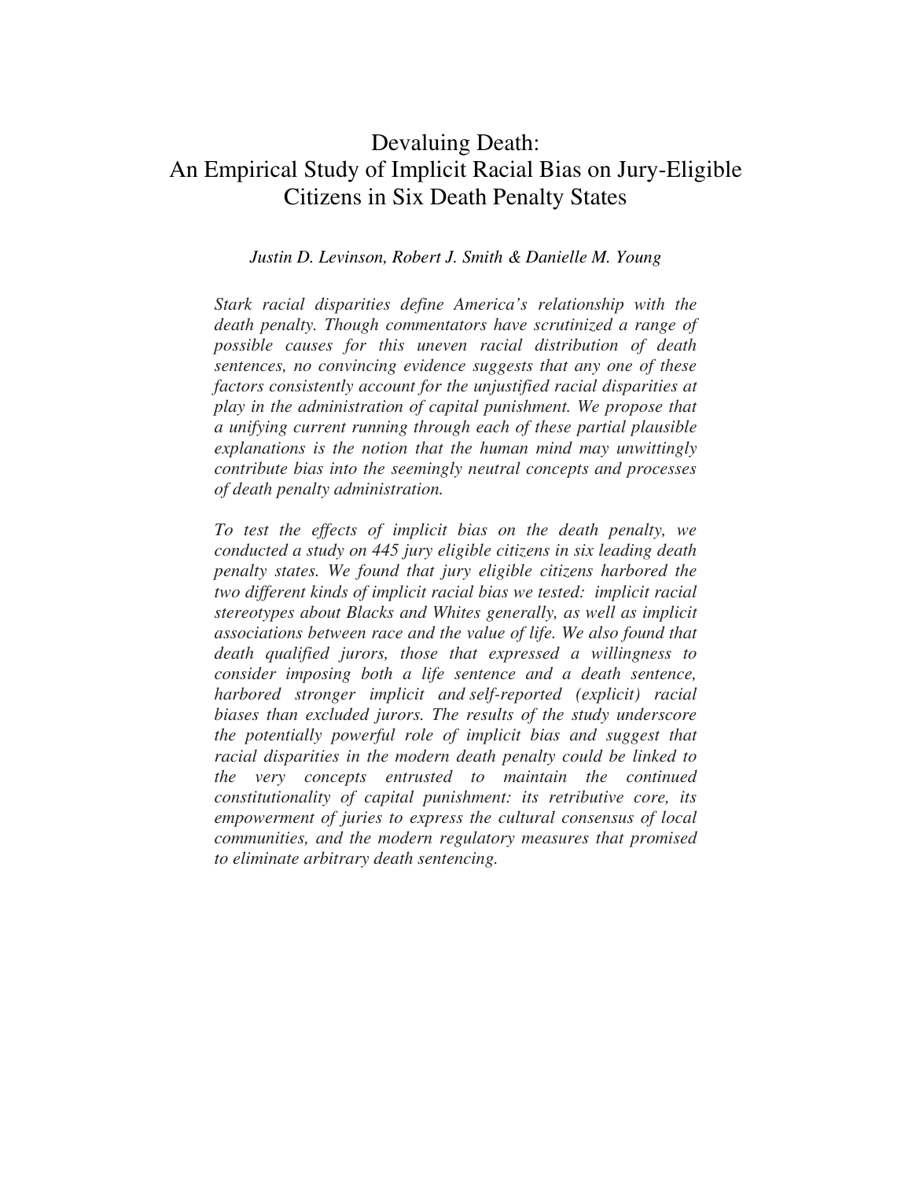# Devaluing Death: An Empirical Study of Implicit Racial Bias on Jury-Eligible Citizens in Six Death Penalty States

*Justin D. Levinson, Robert J. Smith & Danielle M. Young*

*Stark racial disparities define America's relationship with the death penalty. Though commentators have scrutinized a range of possible causes for this uneven racial distribution of death sentences, no convincing evidence suggests that any one of these factors consistently account for the unjustified racial disparities at play in the administration of capital punishment. We propose that a unifying current running through each of these partial plausible explanations is the notion that the human mind may unwittingly contribute bias into the seemingly neutral concepts and processes of death penalty administration.*

*To test the effects of implicit bias on the death penalty, we conducted a study on 445 jury eligible citizens in six leading death penalty states. We found that jury eligible citizens harbored the two different kinds of implicit racial bias we tested: implicit racial stereotypes about Blacks and Whites generally, as well as implicit associations between race and the value of life. We also found that death qualified jurors, those that expressed a willingness to consider imposing both a life sentence and a death sentence, harbored stronger implicit and self-reported (explicit) racial biases than excluded jurors. The results of the study underscore the potentially powerful role of implicit bias and suggest that racial disparities in the modern death penalty could be linked to the very concepts entrusted to maintain the continued constitutionality of capital punishment: its retributive core, its empowerment of juries to express the cultural consensus of local communities, and the modern regulatory measures that promised to eliminate arbitrary death sentencing.*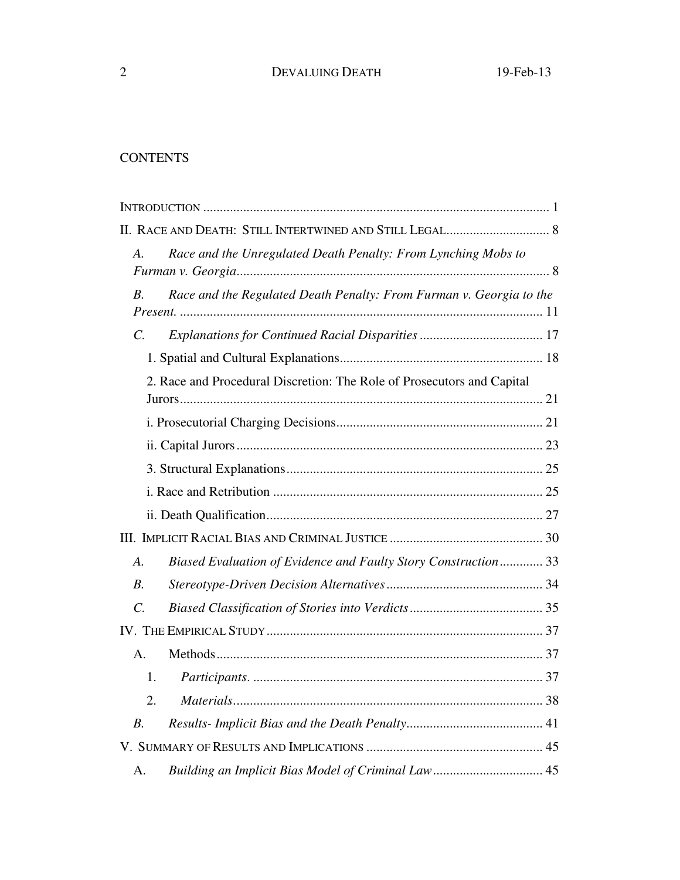## CONTENTS

INTRODUCTION ........................................................................................................ 1

II. RACE AND DEATH: STILL INTERTWINED AND STILL LEGAL............................... 8

*A. Race and the Unregulated Death Penalty: From Lynching Mobs to Furman v. Georgia*............................................................................................ 8

*B. Race and the Regulated Death Penalty: From Furman v. Georgia to the Present.* ............................................................................................ 11

*C. Explanations for Continued Racial Disparities* ..................................... 17

1. Spatial and Cultural Explanations............................................................. 18

2. Race and Procedural Discretion: The Role of Prosecutors and Capital Jurors............................................................................................. 21

i. Prosecutorial Charging Decisions.............................................................. 21

ii. Capital Jurors............................................................................................ 23

3. Structural Explanations............................................................................. 25

i. Race and Retribution ................................................................................. 25

ii. Death Qualification................................................................................... 27

III. IMPLICIT RACIAL BIAS AND CRIMINAL JUSTICE .............................................. 30

*A. Biased Evaluation of Evidence and Faulty Story Construction*............. 33

*B. Stereotype-Driven Decision Alternatives*............................................... 34

*C. Biased Classification of Stories into Verdicts*........................................ 35

IV. THE EMPIRICAL STUDY................................................................................... 37

A. Methods.................................................................................................. 37

1. *Participants*. ....................................................................................... 37

2. *Materials*............................................................................................. 38

*B. Results- Implicit Bias and the Death Penalty*......................................... 41

V. SUMMARY OF RESULTS AND IMPLICATIONS ..................................................... 45

A. *Building an Implicit Bias Model of Criminal Law*................................. 45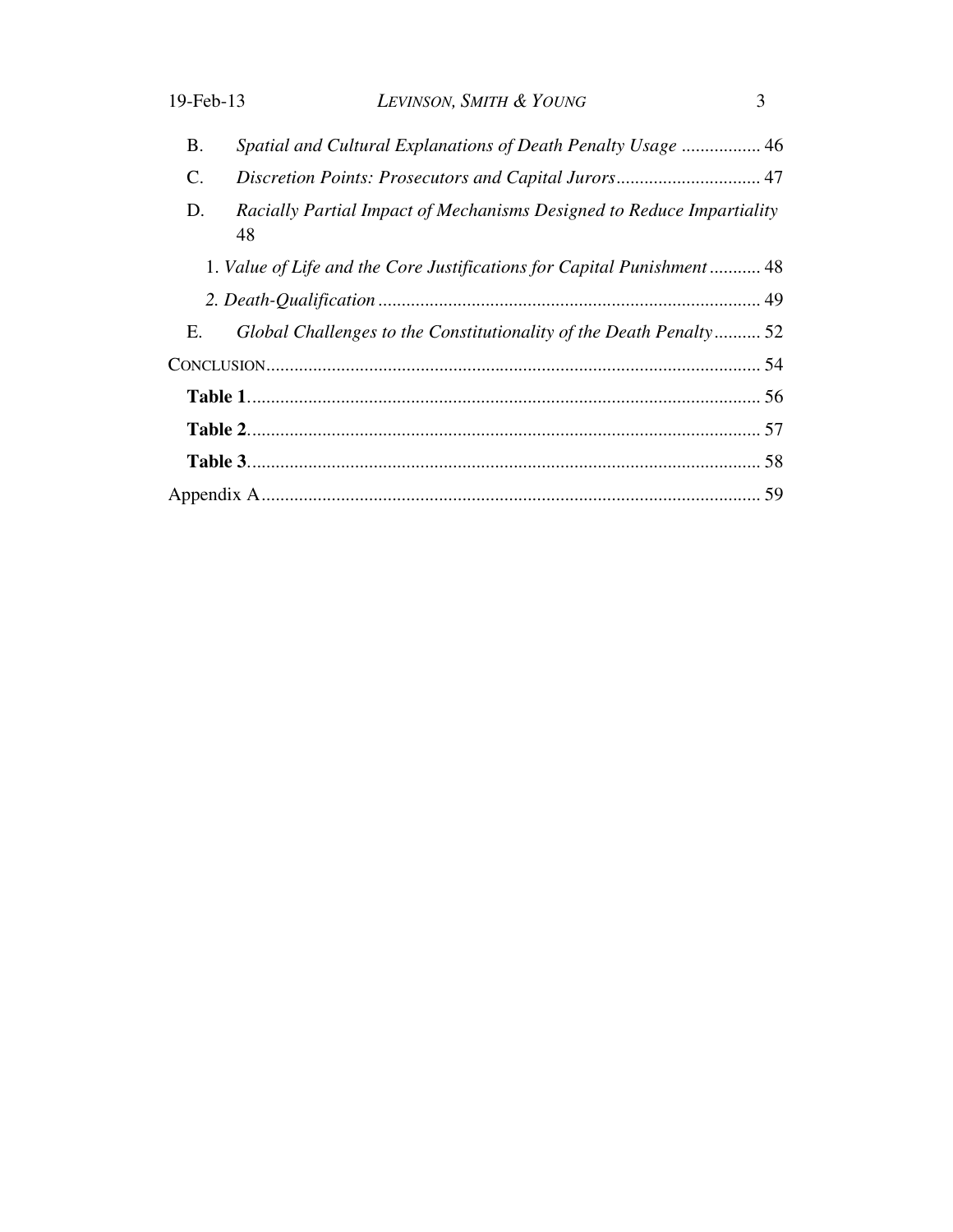B. *Spatial and Cultural Explanations of Death Penalty Usage* ................. 46

C. *Discretion Points: Prosecutors and Capital Jurors* ............................... 47

D. *Racially Partial Impact of Mechanisms Designed to Reduce Impartiality* 48

1. *Value of Life and the Core Justifications for Capital Punishment* ........... 48

*2. Death-Qualification* .................................................................................. 49

E. *Global Challenges to the Constitutionality of the Death Penalty* .......... 52

CONCLUSION........................................................................................................ 54

**Table 1**............................................................................................................ 56

**Table 2**............................................................................................................ 57

**Table 3**............................................................................................................ 58

Appendix A.......................................................................................................... 59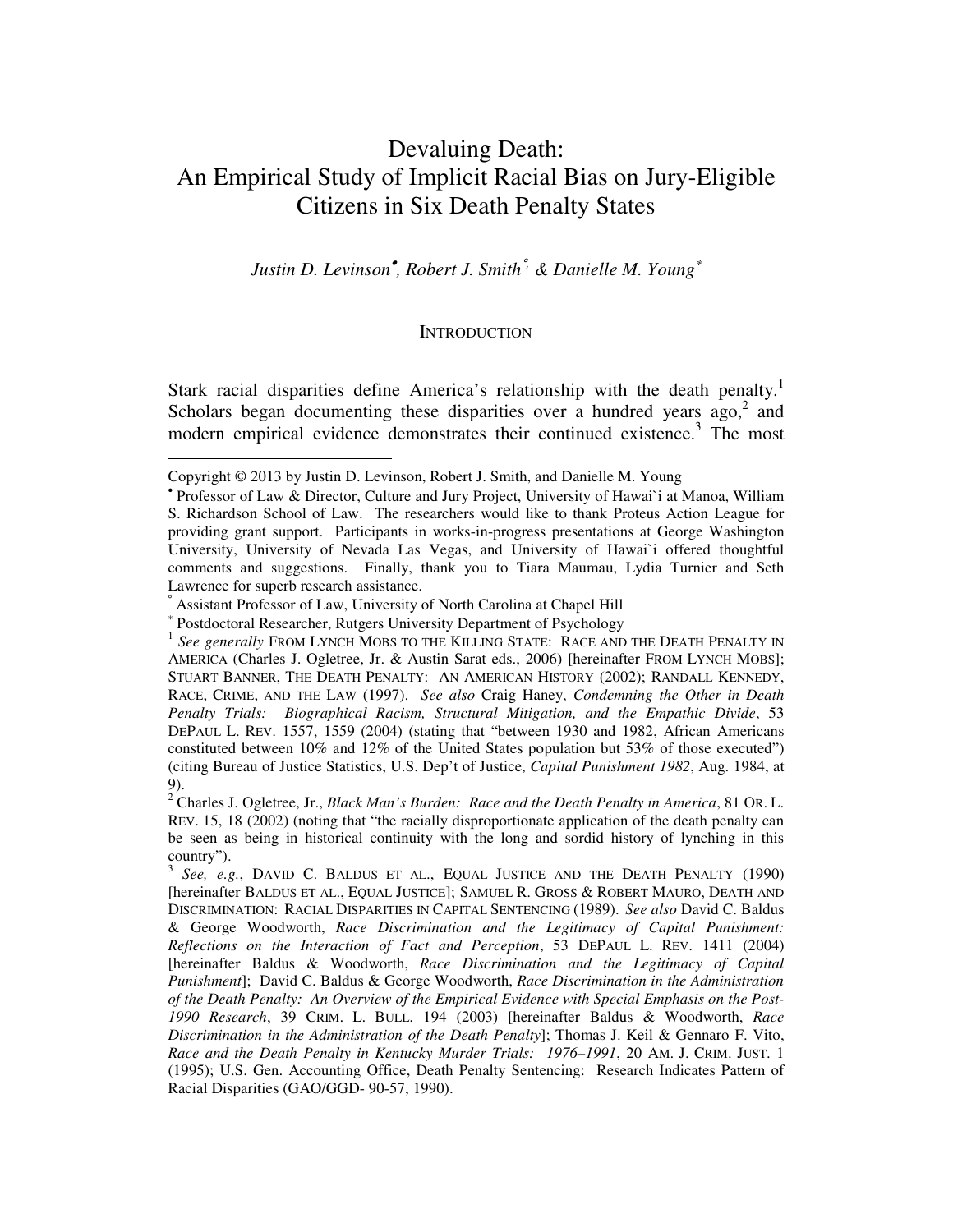# Devaluing Death: An Empirical Study of Implicit Racial Bias on Jury-Eligible Citizens in Six Death Penalty States

*Justin D. Levinson*[•]*, Robert J. Smith*[°] *& Danielle M. Young*[*]

## INTRODUCTION

Stark racial disparities define America's relationship with the death penalty.[1] Scholars began documenting these disparities over a hundred years ago,[2] and modern empirical evidence demonstrates their continued existence.[3] The most

---

Copyright © 2013 by Justin D. Levinson, Robert J. Smith, and Danielle M. Young

[•] Professor of Law & Director, Culture and Jury Project, University of Hawai`i at Manoa, William S. Richardson School of Law. The researchers would like to thank Proteus Action League for providing grant support. Participants in works-in-progress presentations at George Washington University, University of Nevada Las Vegas, and University of Hawai`i offered thoughtful comments and suggestions. Finally, thank you to Tiara Maumau, Lydia Turnier and Seth Lawrence for superb research assistance.

[°] Assistant Professor of Law, University of North Carolina at Chapel Hill

[*] Postdoctoral Researcher, Rutgers University Department of Psychology

[1] *See generally* FROM LYNCH MOBS TO THE KILLING STATE: RACE AND THE DEATH PENALTY IN AMERICA (Charles J. Ogletree, Jr. & Austin Sarat eds., 2006) [hereinafter FROM LYNCH MOBS]; STUART BANNER, THE DEATH PENALTY: AN AMERICAN HISTORY (2002); RANDALL KENNEDY, RACE, CRIME, AND THE LAW (1997). *See also* Craig Haney, *Condemning the Other in Death Penalty Trials: Biographical Racism, Structural Mitigation, and the Empathic Divide*, 53 DEPAUL L. REV. 1557, 1559 (2004) (stating that "between 1930 and 1982, African Americans constituted between 10% and 12% of the United States population but 53% of those executed") (citing Bureau of Justice Statistics, U.S. Dep't of Justice, *Capital Punishment 1982*, Aug. 1984, at 9).

[2] Charles J. Ogletree, Jr., *Black Man's Burden: Race and the Death Penalty in America*, 81 OR. L. REV. 15, 18 (2002) (noting that "the racially disproportionate application of the death penalty can be seen as being in historical continuity with the long and sordid history of lynching in this country").

[3] *See, e.g.*, DAVID C. BALDUS ET AL., EQUAL JUSTICE AND THE DEATH PENALTY (1990) [hereinafter BALDUS ET AL., EQUAL JUSTICE]; SAMUEL R. GROSS & ROBERT MAURO, DEATH AND DISCRIMINATION: RACIAL DISPARITIES IN CAPITAL SENTENCING (1989). *See also* David C. Baldus & George Woodworth, *Race Discrimination and the Legitimacy of Capital Punishment: Reflections on the Interaction of Fact and Perception*, 53 DEPAUL L. REV. 1411 (2004) [hereinafter Baldus & Woodworth, *Race Discrimination and the Legitimacy of Capital Punishment*]; David C. Baldus & George Woodworth, *Race Discrimination in the Administration of the Death Penalty: An Overview of the Empirical Evidence with Special Emphasis on the Post-1990 Research*, 39 CRIM. L. BULL. 194 (2003) [hereinafter Baldus & Woodworth, *Race Discrimination in the Administration of the Death Penalty*]; Thomas J. Keil & Gennaro F. Vito, *Race and the Death Penalty in Kentucky Murder Trials: 1976–1991*, 20 AM. J. CRIM. JUST. 1 (1995); U.S. Gen. Accounting Office, Death Penalty Sentencing: Research Indicates Pattern of Racial Disparities (GAO/GGD- 90-57, 1990).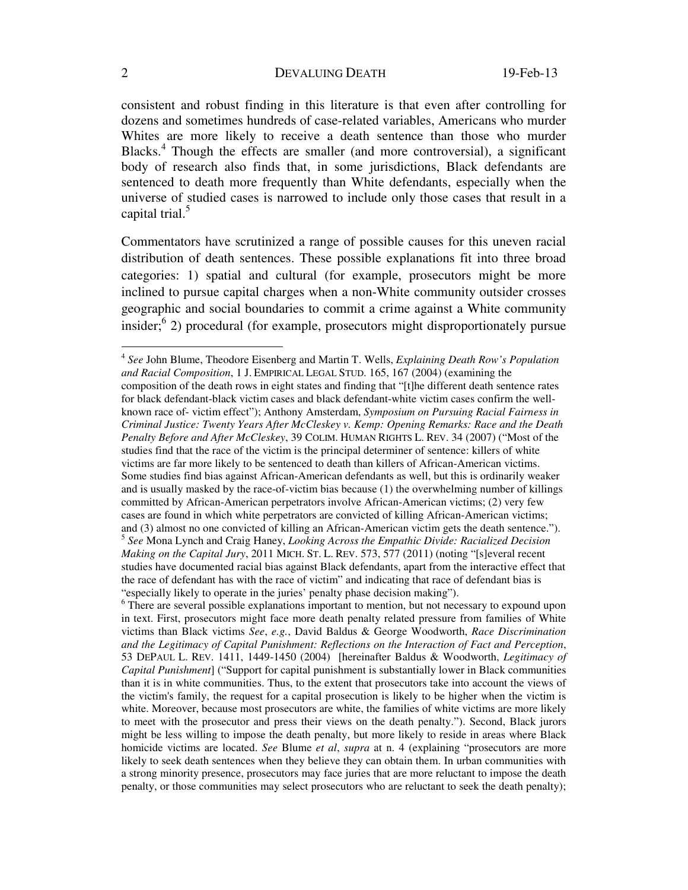consistent and robust finding in this literature is that even after controlling for dozens and sometimes hundreds of case-related variables, Americans who murder Whites are more likely to receive a death sentence than those who murder Blacks.[4] Though the effects are smaller (and more controversial), a significant body of research also finds that, in some jurisdictions, Black defendants are sentenced to death more frequently than White defendants, especially when the universe of studied cases is narrowed to include only those cases that result in a capital trial.[5]

Commentators have scrutinized a range of possible causes for this uneven racial distribution of death sentences. These possible explanations fit into three broad categories: 1) spatial and cultural (for example, prosecutors might be more inclined to pursue capital charges when a non-White community outsider crosses geographic and social boundaries to commit a crime against a White community insider;[6] 2) procedural (for example, prosecutors might disproportionately pursue

---

[4] *See* John Blume, Theodore Eisenberg and Martin T. Wells, *Explaining Death Row's Population and Racial Composition*, 1 J. EMPIRICAL LEGAL STUD. 165, 167 (2004) (examining the composition of the death rows in eight states and finding that "[t]he different death sentence rates for black defendant-black victim cases and black defendant-white victim cases confirm the well-known race of- victim effect"); Anthony Amsterdam, *Symposium on Pursuing Racial Fairness in Criminal Justice: Twenty Years After McCleskey v. Kemp: Opening Remarks: Race and the Death Penalty Before and After McCleskey*, 39 COLIM. HUMAN RIGHTS L. REV. 34 (2007) ("Most of the studies find that the race of the victim is the principal determiner of sentence: killers of white victims are far more likely to be sentenced to death than killers of African-American victims. Some studies find bias against African-American defendants as well, but this is ordinarily weaker and is usually masked by the race-of-victim bias because (1) the overwhelming number of killings committed by African-American perpetrators involve African-American victims; (2) very few cases are found in which white perpetrators are convicted of killing African-American victims; and (3) almost no one convicted of killing an African-American victim gets the death sentence.").

[5] *See* Mona Lynch and Craig Haney, *Looking Across the Empathic Divide: Racialized Decision Making on the Capital Jury*, 2011 MICH. ST. L. REV. 573, 577 (2011) (noting "[s]everal recent studies have documented racial bias against Black defendants, apart from the interactive effect that the race of defendant has with the race of victim" and indicating that race of defendant bias is "especially likely to operate in the juries' penalty phase decision making").

[6] There are several possible explanations important to mention, but not necessary to expound upon in text. First, prosecutors might face more death penalty related pressure from families of White victims than Black victims *See*, *e.g.*, David Baldus & George Woodworth, *Race Discrimination and the Legitimacy of Capital Punishment: Reflections on the Interaction of Fact and Perception*, 53 DEPAUL L. REV. 1411, 1449-1450 (2004) [hereinafter Baldus & Woodworth, *Legitimacy of Capital Punishment*] ("Support for capital punishment is substantially lower in Black communities than it is in white communities. Thus, to the extent that prosecutors take into account the views of the victim's family, the request for a capital prosecution is likely to be higher when the victim is white. Moreover, because most prosecutors are white, the families of white victims are more likely to meet with the prosecutor and press their views on the death penalty."). Second, Black jurors might be less willing to impose the death penalty, but more likely to reside in areas where Black homicide victims are located. *See* Blume *et al*, *supra* at n. 4 (explaining "prosecutors are more likely to seek death sentences when they believe they can obtain them. In urban communities with a strong minority presence, prosecutors may face juries that are more reluctant to impose the death penalty, or those communities may select prosecutors who are reluctant to seek the death penalty);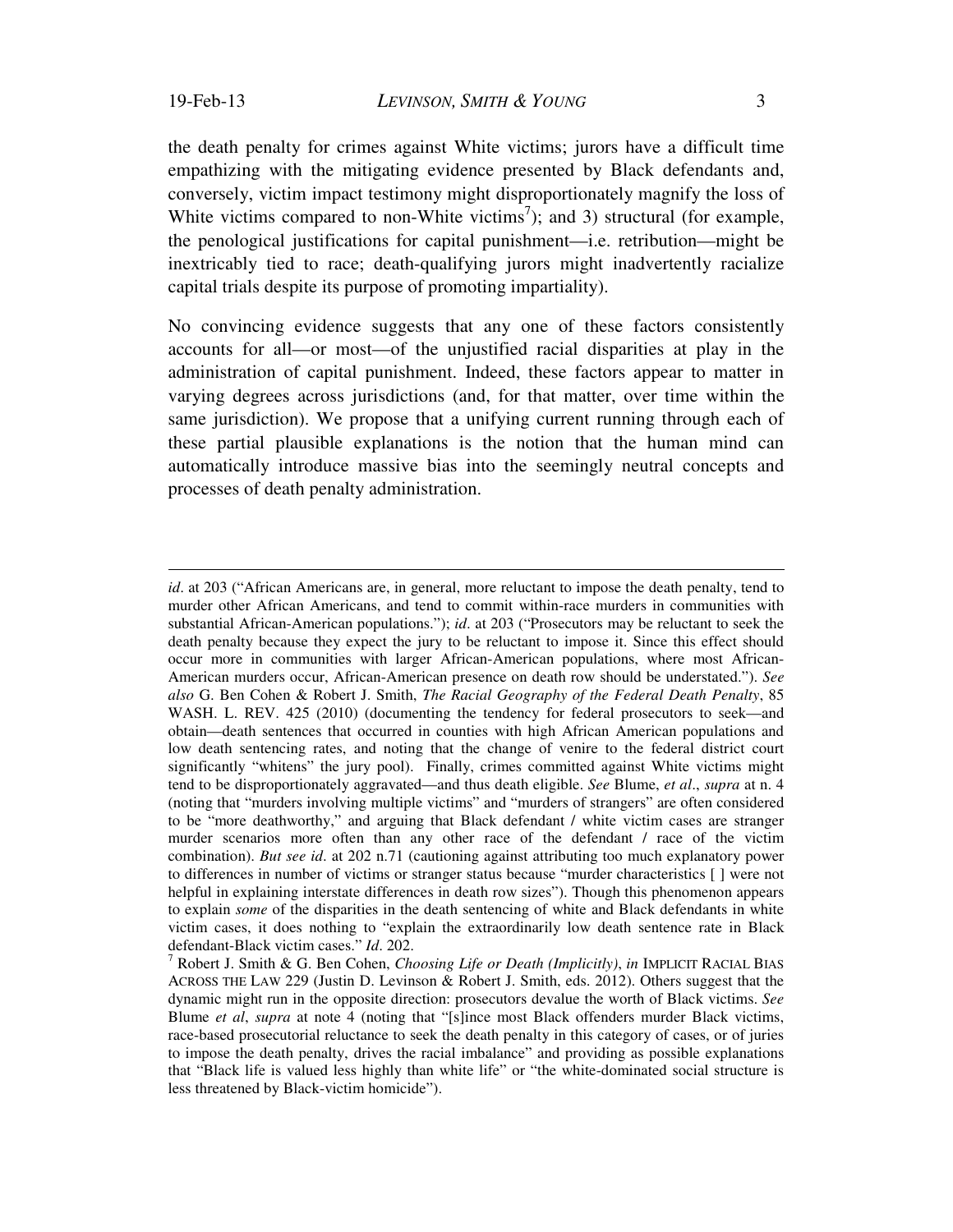the death penalty for crimes against White victims; jurors have a difficult time empathizing with the mitigating evidence presented by Black defendants and, conversely, victim impact testimony might disproportionately magnify the loss of White victims compared to non-White victims[7]); and 3) structural (for example, the penological justifications for capital punishment—i.e. retribution—might be inextricably tied to race; death-qualifying jurors might inadvertently racialize capital trials despite its purpose of promoting impartiality).

No convincing evidence suggests that any one of these factors consistently accounts for all—or most—of the unjustified racial disparities at play in the administration of capital punishment. Indeed, these factors appear to matter in varying degrees across jurisdictions (and, for that matter, over time within the same jurisdiction). We propose that a unifying current running through each of these partial plausible explanations is the notion that the human mind can automatically introduce massive bias into the seemingly neutral concepts and processes of death penalty administration.

---

*id*. at 203 ("African Americans are, in general, more reluctant to impose the death penalty, tend to murder other African Americans, and tend to commit within-race murders in communities with substantial African-American populations."); *id*. at 203 ("Prosecutors may be reluctant to seek the death penalty because they expect the jury to be reluctant to impose it. Since this effect should occur more in communities with larger African-American populations, where most African-American murders occur, African-American presence on death row should be understated."). *See also* G. Ben Cohen & Robert J. Smith, *The Racial Geography of the Federal Death Penalty*, 85 WASH. L. REV. 425 (2010) (documenting the tendency for federal prosecutors to seek—and obtain—death sentences that occurred in counties with high African American populations and low death sentencing rates, and noting that the change of venire to the federal district court significantly "whitens" the jury pool). Finally, crimes committed against White victims might tend to be disproportionately aggravated—and thus death eligible. *See* Blume, *et al*., *supra* at n. 4 (noting that "murders involving multiple victims" and "murders of strangers" are often considered to be "more deathworthy," and arguing that Black defendant / white victim cases are stranger murder scenarios more often than any other race of the defendant / race of the victim combination). *But see id*. at 202 n.71 (cautioning against attributing too much explanatory power to differences in number of victims or stranger status because "murder characteristics [ ] were not helpful in explaining interstate differences in death row sizes"). Though this phenomenon appears to explain *some* of the disparities in the death sentencing of white and Black defendants in white victim cases, it does nothing to "explain the extraordinarily low death sentence rate in Black defendant-Black victim cases." *Id*. 202.

[7] Robert J. Smith & G. Ben Cohen, *Choosing Life or Death (Implicitly)*, *in* IMPLICIT RACIAL BIAS ACROSS THE LAW 229 (Justin D. Levinson & Robert J. Smith, eds. 2012). Others suggest that the dynamic might run in the opposite direction: prosecutors devalue the worth of Black victims. *See* Blume *et al*, *supra* at note 4 (noting that "[s]ince most Black offenders murder Black victims, race-based prosecutorial reluctance to seek the death penalty in this category of cases, or of juries to impose the death penalty, drives the racial imbalance" and providing as possible explanations that "Black life is valued less highly than white life" or "the white-dominated social structure is less threatened by Black-victim homicide").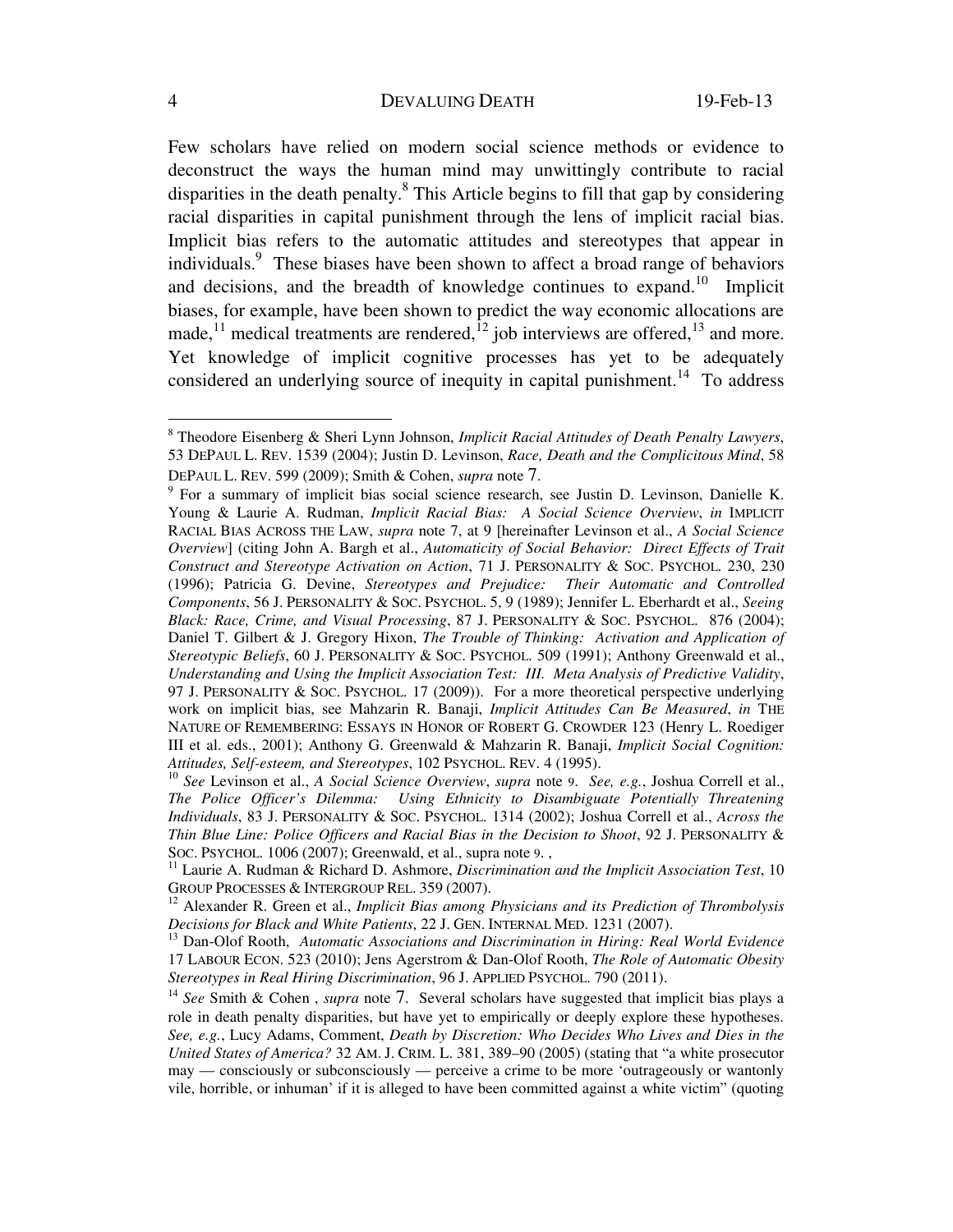Few scholars have relied on modern social science methods or evidence to deconstruct the ways the human mind may unwittingly contribute to racial disparities in the death penalty.[8] This Article begins to fill that gap by considering racial disparities in capital punishment through the lens of implicit racial bias. Implicit bias refers to the automatic attitudes and stereotypes that appear in individuals.[9] These biases have been shown to affect a broad range of behaviors and decisions, and the breadth of knowledge continues to expand.[10] Implicit biases, for example, have been shown to predict the way economic allocations are made,[11] medical treatments are rendered,[12] job interviews are offered,[13] and more. Yet knowledge of implicit cognitive processes has yet to be adequately considered an underlying source of inequity in capital punishment.[14] To address

---

[8] Theodore Eisenberg & Sheri Lynn Johnson, *Implicit Racial Attitudes of Death Penalty Lawyers*, 53 DEPAUL L. REV. 1539 (2004); Justin D. Levinson, *Race, Death and the Complicitous Mind*, 58 DEPAUL L. REV. 599 (2009); Smith & Cohen, *supra* note 7.

[9] For a summary of implicit bias social science research, see Justin D. Levinson, Danielle K. Young & Laurie A. Rudman, *Implicit Racial Bias: A Social Science Overview*, *in* IMPLICIT RACIAL BIAS ACROSS THE LAW, *supra* note 7, at 9 [hereinafter Levinson et al., *A Social Science Overview*] (citing John A. Bargh et al., *Automaticity of Social Behavior: Direct Effects of Trait Construct and Stereotype Activation on Action*, 71 J. PERSONALITY & SOC. PSYCHOL. 230, 230 (1996); Patricia G. Devine, *Stereotypes and Prejudice: Their Automatic and Controlled Components*, 56 J. PERSONALITY & SOC. PSYCHOL. 5, 9 (1989); Jennifer L. Eberhardt et al., *Seeing Black: Race, Crime, and Visual Processing*, 87 J. PERSONALITY & SOC. PSYCHOL. 876 (2004); Daniel T. Gilbert & J. Gregory Hixon, *The Trouble of Thinking: Activation and Application of Stereotypic Beliefs*, 60 J. PERSONALITY & SOC. PSYCHOL. 509 (1991); Anthony Greenwald et al., *Understanding and Using the Implicit Association Test: III. Meta Analysis of Predictive Validity*, 97 J. PERSONALITY & SOC. PSYCHOL. 17 (2009)). For a more theoretical perspective underlying work on implicit bias, see Mahzarin R. Banaji, *Implicit Attitudes Can Be Measured*, *in* THE NATURE OF REMEMBERING: ESSAYS IN HONOR OF ROBERT G. CROWDER 123 (Henry L. Roediger III et al. eds., 2001); Anthony G. Greenwald & Mahzarin R. Banaji, *Implicit Social Cognition: Attitudes, Self-esteem, and Stereotypes*, 102 PSYCHOL. REV. 4 (1995).

[10] *See* Levinson et al., *A Social Science Overview*, *supra* note 9. *See, e.g.*, Joshua Correll et al., *The Police Officer's Dilemma: Using Ethnicity to Disambiguate Potentially Threatening Individuals*, 83 J. PERSONALITY & SOC. PSYCHOL. 1314 (2002); Joshua Correll et al., *Across the Thin Blue Line: Police Officers and Racial Bias in the Decision to Shoot*, 92 J. PERSONALITY & SOC. PSYCHOL. 1006 (2007); Greenwald, et al., supra note 9. ,

[11] Laurie A. Rudman & Richard D. Ashmore, *Discrimination and the Implicit Association Test*, 10 GROUP PROCESSES & INTERGROUP REL. 359 (2007).

[12] Alexander R. Green et al., *Implicit Bias among Physicians and its Prediction of Thrombolysis Decisions for Black and White Patients*, 22 J. GEN. INTERNAL MED. 1231 (2007).

[13] Dan-Olof Rooth, *Automatic Associations and Discrimination in Hiring: Real World Evidence* 17 LABOUR ECON. 523 (2010); Jens Agerstrom & Dan-Olof Rooth, *The Role of Automatic Obesity Stereotypes in Real Hiring Discrimination*, 96 J. APPLIED PSYCHOL. 790 (2011).

[14] *See* Smith & Cohen , *supra* note 7. Several scholars have suggested that implicit bias plays a role in death penalty disparities, but have yet to empirically or deeply explore these hypotheses. *See, e.g.*, Lucy Adams, Comment, *Death by Discretion: Who Decides Who Lives and Dies in the United States of America?* 32 AM. J. CRIM. L. 381, 389–90 (2005) (stating that "a white prosecutor may — consciously or subconsciously — perceive a crime to be more 'outrageously or wantonly vile, horrible, or inhuman' if it is alleged to have been committed against a white victim" (quoting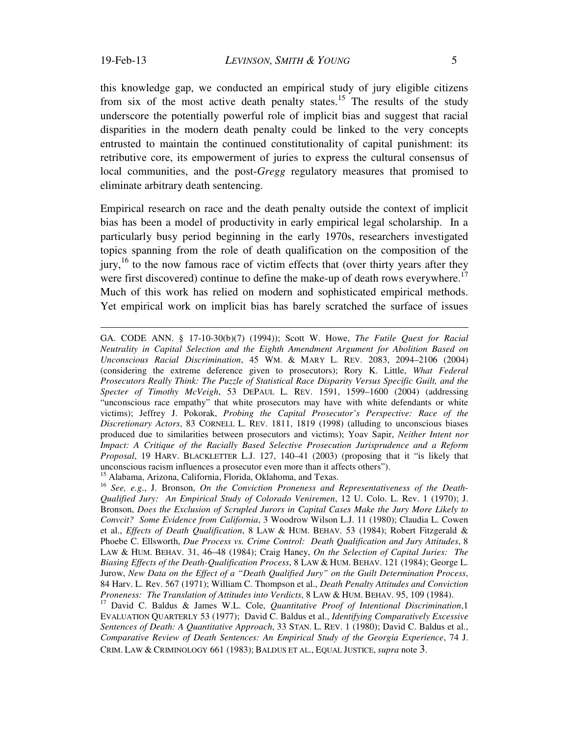this knowledge gap, we conducted an empirical study of jury eligible citizens from six of the most active death penalty states.[15] The results of the study underscore the potentially powerful role of implicit bias and suggest that racial disparities in the modern death penalty could be linked to the very concepts entrusted to maintain the continued constitutionality of capital punishment: its retributive core, its empowerment of juries to express the cultural consensus of local communities, and the post-*Gregg* regulatory measures that promised to eliminate arbitrary death sentencing.

Empirical research on race and the death penalty outside the context of implicit bias has been a model of productivity in early empirical legal scholarship. In a particularly busy period beginning in the early 1970s, researchers investigated topics spanning from the role of death qualification on the composition of the jury,[16] to the now famous race of victim effects that (over thirty years after they were first discovered) continue to define the make-up of death rows everywhere.[17] Much of this work has relied on modern and sophisticated empirical methods. Yet empirical work on implicit bias has barely scratched the surface of issues

---

GA. CODE ANN. § 17-10-30(b)(7) (1994)); Scott W. Howe, *The Futile Quest for Racial Neutrality in Capital Selection and the Eighth Amendment Argument for Abolition Based on Unconscious Racial Discrimination*, 45 WM. & MARY L. REV. 2083, 2094–2106 (2004) (considering the extreme deference given to prosecutors); Rory K. Little, *What Federal Prosecutors Really Think: The Puzzle of Statistical Race Disparity Versus Specific Guilt, and the Specter of Timothy McVeigh*, 53 DEPAUL L. REV. 1591, 1599–1600 (2004) (addressing "unconscious race empathy" that white prosecutors may have with white defendants or white victims); Jeffrey J. Pokorak, *Probing the Capital Prosecutor's Perspective: Race of the Discretionary Actors*, 83 CORNELL L. REV. 1811, 1819 (1998) (alluding to unconscious biases produced due to similarities between prosecutors and victims); Yoav Sapir, *Neither Intent nor Impact: A Critique of the Racially Based Selective Prosecution Jurisprudence and a Reform Proposal*, 19 HARV. BLACKLETTER L.J. 127, 140–41 (2003) (proposing that it "is likely that unconscious racism influences a prosecutor even more than it affects others").

[15] Alabama, Arizona, California, Florida, Oklahoma, and Texas.

[16] *See, e.g*., J. Bronson, *On the Conviction Proneness and Representativeness of the Death-Qualified Jury: An Empirical Study of Colorado Veniremen*, 12 U. Colo. L. Rev. 1 (1970); J. Bronson, *Does the Exclusion of Scrupled Jurors in Capital Cases Make the Jury More Likely to Convcit? Some Evidence from California*, 3 Woodrow Wilson L.J. 11 (1980); Claudia L. Cowen et al., *Effects of Death Qualification*, 8 LAW & HUM. BEHAV. 53 (1984); Robert Fitzgerald & Phoebe C. Ellsworth, *Due Process vs. Crime Control: Death Qualification and Jury Attitudes*, 8 LAW & HUM. BEHAV. 31, 46–48 (1984); Craig Haney, *On the Selection of Capital Juries: The Biasing Effects of the Death-Qualification Process*, 8 LAW & HUM. BEHAV. 121 (1984); George L. Jurow, *New Data on the Effect of a "Death Qualified Jury" on the Guilt Determination Process*, 84 Harv. L. Rev. 567 (1971); William C. Thompson et al., *Death Penalty Attitudes and Conviction Proneness: The Translation of Attitudes into Verdicts*, 8 LAW & HUM. BEHAV. 95, 109 (1984).

[17] David C. Baldus & James W.L. Cole, *Quantitative Proof of Intentional Discrimination*,1 EVALUATION QUARTERLY 53 (1977); David C. Baldus et al., *Identifying Comparatively Excessive Sentences of Death: A Quantitative Approach*, 33 STAN. L. REV. 1 (1980); David C. Baldus et al., *Comparative Review of Death Sentences: An Empirical Study of the Georgia Experience*, 74 J. CRIM. LAW & CRIMINOLOGY 661 (1983); BALDUS ET AL., EQUAL JUSTICE, *supra* note 3.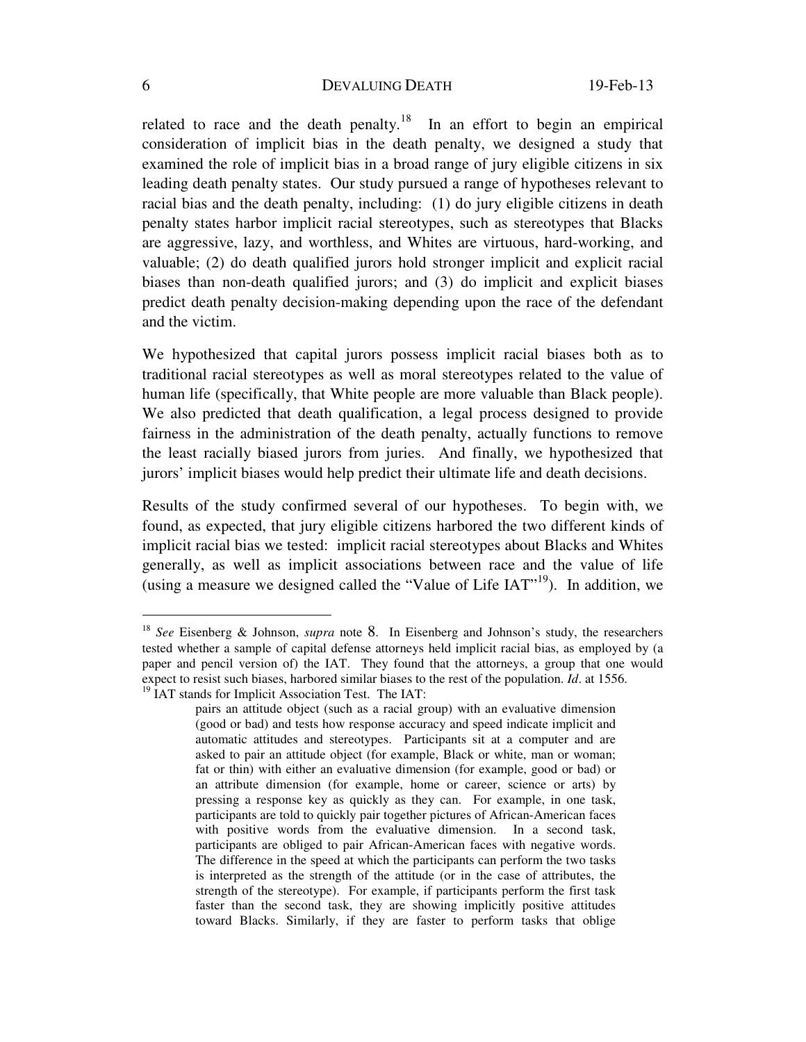related to race and the death penalty.[18] In an effort to begin an empirical consideration of implicit bias in the death penalty, we designed a study that examined the role of implicit bias in a broad range of jury eligible citizens in six leading death penalty states. Our study pursued a range of hypotheses relevant to racial bias and the death penalty, including: (1) do jury eligible citizens in death penalty states harbor implicit racial stereotypes, such as stereotypes that Blacks are aggressive, lazy, and worthless, and Whites are virtuous, hard-working, and valuable; (2) do death qualified jurors hold stronger implicit and explicit racial biases than non-death qualified jurors; and (3) do implicit and explicit biases predict death penalty decision-making depending upon the race of the defendant and the victim.

We hypothesized that capital jurors possess implicit racial biases both as to traditional racial stereotypes as well as moral stereotypes related to the value of human life (specifically, that White people are more valuable than Black people). We also predicted that death qualification, a legal process designed to provide fairness in the administration of the death penalty, actually functions to remove the least racially biased jurors from juries. And finally, we hypothesized that jurors' implicit biases would help predict their ultimate life and death decisions.

Results of the study confirmed several of our hypotheses. To begin with, we found, as expected, that jury eligible citizens harbored the two different kinds of implicit racial bias we tested: implicit racial stereotypes about Blacks and Whites generally, as well as implicit associations between race and the value of life (using a measure we designed called the "Value of Life IAT"[19]). In addition, we

---

[18] *See* Eisenberg & Johnson, *supra* note 8. In Eisenberg and Johnson's study, the researchers tested whether a sample of capital defense attorneys held implicit racial bias, as employed by (a paper and pencil version of) the IAT. They found that the attorneys, a group that one would expect to resist such biases, harbored similar biases to the rest of the population. *Id*. at 1556.

[19] IAT stands for Implicit Association Test. The IAT:

> pairs an attitude object (such as a racial group) with an evaluative dimension (good or bad) and tests how response accuracy and speed indicate implicit and automatic attitudes and stereotypes. Participants sit at a computer and are asked to pair an attitude object (for example, Black or white, man or woman; fat or thin) with either an evaluative dimension (for example, good or bad) or an attribute dimension (for example, home or career, science or arts) by pressing a response key as quickly as they can. For example, in one task, participants are told to quickly pair together pictures of African-American faces with positive words from the evaluative dimension. In a second task, participants are obliged to pair African-American faces with negative words. The difference in the speed at which the participants can perform the two tasks is interpreted as the strength of the attitude (or in the case of attributes, the strength of the stereotype). For example, if participants perform the first task faster than the second task, they are showing implicitly positive attitudes toward Blacks. Similarly, if they are faster to perform tasks that oblige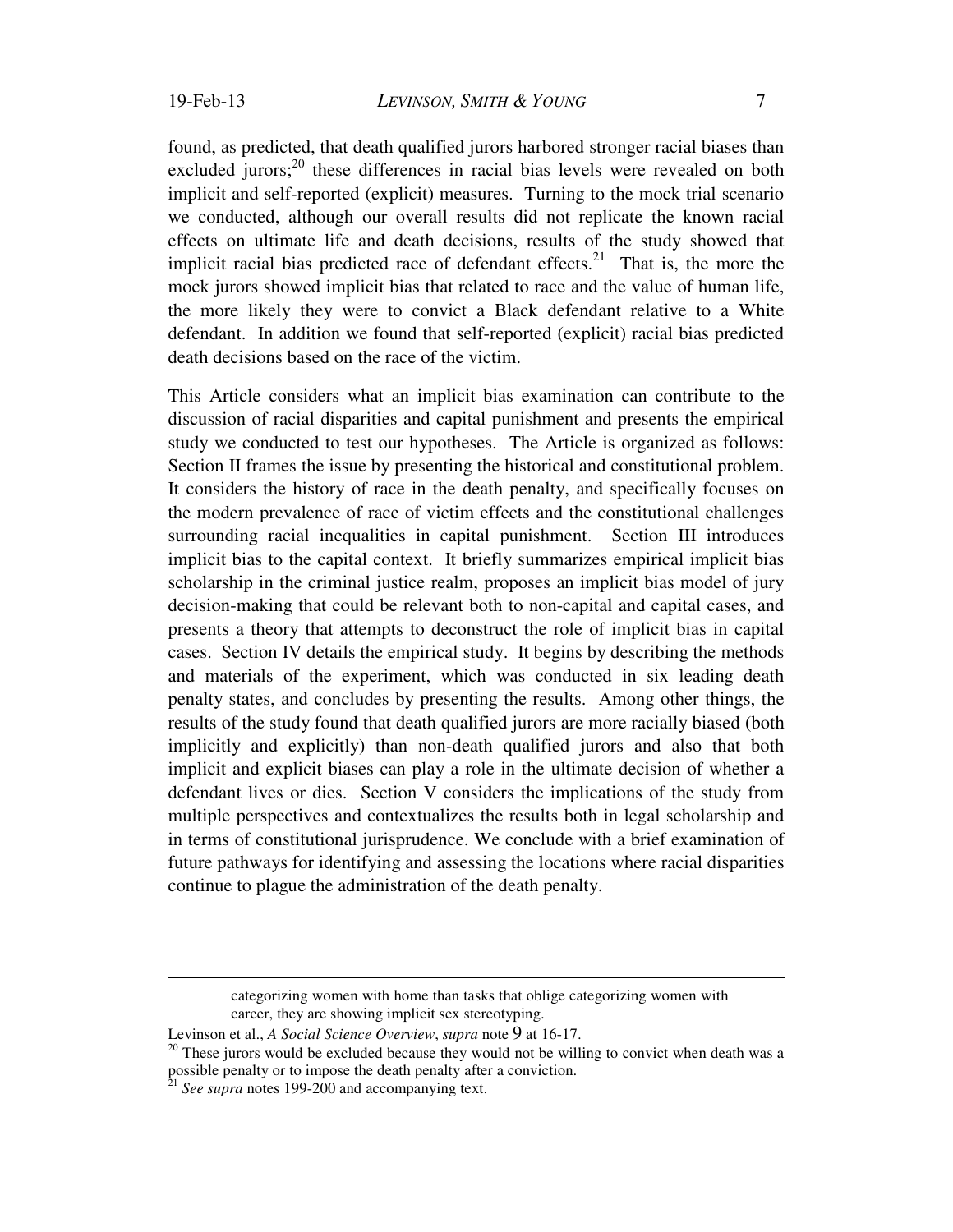found, as predicted, that death qualified jurors harbored stronger racial biases than excluded jurors;[20] these differences in racial bias levels were revealed on both implicit and self-reported (explicit) measures. Turning to the mock trial scenario we conducted, although our overall results did not replicate the known racial effects on ultimate life and death decisions, results of the study showed that implicit racial bias predicted race of defendant effects.[21] That is, the more the mock jurors showed implicit bias that related to race and the value of human life, the more likely they were to convict a Black defendant relative to a White defendant. In addition we found that self-reported (explicit) racial bias predicted death decisions based on the race of the victim.

This Article considers what an implicit bias examination can contribute to the discussion of racial disparities and capital punishment and presents the empirical study we conducted to test our hypotheses. The Article is organized as follows: Section II frames the issue by presenting the historical and constitutional problem. It considers the history of race in the death penalty, and specifically focuses on the modern prevalence of race of victim effects and the constitutional challenges surrounding racial inequalities in capital punishment. Section III introduces implicit bias to the capital context. It briefly summarizes empirical implicit bias scholarship in the criminal justice realm, proposes an implicit bias model of jury decision-making that could be relevant both to non-capital and capital cases, and presents a theory that attempts to deconstruct the role of implicit bias in capital cases. Section IV details the empirical study. It begins by describing the methods and materials of the experiment, which was conducted in six leading death penalty states, and concludes by presenting the results. Among other things, the results of the study found that death qualified jurors are more racially biased (both implicitly and explicitly) than non-death qualified jurors and also that both implicit and explicit biases can play a role in the ultimate decision of whether a defendant lives or dies. Section V considers the implications of the study from multiple perspectives and contextualizes the results both in legal scholarship and in terms of constitutional jurisprudence. We conclude with a brief examination of future pathways for identifying and assessing the locations where racial disparities continue to plague the administration of the death penalty.

---

> categorizing women with home than tasks that oblige categorizing women with career, they are showing implicit sex stereotyping.

Levinson et al., *A Social Science Overview*, *supra* note 9 at 16-17.

[20] These jurors would be excluded because they would not be willing to convict when death was a possible penalty or to impose the death penalty after a conviction.

[21] *See supra* notes 199-200 and accompanying text.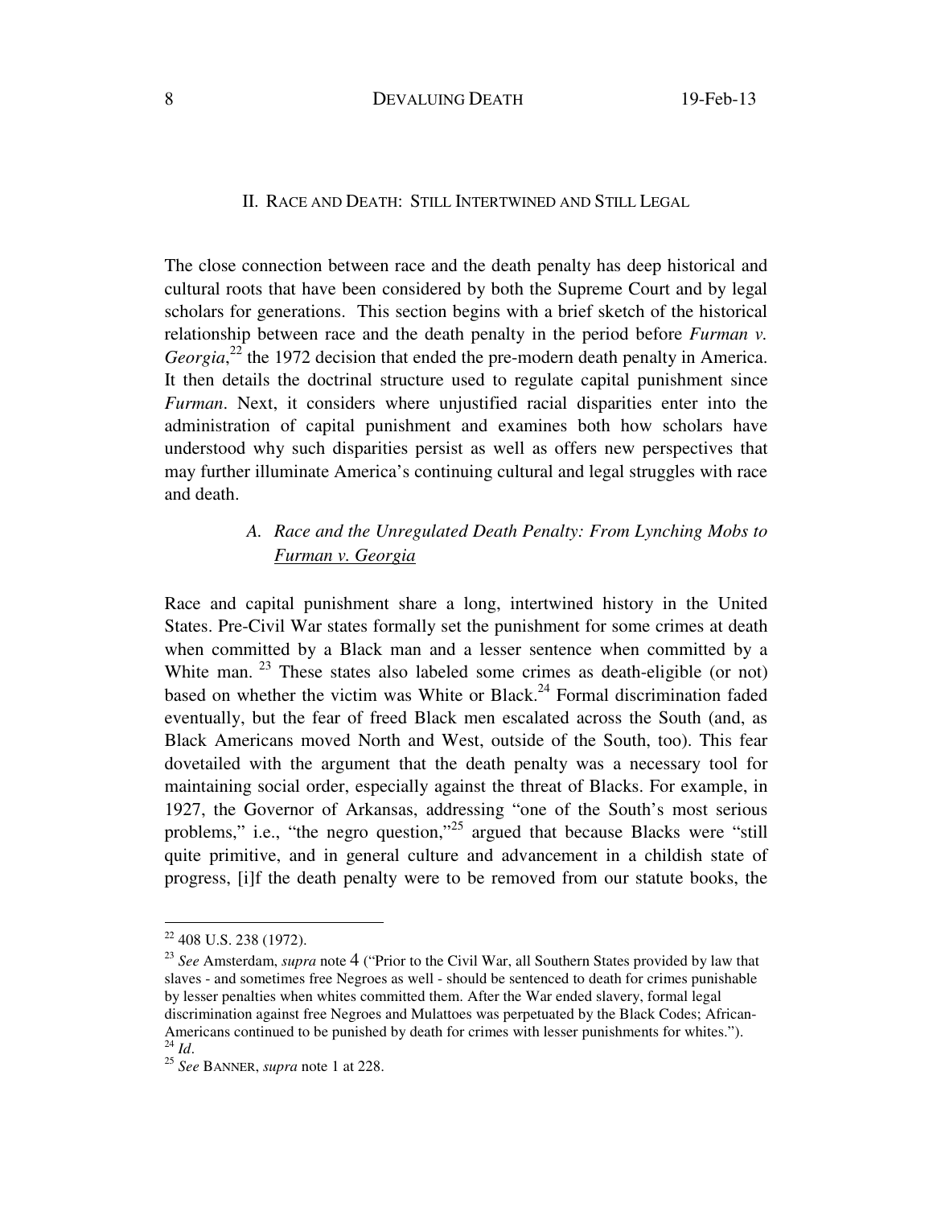## II. RACE AND DEATH: STILL INTERTWINED AND STILL LEGAL

The close connection between race and the death penalty has deep historical and cultural roots that have been considered by both the Supreme Court and by legal scholars for generations. This section begins with a brief sketch of the historical relationship between race and the death penalty in the period before *Furman v. Georgia*,[22] the 1972 decision that ended the pre-modern death penalty in America. It then details the doctrinal structure used to regulate capital punishment since *Furman*. Next, it considers where unjustified racial disparities enter into the administration of capital punishment and examines both how scholars have understood why such disparities persist as well as offers new perspectives that may further illuminate America's continuing cultural and legal struggles with race and death.

### A. *Race and the Unregulated Death Penalty: From Lynching Mobs to Furman v. Georgia*

Race and capital punishment share a long, intertwined history in the United States. Pre-Civil War states formally set the punishment for some crimes at death when committed by a Black man and a lesser sentence when committed by a White man.[23] These states also labeled some crimes as death-eligible (or not) based on whether the victim was White or Black.[24] Formal discrimination faded eventually, but the fear of freed Black men escalated across the South (and, as Black Americans moved North and West, outside of the South, too). This fear dovetailed with the argument that the death penalty was a necessary tool for maintaining social order, especially against the threat of Blacks. For example, in 1927, the Governor of Arkansas, addressing "one of the South's most serious problems," i.e., "the negro question,"[25] argued that because Blacks were "still quite primitive, and in general culture and advancement in a childish state of progress, [i]f the death penalty were to be removed from our statute books, the

---

[22] 408 U.S. 238 (1972).

[23] *See* Amsterdam, *supra* note 4 ("Prior to the Civil War, all Southern States provided by law that slaves - and sometimes free Negroes as well - should be sentenced to death for crimes punishable by lesser penalties when whites committed them. After the War ended slavery, formal legal discrimination against free Negroes and Mulattoes was perpetuated by the Black Codes; African-Americans continued to be punished by death for crimes with lesser punishments for whites.").

[24] *Id*.

[25] *See* BANNER, *supra* note 1 at 228.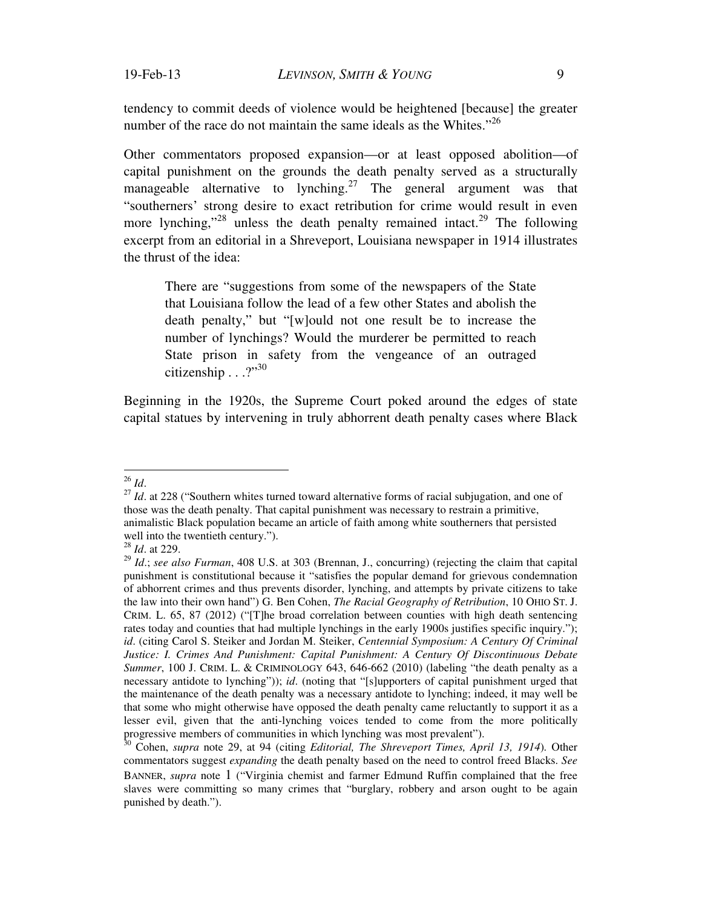tendency to commit deeds of violence would be heightened [because] the greater number of the race do not maintain the same ideals as the Whites."[26]

Other commentators proposed expansion—or at least opposed abolition—of capital punishment on the grounds the death penalty served as a structurally manageable alternative to lynching.[27] The general argument was that "southerners' strong desire to exact retribution for crime would result in even more lynching,"[28] unless the death penalty remained intact.[29] The following excerpt from an editorial in a Shreveport, Louisiana newspaper in 1914 illustrates the thrust of the idea:

> There are "suggestions from some of the newspapers of the State that Louisiana follow the lead of a few other States and abolish the death penalty," but "[w]ould not one result be to increase the number of lynchings? Would the murderer be permitted to reach State prison in safety from the vengeance of an outraged citizenship . . .?"[30]

Beginning in the 1920s, the Supreme Court poked around the edges of state capital statues by intervening in truly abhorrent death penalty cases where Black

---

[26] *Id*.

[27] *Id*. at 228 ("Southern whites turned toward alternative forms of racial subjugation, and one of those was the death penalty. That capital punishment was necessary to restrain a primitive, animalistic Black population became an article of faith among white southerners that persisted well into the twentieth century.").

[28] *Id*. at 229.

[29] *Id*.; *see also Furman*, 408 U.S. at 303 (Brennan, J., concurring) (rejecting the claim that capital punishment is constitutional because it "satisfies the popular demand for grievous condemnation of abhorrent crimes and thus prevents disorder, lynching, and attempts by private citizens to take the law into their own hand") G. Ben Cohen, *The Racial Geography of Retribution*, 10 OHIO ST. J. CRIM. L. 65, 87 (2012) ("[T]he broad correlation between counties with high death sentencing rates today and counties that had multiple lynchings in the early 1900s justifies specific inquiry."); *id*. (citing Carol S. Steiker and Jordan M. Steiker, *Centennial Symposium: A Century Of Criminal Justice: I. Crimes And Punishment: Capital Punishment: A Century Of Discontinuous Debate Summer*, 100 J. CRIM. L. & CRIMINOLOGY 643, 646-662 (2010) (labeling "the death penalty as a necessary antidote to lynching")); *id*. (noting that "[s]upporters of capital punishment urged that the maintenance of the death penalty was a necessary antidote to lynching; indeed, it may well be that some who might otherwise have opposed the death penalty came reluctantly to support it as a lesser evil, given that the anti-lynching voices tended to come from the more politically progressive members of communities in which lynching was most prevalent").

[30] Cohen, *supra* note 29, at 94 (citing *Editorial, The Shreveport Times, April 13, 1914*). Other commentators suggest *expanding* the death penalty based on the need to control freed Blacks. *See* BANNER, *supra* note 1 ("Virginia chemist and farmer Edmund Ruffin complained that the free slaves were committing so many crimes that "burglary, robbery and arson ought to be again punished by death.").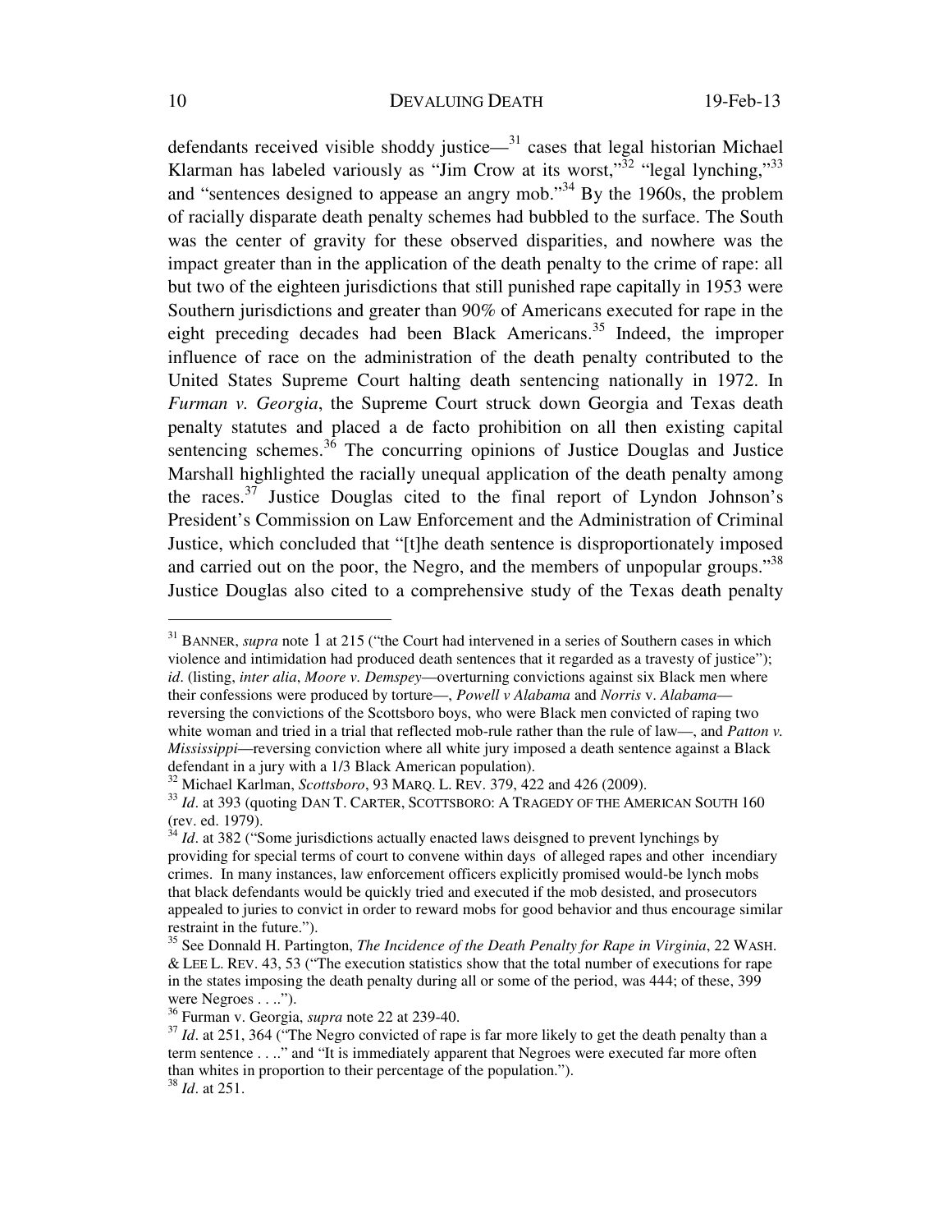defendants received visible shoddy justice—[31] cases that legal historian Michael Klarman has labeled variously as "Jim Crow at its worst,"[32] "legal lynching,"[33] and "sentences designed to appease an angry mob."[34] By the 1960s, the problem of racially disparate death penalty schemes had bubbled to the surface. The South was the center of gravity for these observed disparities, and nowhere was the impact greater than in the application of the death penalty to the crime of rape: all but two of the eighteen jurisdictions that still punished rape capitally in 1953 were Southern jurisdictions and greater than 90% of Americans executed for rape in the eight preceding decades had been Black Americans.[35] Indeed, the improper influence of race on the administration of the death penalty contributed to the United States Supreme Court halting death sentencing nationally in 1972. In *Furman v. Georgia*, the Supreme Court struck down Georgia and Texas death penalty statutes and placed a de facto prohibition on all then existing capital sentencing schemes.[36] The concurring opinions of Justice Douglas and Justice Marshall highlighted the racially unequal application of the death penalty among the races.[37] Justice Douglas cited to the final report of Lyndon Johnson's President's Commission on Law Enforcement and the Administration of Criminal Justice, which concluded that "[t]he death sentence is disproportionately imposed and carried out on the poor, the Negro, and the members of unpopular groups."[38] Justice Douglas also cited to a comprehensive study of the Texas death penalty

---

[31] BANNER, *supra* note 1 at 215 ("the Court had intervened in a series of Southern cases in which violence and intimidation had produced death sentences that it regarded as a travesty of justice"); *id*. (listing, *inter alia*, *Moore v. Demspey*—overturning convictions against six Black men where their confessions were produced by torture—, *Powell v Alabama* and *Norris* v. *Alabama*—reversing the convictions of the Scottsboro boys, who were Black men convicted of raping two white woman and tried in a trial that reflected mob-rule rather than the rule of law—, and *Patton v. Mississippi*—reversing conviction where all white jury imposed a death sentence against a Black defendant in a jury with a 1/3 Black American population).

[32] Michael Karlman, *Scottsboro*, 93 MARQ. L. REV. 379, 422 and 426 (2009).

[33] *Id*. at 393 (quoting DAN T. CARTER, SCOTTSBORO: A TRAGEDY OF THE AMERICAN SOUTH 160 (rev. ed. 1979).

[34] *Id*. at 382 ("Some jurisdictions actually enacted laws deisgned to prevent lynchings by providing for special terms of court to convene within days of alleged rapes and other incendiary crimes. In many instances, law enforcement officers explicitly promised would-be lynch mobs that black defendants would be quickly tried and executed if the mob desisted, and prosecutors appealed to juries to convict in order to reward mobs for good behavior and thus encourage similar restraint in the future.").

[35] See Donnald H. Partington, *The Incidence of the Death Penalty for Rape in Virginia*, 22 WASH. & LEE L. REV. 43, 53 ("The execution statistics show that the total number of executions for rape in the states imposing the death penalty during all or some of the period, was 444; of these, 399 were Negroes . . ..").

[36] Furman v. Georgia, *supra* note 22 at 239-40.

[37] *Id*. at 251, 364 ("The Negro convicted of rape is far more likely to get the death penalty than a term sentence . . .." and "It is immediately apparent that Negroes were executed far more often than whites in proportion to their percentage of the population.").

[38] *Id*. at 251.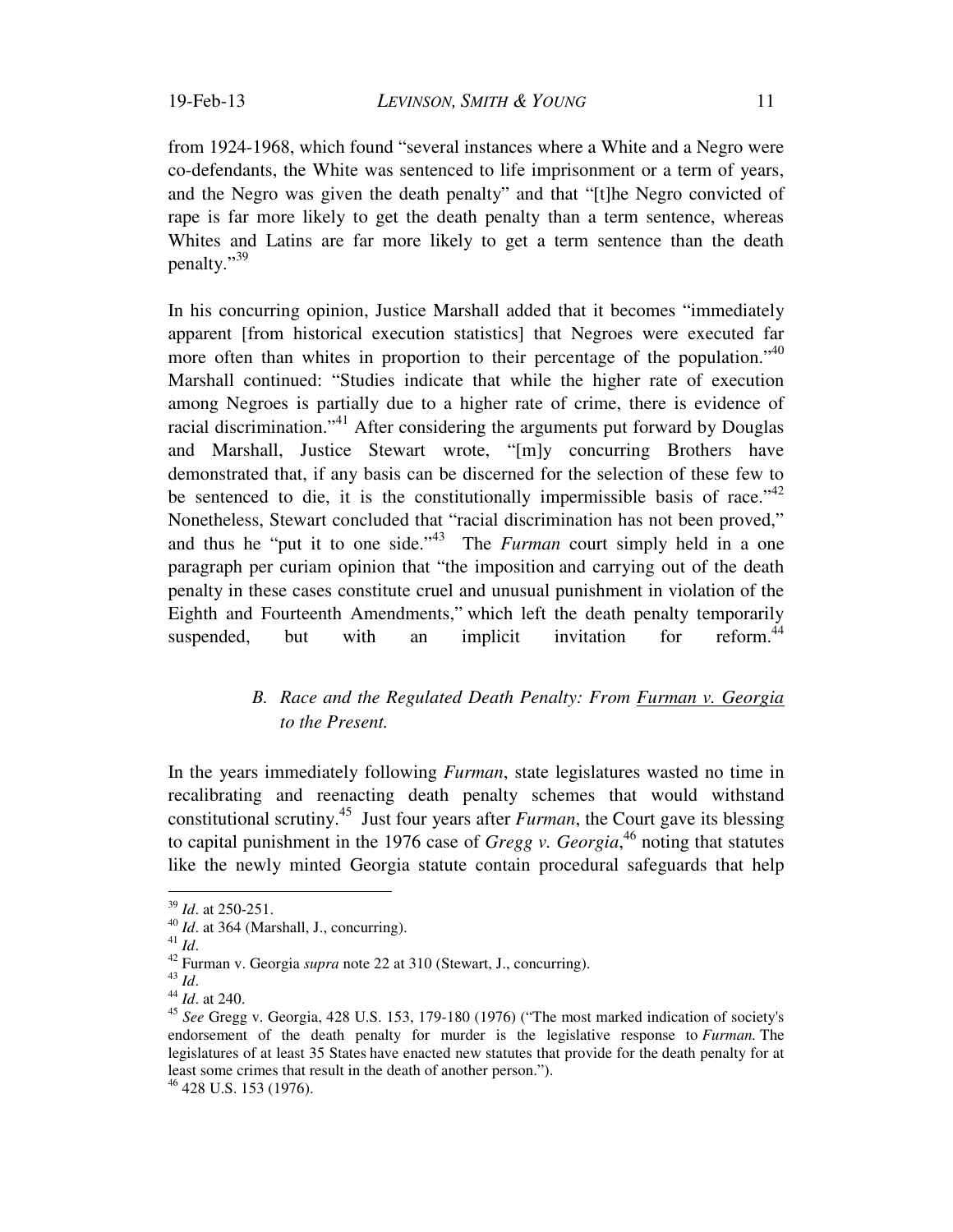from 1924-1968, which found "several instances where a White and a Negro were co-defendants, the White was sentenced to life imprisonment or a term of years, and the Negro was given the death penalty" and that "[t]he Negro convicted of rape is far more likely to get the death penalty than a term sentence, whereas Whites and Latins are far more likely to get a term sentence than the death penalty."[39]

In his concurring opinion, Justice Marshall added that it becomes "immediately apparent [from historical execution statistics] that Negroes were executed far more often than whites in proportion to their percentage of the population."[40] Marshall continued: "Studies indicate that while the higher rate of execution among Negroes is partially due to a higher rate of crime, there is evidence of racial discrimination."[41] After considering the arguments put forward by Douglas and Marshall, Justice Stewart wrote, "[m]y concurring Brothers have demonstrated that, if any basis can be discerned for the selection of these few to be sentenced to die, it is the constitutionally impermissible basis of race."[42] Nonetheless, Stewart concluded that "racial discrimination has not been proved," and thus he "put it to one side."[43] The *Furman* court simply held in a one paragraph per curiam opinion that "the imposition and carrying out of the death penalty in these cases constitute cruel and unusual punishment in violation of the Eighth and Fourteenth Amendments," which left the death penalty temporarily suspended, but with an implicit invitation for reform.[44]

### *B. Race and the Regulated Death Penalty: From Furman v. Georgia to the Present.*

In the years immediately following *Furman*, state legislatures wasted no time in recalibrating and reenacting death penalty schemes that would withstand constitutional scrutiny.[45] Just four years after *Furman*, the Court gave its blessing to capital punishment in the 1976 case of *Gregg v. Georgia*,[46] noting that statutes like the newly minted Georgia statute contain procedural safeguards that help

---

[39] *Id*. at 250-251.

[40] *Id*. at 364 (Marshall, J., concurring).

[41] *Id*.

[42] Furman v. Georgia *supra* note 22 at 310 (Stewart, J., concurring).

[43] *Id*.

[44] *Id*. at 240.

[45] *See* Gregg v. Georgia, 428 U.S. 153, 179-180 (1976) ("The most marked indication of society's endorsement of the death penalty for murder is the legislative response to *Furman*. The legislatures of at least 35 States have enacted new statutes that provide for the death penalty for at least some crimes that result in the death of another person.").

[46] 428 U.S. 153 (1976).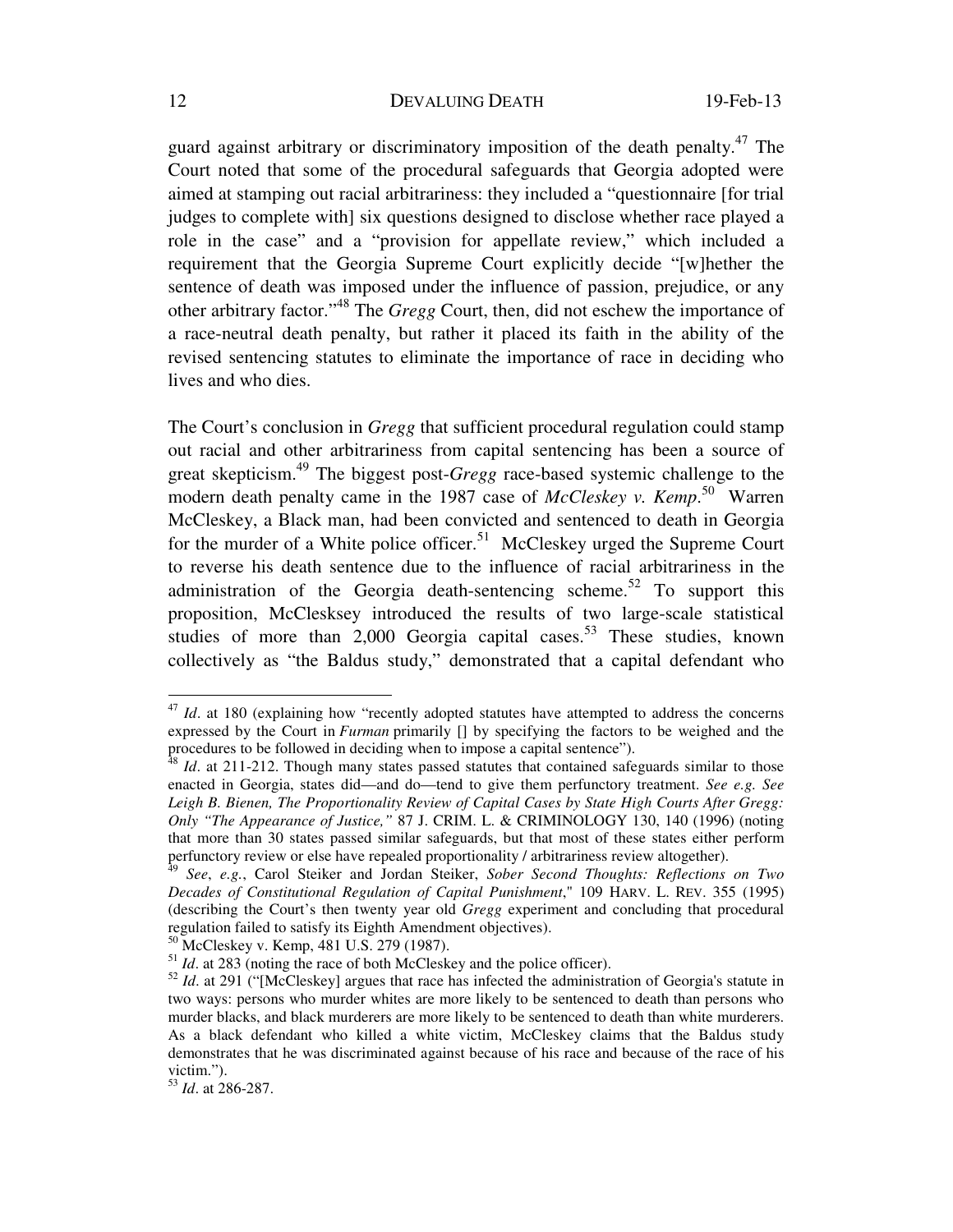guard against arbitrary or discriminatory imposition of the death penalty.[47] The Court noted that some of the procedural safeguards that Georgia adopted were aimed at stamping out racial arbitrariness: they included a "questionnaire [for trial judges to complete with] six questions designed to disclose whether race played a role in the case" and a "provision for appellate review," which included a requirement that the Georgia Supreme Court explicitly decide "[w]hether the sentence of death was imposed under the influence of passion, prejudice, or any other arbitrary factor."[48] The *Gregg* Court, then, did not eschew the importance of a race-neutral death penalty, but rather it placed its faith in the ability of the revised sentencing statutes to eliminate the importance of race in deciding who lives and who dies.

The Court's conclusion in *Gregg* that sufficient procedural regulation could stamp out racial and other arbitrariness from capital sentencing has been a source of great skepticism.[49] The biggest post-*Gregg* race-based systemic challenge to the modern death penalty came in the 1987 case of *McCleskey v. Kemp*.[50] Warren McCleskey, a Black man, had been convicted and sentenced to death in Georgia for the murder of a White police officer.[51] McCleskey urged the Supreme Court to reverse his death sentence due to the influence of racial arbitrariness in the administration of the Georgia death-sentencing scheme.[52] To support this proposition, McClesksey introduced the results of two large-scale statistical studies of more than 2,000 Georgia capital cases.[53] These studies, known collectively as "the Baldus study," demonstrated that a capital defendant who

---

[47] *Id*. at 180 (explaining how "recently adopted statutes have attempted to address the concerns expressed by the Court in *Furman* primarily [] by specifying the factors to be weighed and the procedures to be followed in deciding when to impose a capital sentence").

[48] *Id*. at 211-212. Though many states passed statutes that contained safeguards similar to those enacted in Georgia, states did—and do—tend to give them perfunctory treatment. *See e.g. See Leigh B. Bienen, The Proportionality Review of Capital Cases by State High Courts After Gregg: Only "The Appearance of Justice,"* 87 J. CRIM. L. & CRIMINOLOGY 130, 140 (1996) (noting that more than 30 states passed similar safeguards, but that most of these states either perform perfunctory review or else have repealed proportionality / arbitrariness review altogether).

[49] *See*, *e.g.*, Carol Steiker and Jordan Steiker, *Sober Second Thoughts: Reflections on Two Decades of Constitutional Regulation of Capital Punishment*," 109 HARV. L. REV. 355 (1995) (describing the Court's then twenty year old *Gregg* experiment and concluding that procedural regulation failed to satisfy its Eighth Amendment objectives).

[50] McCleskey v. Kemp, 481 U.S. 279 (1987).

[51] *Id*. at 283 (noting the race of both McCleskey and the police officer).

[52] *Id*. at 291 ("[McCleskey] argues that race has infected the administration of Georgia's statute in two ways: persons who murder whites are more likely to be sentenced to death than persons who murder blacks, and black murderers are more likely to be sentenced to death than white murderers. As a black defendant who killed a white victim, McCleskey claims that the Baldus study demonstrates that he was discriminated against because of his race and because of the race of his victim.").

[53] *Id*. at 286-287.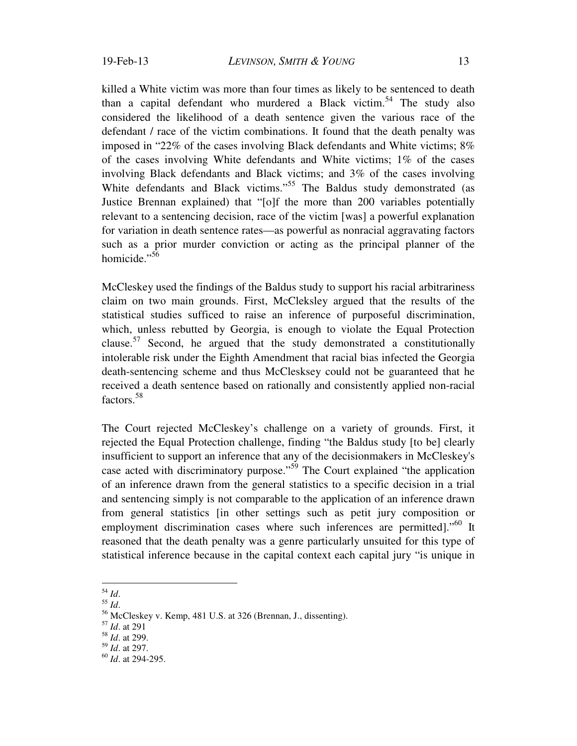killed a White victim was more than four times as likely to be sentenced to death than a capital defendant who murdered a Black victim.[54] The study also considered the likelihood of a death sentence given the various race of the defendant / race of the victim combinations. It found that the death penalty was imposed in "22% of the cases involving Black defendants and White victims; 8% of the cases involving White defendants and White victims; 1% of the cases involving Black defendants and Black victims; and 3% of the cases involving White defendants and Black victims."[55] The Baldus study demonstrated (as Justice Brennan explained) that "[o]f the more than 200 variables potentially relevant to a sentencing decision, race of the victim [was] a powerful explanation for variation in death sentence rates—as powerful as nonracial aggravating factors such as a prior murder conviction or acting as the principal planner of the homicide."[56]

McCleskey used the findings of the Baldus study to support his racial arbitrariness claim on two main grounds. First, McCleksley argued that the results of the statistical studies sufficed to raise an inference of purposeful discrimination, which, unless rebutted by Georgia, is enough to violate the Equal Protection clause.[57] Second, he argued that the study demonstrated a constitutionally intolerable risk under the Eighth Amendment that racial bias infected the Georgia death-sentencing scheme and thus McClesksey could not be guaranteed that he received a death sentence based on rationally and consistently applied non-racial factors.[58]

The Court rejected McCleskey's challenge on a variety of grounds. First, it rejected the Equal Protection challenge, finding "the Baldus study [to be] clearly insufficient to support an inference that any of the decisionmakers in McCleskey's case acted with discriminatory purpose."[59] The Court explained "the application of an inference drawn from the general statistics to a specific decision in a trial and sentencing simply is not comparable to the application of an inference drawn from general statistics [in other settings such as petit jury composition or employment discrimination cases where such inferences are permitted]."[60] It reasoned that the death penalty was a genre particularly unsuited for this type of statistical inference because in the capital context each capital jury "is unique in

---

[54] *Id*.

[55] *Id*.

[56] McCleskey v. Kemp, 481 U.S. at 326 (Brennan, J., dissenting).

[57] *Id*. at 291

[58] *Id*. at 299.

[59] *Id*. at 297.

[60] *Id*. at 294-295.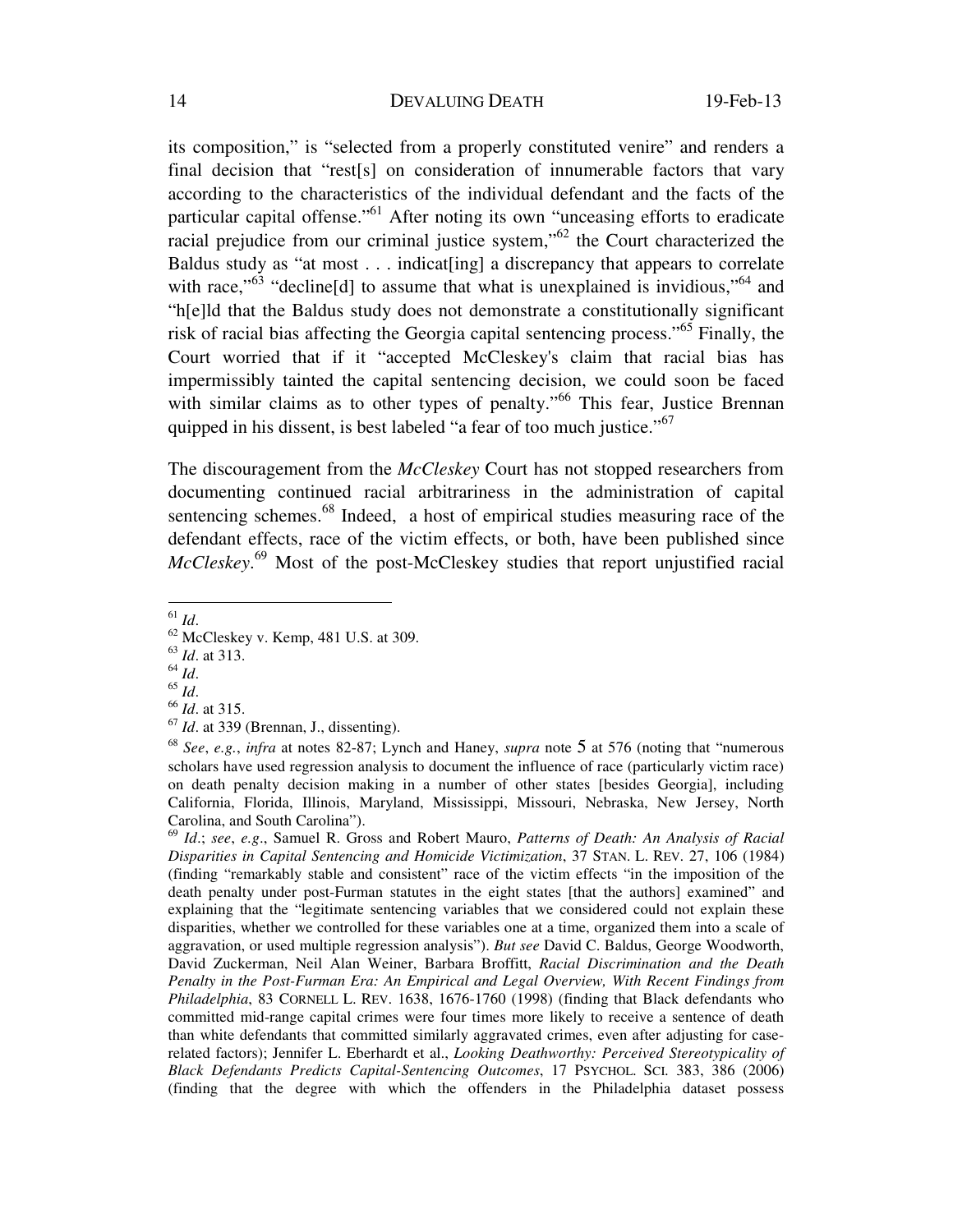its composition," is "selected from a properly constituted venire" and renders a final decision that "rest[s] on consideration of innumerable factors that vary according to the characteristics of the individual defendant and the facts of the particular capital offense."[61] After noting its own "unceasing efforts to eradicate racial prejudice from our criminal justice system,"[62] the Court characterized the Baldus study as "at most . . . indicat[ing] a discrepancy that appears to correlate with race,"[63] "decline[d] to assume that what is unexplained is invidious,"[64] and "h[e]ld that the Baldus study does not demonstrate a constitutionally significant risk of racial bias affecting the Georgia capital sentencing process."[65] Finally, the Court worried that if it "accepted McCleskey's claim that racial bias has impermissibly tainted the capital sentencing decision, we could soon be faced with similar claims as to other types of penalty."[66] This fear, Justice Brennan quipped in his dissent, is best labeled "a fear of too much justice."[67]

The discouragement from the *McCleskey* Court has not stopped researchers from documenting continued racial arbitrariness in the administration of capital sentencing schemes.[68] Indeed, a host of empirical studies measuring race of the defendant effects, race of the victim effects, or both, have been published since *McCleskey*.[69] Most of the post-McCleskey studies that report unjustified racial

---

[61] *Id*.

[62] McCleskey v. Kemp, 481 U.S. at 309.

[63] *Id*. at 313.

[64] *Id*.

[65] *Id*.

[66] *Id*. at 315.

[67] *Id*. at 339 (Brennan, J., dissenting).

[68] *See*, *e.g.*, *infra* at notes 82-87; Lynch and Haney, *supra* note 5 at 576 (noting that "numerous scholars have used regression analysis to document the influence of race (particularly victim race) on death penalty decision making in a number of other states [besides Georgia], including California, Florida, Illinois, Maryland, Mississippi, Missouri, Nebraska, New Jersey, North Carolina, and South Carolina").

[69] *Id*.; *see*, *e.g*., Samuel R. Gross and Robert Mauro, *Patterns of Death: An Analysis of Racial Disparities in Capital Sentencing and Homicide Victimization*, 37 STAN. L. REV. 27, 106 (1984) (finding "remarkably stable and consistent" race of the victim effects "in the imposition of the death penalty under post-Furman statutes in the eight states [that the authors] examined" and explaining that the "legitimate sentencing variables that we considered could not explain these disparities, whether we controlled for these variables one at a time, organized them into a scale of aggravation, or used multiple regression analysis"). *But see* David C. Baldus, George Woodworth, David Zuckerman, Neil Alan Weiner, Barbara Broffitt, *Racial Discrimination and the Death Penalty in the Post-Furman Era: An Empirical and Legal Overview, With Recent Findings from Philadelphia*, 83 CORNELL L. REV. 1638, 1676-1760 (1998) (finding that Black defendants who committed mid-range capital crimes were four times more likely to receive a sentence of death than white defendants that committed similarly aggravated crimes, even after adjusting for case-related factors); Jennifer L. Eberhardt et al., *Looking Deathworthy: Perceived Stereotypicality of Black Defendants Predicts Capital-Sentencing Outcomes*, 17 PSYCHOL. SCI. 383, 386 (2006) (finding that the degree with which the offenders in the Philadelphia dataset possess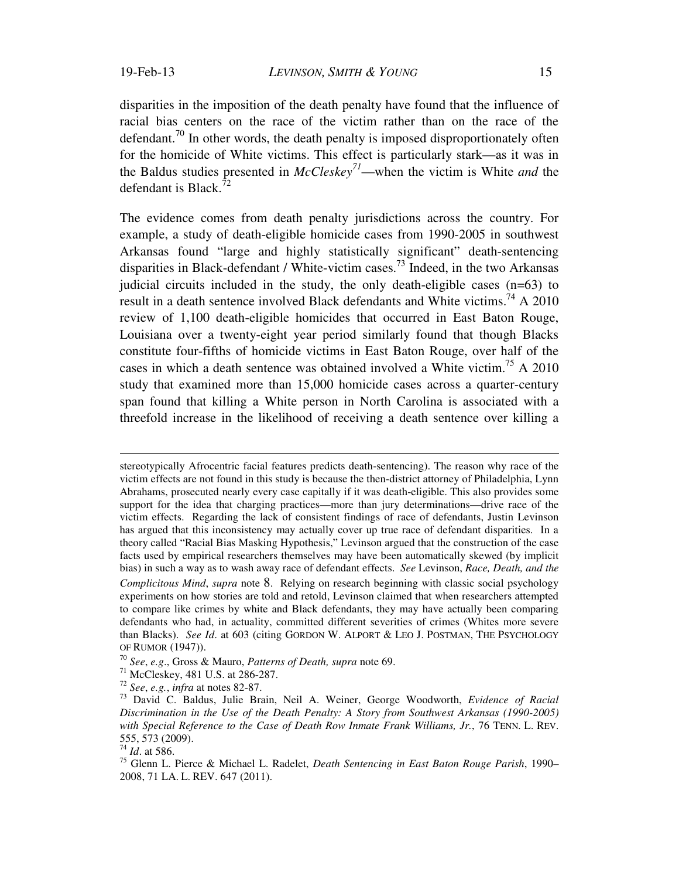disparities in the imposition of the death penalty have found that the influence of racial bias centers on the race of the victim rather than on the race of the defendant.[70] In other words, the death penalty is imposed disproportionately often for the homicide of White victims. This effect is particularly stark—as it was in the Baldus studies presented in *McCleskey*[71]—when the victim is White *and* the defendant is Black.[72]

The evidence comes from death penalty jurisdictions across the country. For example, a study of death-eligible homicide cases from 1990-2005 in southwest Arkansas found "large and highly statistically significant" death-sentencing disparities in Black-defendant / White-victim cases.[73] Indeed, in the two Arkansas judicial circuits included in the study, the only death-eligible cases (n=63) to result in a death sentence involved Black defendants and White victims.[74] A 2010 review of 1,100 death-eligible homicides that occurred in East Baton Rouge, Louisiana over a twenty-eight year period similarly found that though Blacks constitute four-fifths of homicide victims in East Baton Rouge, over half of the cases in which a death sentence was obtained involved a White victim.[75] A 2010 study that examined more than 15,000 homicide cases across a quarter-century span found that killing a White person in North Carolina is associated with a threefold increase in the likelihood of receiving a death sentence over killing a

---

stereotypically Afrocentric facial features predicts death-sentencing). The reason why race of the victim effects are not found in this study is because the then-district attorney of Philadelphia, Lynn Abrahams, prosecuted nearly every case capitally if it was death-eligible. This also provides some support for the idea that charging practices—more than jury determinations—drive race of the victim effects. Regarding the lack of consistent findings of race of defendants, Justin Levinson has argued that this inconsistency may actually cover up true race of defendant disparities. In a theory called "Racial Bias Masking Hypothesis," Levinson argued that the construction of the case facts used by empirical researchers themselves may have been automatically skewed (by implicit bias) in such a way as to wash away race of defendant effects. *See* Levinson, *Race, Death, and the Complicitous Mind*, *supra* note 8. Relying on research beginning with classic social psychology experiments on how stories are told and retold, Levinson claimed that when researchers attempted to compare like crimes by white and Black defendants, they may have actually been comparing defendants who had, in actuality, committed different severities of crimes (Whites more severe than Blacks). *See Id*. at 603 (citing GORDON W. ALPORT & LEO J. POSTMAN, THE PSYCHOLOGY OF RUMOR (1947)).

[70] *See*, *e.g*., Gross & Mauro, *Patterns of Death, supra* note 69.

[71] McCleskey, 481 U.S. at 286-287.

[72] *See*, *e.g.*, *infra* at notes 82-87.

[73] David C. Baldus, Julie Brain, Neil A. Weiner, George Woodworth, *Evidence of Racial Discrimination in the Use of the Death Penalty: A Story from Southwest Arkansas (1990-2005) with Special Reference to the Case of Death Row Inmate Frank Williams, Jr.*, 76 TENN. L. REV. 555, 573 (2009).

[74] *Id*. at 586.

[75] Glenn L. Pierce & Michael L. Radelet, *Death Sentencing in East Baton Rouge Parish*, 1990–2008, 71 LA. L. REV. 647 (2011).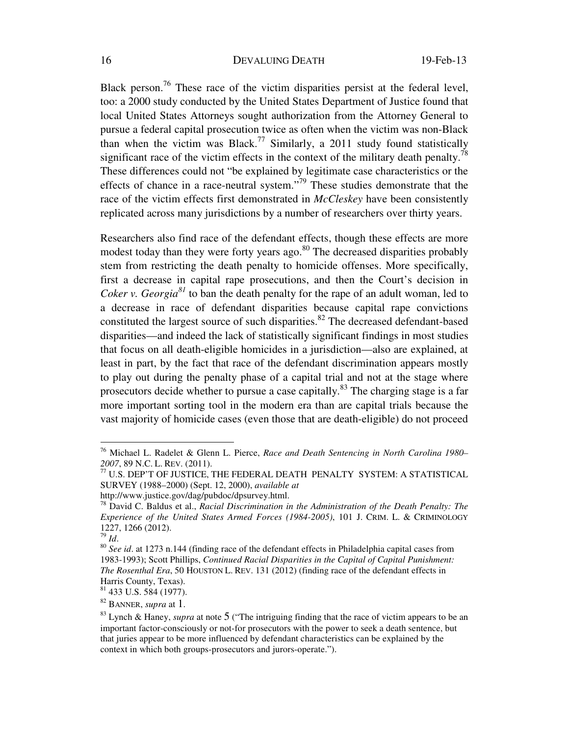Black person.[76] These race of the victim disparities persist at the federal level, too: a 2000 study conducted by the United States Department of Justice found that local United States Attorneys sought authorization from the Attorney General to pursue a federal capital prosecution twice as often when the victim was non-Black than when the victim was Black.[77] Similarly, a 2011 study found statistically significant race of the victim effects in the context of the military death penalty.[78] These differences could not "be explained by legitimate case characteristics or the effects of chance in a race-neutral system."[79] These studies demonstrate that the race of the victim effects first demonstrated in *McCleskey* have been consistently replicated across many jurisdictions by a number of researchers over thirty years.

Researchers also find race of the defendant effects, though these effects are more modest today than they were forty years ago.[80] The decreased disparities probably stem from restricting the death penalty to homicide offenses. More specifically, first a decrease in capital rape prosecutions, and then the Court's decision in *Coker v. Georgia*[81] to ban the death penalty for the rape of an adult woman, led to a decrease in race of defendant disparities because capital rape convictions constituted the largest source of such disparities.[82] The decreased defendant-based disparities—and indeed the lack of statistically significant findings in most studies that focus on all death-eligible homicides in a jurisdiction—also are explained, at least in part, by the fact that race of the defendant discrimination appears mostly to play out during the penalty phase of a capital trial and not at the stage where prosecutors decide whether to pursue a case capitally.[83] The charging stage is a far more important sorting tool in the modern era than are capital trials because the vast majority of homicide cases (even those that are death-eligible) do not proceed

---

[76] Michael L. Radelet & Glenn L. Pierce, *Race and Death Sentencing in North Carolina 1980–2007*, 89 N.C. L. REV. (2011).

[77] U.S. DEP'T OF JUSTICE, THE FEDERAL DEATH PENALTY SYSTEM: A STATISTICAL SURVEY (1988–2000) (Sept. 12, 2000), *available at* http://www.justice.gov/dag/pubdoc/dpsurvey.html.

[78] David C. Baldus et al., *Racial Discrimination in the Administration of the Death Penalty: The Experience of the United States Armed Forces (1984-2005)*, 101 J. CRIM. L. & CRIMINOLOGY 1227, 1266 (2012).

[79] *Id*.

[80] *See id*. at 1273 n.144 (finding race of the defendant effects in Philadelphia capital cases from 1983-1993); Scott Phillips, *Continued Racial Disparities in the Capital of Capital Punishment: The Rosenthal Era*, 50 HOUSTON L. REV. 131 (2012) (finding race of the defendant effects in Harris County, Texas).

[81] 433 U.S. 584 (1977).

[82] BANNER, *supra* at 1.

[83] Lynch & Haney, *supra* at note 5 ("The intriguing finding that the race of victim appears to be an important factor-consciously or not-for prosecutors with the power to seek a death sentence, but that juries appear to be more influenced by defendant characteristics can be explained by the context in which both groups-prosecutors and jurors-operate.").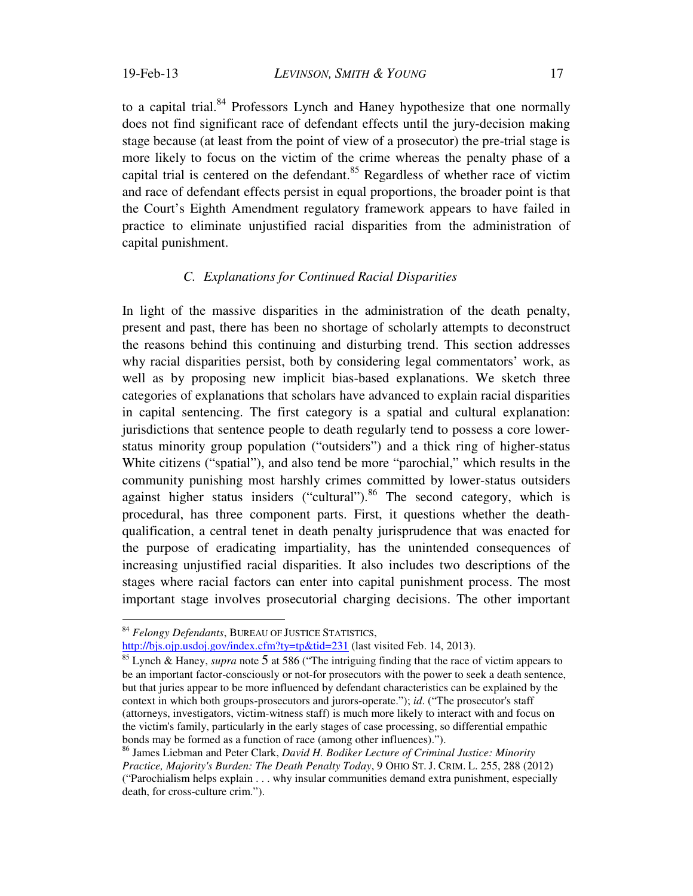to a capital trial.[84] Professors Lynch and Haney hypothesize that one normally does not find significant race of defendant effects until the jury-decision making stage because (at least from the point of view of a prosecutor) the pre-trial stage is more likely to focus on the victim of the crime whereas the penalty phase of a capital trial is centered on the defendant.[85] Regardless of whether race of victim and race of defendant effects persist in equal proportions, the broader point is that the Court's Eighth Amendment regulatory framework appears to have failed in practice to eliminate unjustified racial disparities from the administration of capital punishment.

### *C. Explanations for Continued Racial Disparities*

In light of the massive disparities in the administration of the death penalty, present and past, there has been no shortage of scholarly attempts to deconstruct the reasons behind this continuing and disturbing trend. This section addresses why racial disparities persist, both by considering legal commentators' work, as well as by proposing new implicit bias-based explanations. We sketch three categories of explanations that scholars have advanced to explain racial disparities in capital sentencing. The first category is a spatial and cultural explanation: jurisdictions that sentence people to death regularly tend to possess a core lower-status minority group population ("outsiders") and a thick ring of higher-status White citizens ("spatial"), and also tend be more "parochial," which results in the community punishing most harshly crimes committed by lower-status outsiders against higher status insiders ("cultural").[86] The second category, which is procedural, has three component parts. First, it questions whether the death-qualification, a central tenet in death penalty jurisprudence that was enacted for the purpose of eradicating impartiality, has the unintended consequences of increasing unjustified racial disparities. It also includes two descriptions of the stages where racial factors can enter into capital punishment process. The most important stage involves prosecutorial charging decisions. The other important

---

[84] *Felongy Defendants*, BUREAU OF JUSTICE STATISTICS, http://bjs.ojp.usdoj.gov/index.cfm?ty=tp&tid=231 (last visited Feb. 14, 2013).

[85] Lynch & Haney, *supra* note 5 at 586 ("The intriguing finding that the race of victim appears to be an important factor-consciously or not-for prosecutors with the power to seek a death sentence, but that juries appear to be more influenced by defendant characteristics can be explained by the context in which both groups-prosecutors and jurors-operate."); *id*. ("The prosecutor's staff (attorneys, investigators, victim-witness staff) is much more likely to interact with and focus on the victim's family, particularly in the early stages of case processing, so differential empathic bonds may be formed as a function of race (among other influences).").

[86] James Liebman and Peter Clark, *David H. Bodiker Lecture of Criminal Justice: Minority Practice, Majority's Burden: The Death Penalty Today*, 9 OHIO ST. J. CRIM. L. 255, 288 (2012) ("Parochialism helps explain . . . why insular communities demand extra punishment, especially death, for cross-culture crim.").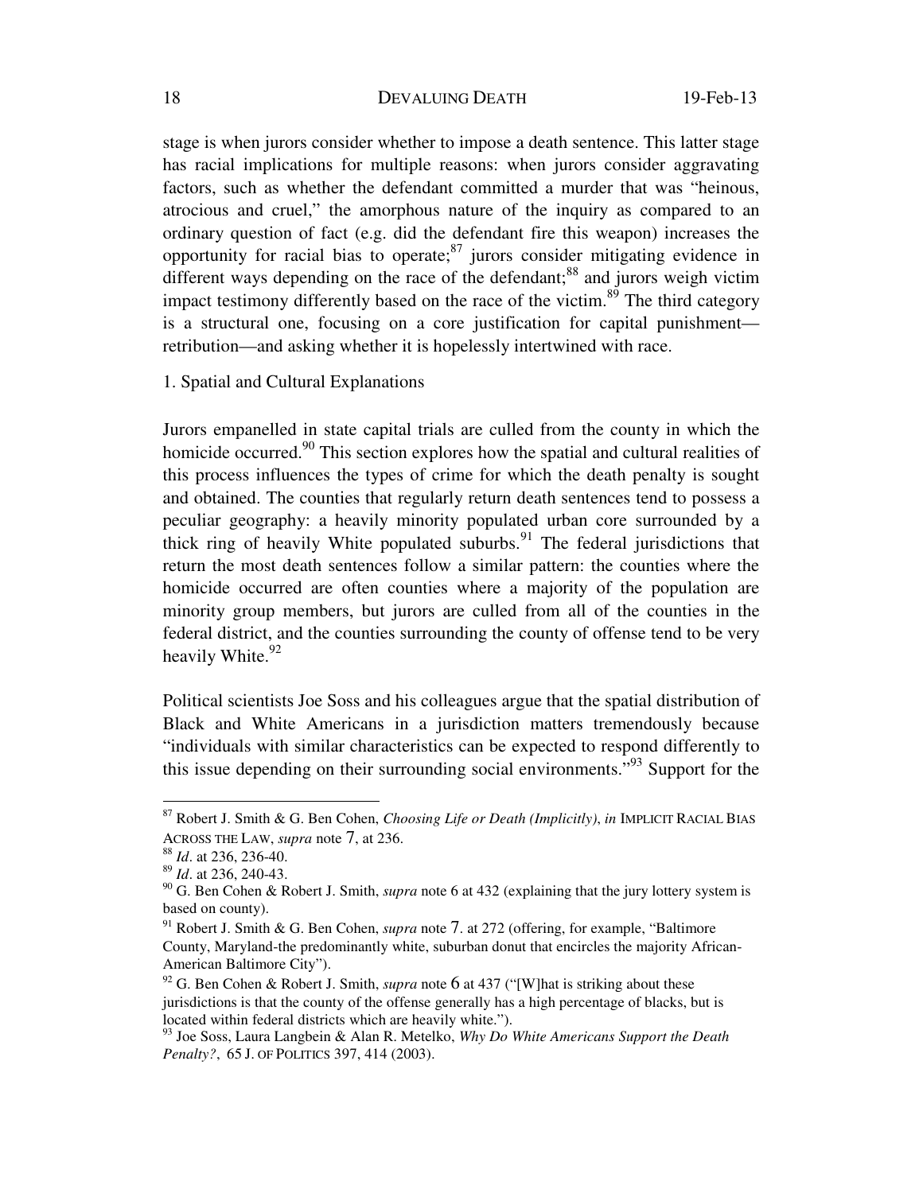stage is when jurors consider whether to impose a death sentence. This latter stage has racial implications for multiple reasons: when jurors consider aggravating factors, such as whether the defendant committed a murder that was "heinous, atrocious and cruel," the amorphous nature of the inquiry as compared to an ordinary question of fact (e.g. did the defendant fire this weapon) increases the opportunity for racial bias to operate;[87] jurors consider mitigating evidence in different ways depending on the race of the defendant;[88] and jurors weigh victim impact testimony differently based on the race of the victim.[89] The third category is a structural one, focusing on a core justification for capital punishment—retribution—and asking whether it is hopelessly intertwined with race.

1. Spatial and Cultural Explanations

Jurors empanelled in state capital trials are culled from the county in which the homicide occurred.[90] This section explores how the spatial and cultural realities of this process influences the types of crime for which the death penalty is sought and obtained. The counties that regularly return death sentences tend to possess a peculiar geography: a heavily minority populated urban core surrounded by a thick ring of heavily White populated suburbs.[91] The federal jurisdictions that return the most death sentences follow a similar pattern: the counties where the homicide occurred are often counties where a majority of the population are minority group members, but jurors are culled from all of the counties in the federal district, and the counties surrounding the county of offense tend to be very heavily White.[92]

Political scientists Joe Soss and his colleagues argue that the spatial distribution of Black and White Americans in a jurisdiction matters tremendously because "individuals with similar characteristics can be expected to respond differently to this issue depending on their surrounding social environments."[93] Support for the

---

[87] Robert J. Smith & G. Ben Cohen, *Choosing Life or Death (Implicitly)*, *in* IMPLICIT RACIAL BIAS ACROSS THE LAW, *supra* note 7, at 236.

[88] *Id*. at 236, 236-40.

[89] *Id*. at 236, 240-43.

[90] G. Ben Cohen & Robert J. Smith, *supra* note 6 at 432 (explaining that the jury lottery system is based on county).

[91] Robert J. Smith & G. Ben Cohen, *supra* note 7. at 272 (offering, for example, "Baltimore County, Maryland-the predominantly white, suburban donut that encircles the majority African-American Baltimore City").

[92] G. Ben Cohen & Robert J. Smith, *supra* note 6 at 437 ("[W]hat is striking about these jurisdictions is that the county of the offense generally has a high percentage of blacks, but is located within federal districts which are heavily white.").

[93] Joe Soss, Laura Langbein & Alan R. Metelko, *Why Do White Americans Support the Death Penalty?*, 65 J. OF POLITICS 397, 414 (2003).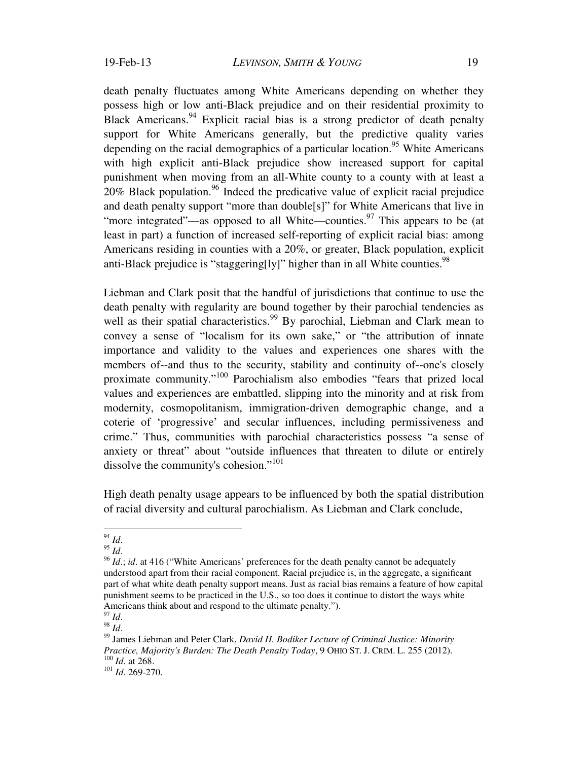death penalty fluctuates among White Americans depending on whether they possess high or low anti-Black prejudice and on their residential proximity to Black Americans.[94] Explicit racial bias is a strong predictor of death penalty support for White Americans generally, but the predictive quality varies depending on the racial demographics of a particular location.[95] White Americans with high explicit anti-Black prejudice show increased support for capital punishment when moving from an all-White county to a county with at least a 20% Black population.[96] Indeed the predicative value of explicit racial prejudice and death penalty support "more than double[s]" for White Americans that live in "more integrated"—as opposed to all White—counties.[97] This appears to be (at least in part) a function of increased self-reporting of explicit racial bias: among Americans residing in counties with a 20%, or greater, Black population, explicit anti-Black prejudice is "staggering[ly]" higher than in all White counties.[98]

Liebman and Clark posit that the handful of jurisdictions that continue to use the death penalty with regularity are bound together by their parochial tendencies as well as their spatial characteristics.[99] By parochial, Liebman and Clark mean to convey a sense of "localism for its own sake," or "the attribution of innate importance and validity to the values and experiences one shares with the members of--and thus to the security, stability and continuity of--one's closely proximate community."[100] Parochialism also embodies "fears that prized local values and experiences are embattled, slipping into the minority and at risk from modernity, cosmopolitanism, immigration-driven demographic change, and a coterie of 'progressive' and secular influences, including permissiveness and crime." Thus, communities with parochial characteristics possess "a sense of anxiety or threat" about "outside influences that threaten to dilute or entirely dissolve the community's cohesion."[101]

High death penalty usage appears to be influenced by both the spatial distribution of racial diversity and cultural parochialism. As Liebman and Clark conclude,

---

[94] *Id*.

[95] *Id*.

[96] *Id*.; *id*. at 416 ("White Americans' preferences for the death penalty cannot be adequately understood apart from their racial component. Racial prejudice is, in the aggregate, a significant part of what white death penalty support means. Just as racial bias remains a feature of how capital punishment seems to be practiced in the U.S., so too does it continue to distort the ways white Americans think about and respond to the ultimate penalty.").

[97] *Id*.

[98] *Id*.

[99] James Liebman and Peter Clark, *David H. Bodiker Lecture of Criminal Justice: Minority Practice, Majority's Burden: The Death Penalty Today*, 9 OHIO ST. J. CRIM. L. 255 (2012).

[100] *Id*. at 268.

[101] *Id*. 269-270.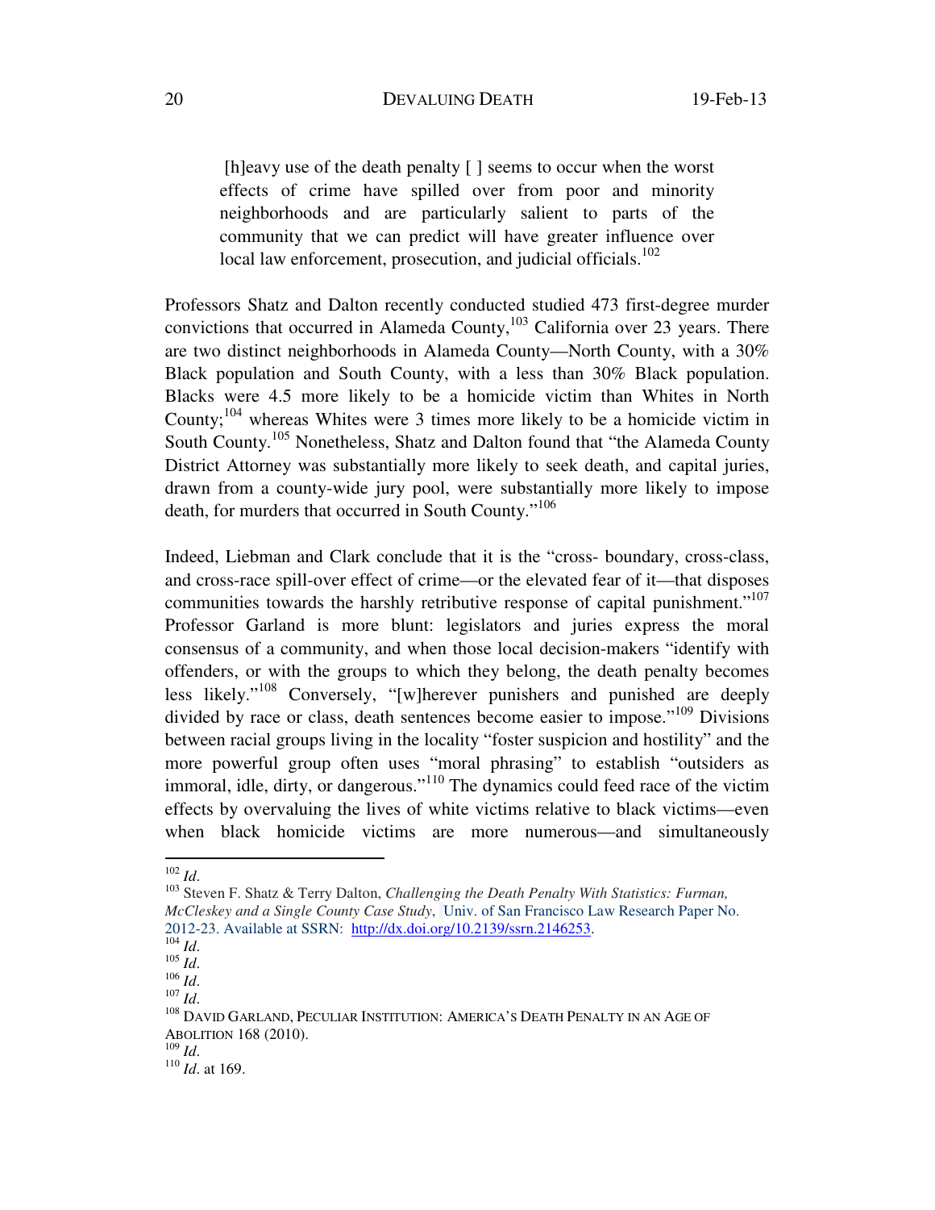> [h]eavy use of the death penalty [ ] seems to occur when the worst effects of crime have spilled over from poor and minority neighborhoods and are particularly salient to parts of the community that we can predict will have greater influence over local law enforcement, prosecution, and judicial officials.[102]

Professors Shatz and Dalton recently conducted studied 473 first-degree murder convictions that occurred in Alameda County,[103] California over 23 years. There are two distinct neighborhoods in Alameda County—North County, with a 30% Black population and South County, with a less than 30% Black population. Blacks were 4.5 more likely to be a homicide victim than Whites in North County;[104] whereas Whites were 3 times more likely to be a homicide victim in South County.[105] Nonetheless, Shatz and Dalton found that "the Alameda County District Attorney was substantially more likely to seek death, and capital juries, drawn from a county-wide jury pool, were substantially more likely to impose death, for murders that occurred in South County."[106]

Indeed, Liebman and Clark conclude that it is the "cross- boundary, cross-class, and cross-race spill-over effect of crime—or the elevated fear of it—that disposes communities towards the harshly retributive response of capital punishment."[107] Professor Garland is more blunt: legislators and juries express the moral consensus of a community, and when those local decision-makers "identify with offenders, or with the groups to which they belong, the death penalty becomes less likely."[108] Conversely, "[w]herever punishers and punished are deeply divided by race or class, death sentences become easier to impose."[109] Divisions between racial groups living in the locality "foster suspicion and hostility" and the more powerful group often uses "moral phrasing" to establish "outsiders as immoral, idle, dirty, or dangerous."[110] The dynamics could feed race of the victim effects by overvaluing the lives of white victims relative to black victims—even when black homicide victims are more numerous—and simultaneously

---

[102] *Id*.

[103] Steven F. Shatz & Terry Dalton, *Challenging the Death Penalty With Statistics: Furman, McCleskey and a Single County Case Study*, Univ. of San Francisco Law Research Paper No. 2012-23. Available at SSRN: http://dx.doi.org/10.2139/ssrn.2146253.

[104] *Id*.

[105] *Id*.

[106] *Id*.

[107] *Id*.

[108] DAVID GARLAND, PECULIAR INSTITUTION: AMERICA'S DEATH PENALTY IN AN AGE OF ABOLITION 168 (2010).

[109] *Id*.

[110] *Id*. at 169.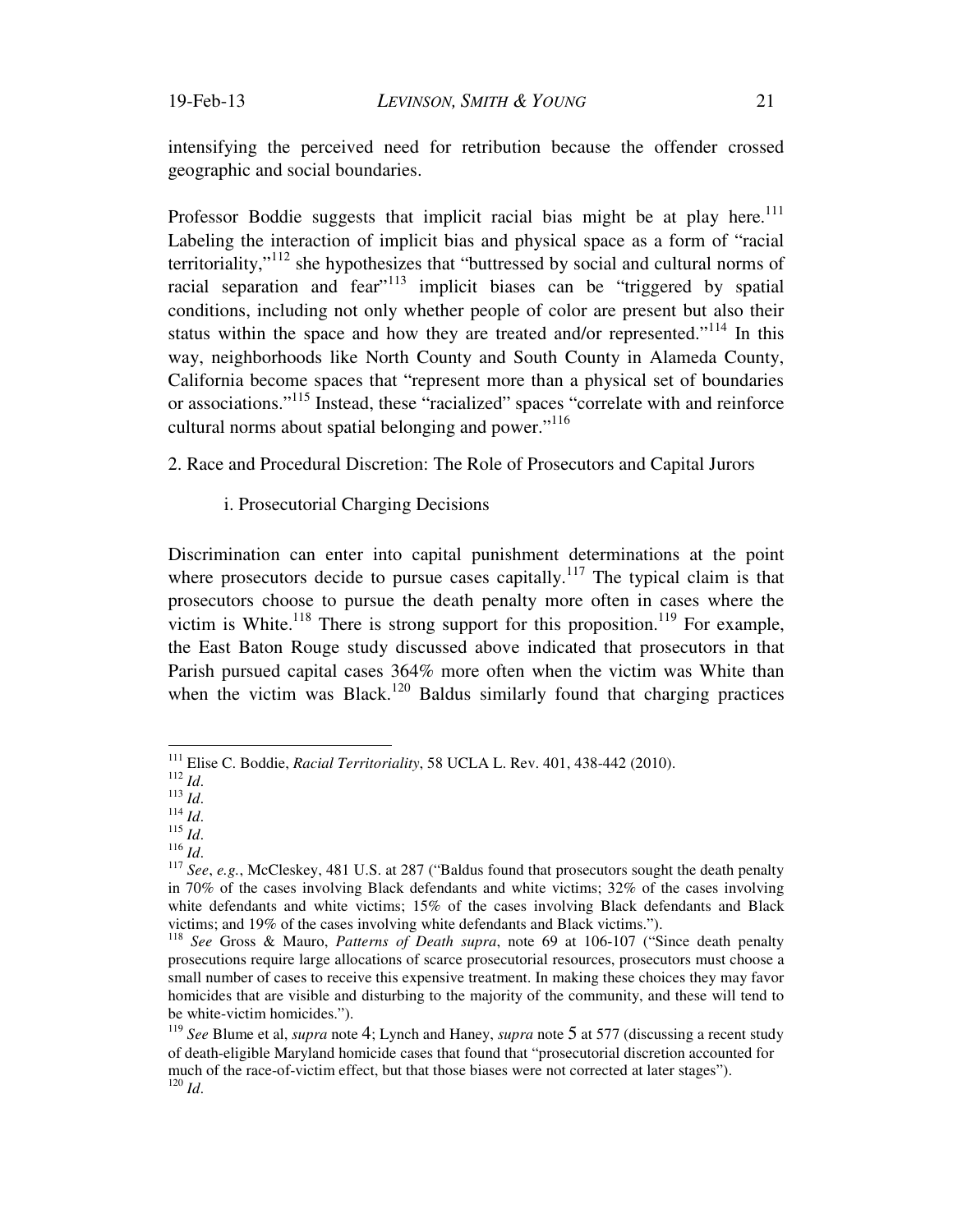intensifying the perceived need for retribution because the offender crossed geographic and social boundaries.

Professor Boddie suggests that implicit racial bias might be at play here.[111] Labeling the interaction of implicit bias and physical space as a form of "racial territoriality,"[112] she hypothesizes that "buttressed by social and cultural norms of racial separation and fear"[113] implicit biases can be "triggered by spatial conditions, including not only whether people of color are present but also their status within the space and how they are treated and/or represented."[114] In this way, neighborhoods like North County and South County in Alameda County, California become spaces that "represent more than a physical set of boundaries or associations."[115] Instead, these "racialized" spaces "correlate with and reinforce cultural norms about spatial belonging and power."[116]

2. Race and Procedural Discretion: The Role of Prosecutors and Capital Jurors

i. Prosecutorial Charging Decisions

Discrimination can enter into capital punishment determinations at the point where prosecutors decide to pursue cases capitally.[117] The typical claim is that prosecutors choose to pursue the death penalty more often in cases where the victim is White.[118] There is strong support for this proposition.[119] For example, the East Baton Rouge study discussed above indicated that prosecutors in that Parish pursued capital cases 364% more often when the victim was White than when the victim was Black.[120] Baldus similarly found that charging practices

---

[111] Elise C. Boddie, *Racial Territoriality*, 58 UCLA L. Rev. 401, 438-442 (2010).
[112] *Id*.
[113] *Id*.
[114] *Id*.
[115] *Id*.
[116] *Id*.
[117] *See*, *e.g.*, McCleskey, 481 U.S. at 287 ("Baldus found that prosecutors sought the death penalty in 70% of the cases involving Black defendants and white victims; 32% of the cases involving white defendants and white victims; 15% of the cases involving Black defendants and Black victims; and 19% of the cases involving white defendants and Black victims.").
[118] *See* Gross & Mauro, *Patterns of Death supra*, note 69 at 106-107 ("Since death penalty prosecutions require large allocations of scarce prosecutorial resources, prosecutors must choose a small number of cases to receive this expensive treatment. In making these choices they may favor homicides that are visible and disturbing to the majority of the community, and these will tend to be white-victim homicides.").
[119] *See* Blume et al, *supra* note 4; Lynch and Haney, *supra* note 5 at 577 (discussing a recent study of death-eligible Maryland homicide cases that found that "prosecutorial discretion accounted for much of the race-of-victim effect, but that those biases were not corrected at later stages").
[120] *Id*.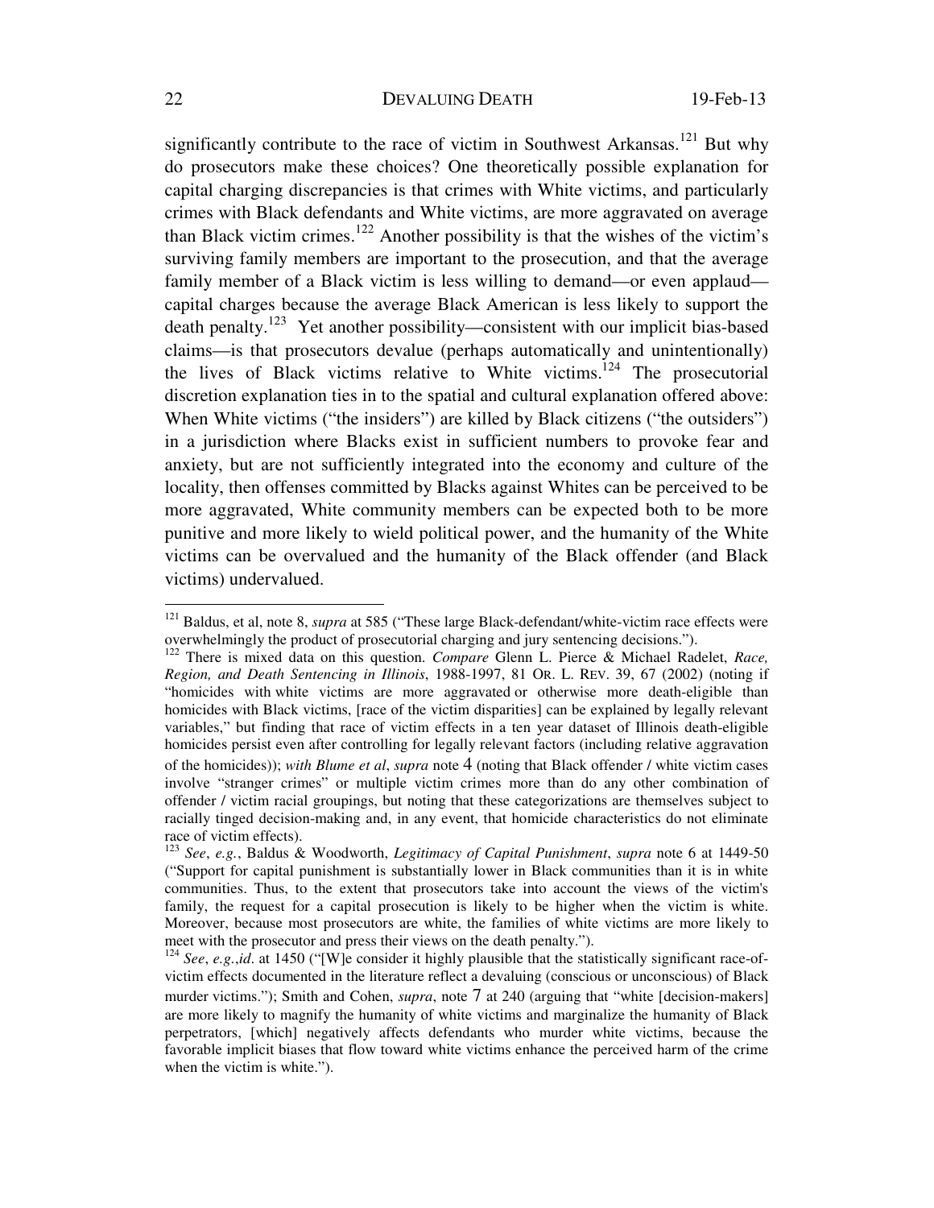significantly contribute to the race of victim in Southwest Arkansas.[121] But why do prosecutors make these choices? One theoretically possible explanation for capital charging discrepancies is that crimes with White victims, and particularly crimes with Black defendants and White victims, are more aggravated on average than Black victim crimes.[122] Another possibility is that the wishes of the victim's surviving family members are important to the prosecution, and that the average family member of a Black victim is less willing to demand—or even applaud—capital charges because the average Black American is less likely to support the death penalty.[123] Yet another possibility—consistent with our implicit bias-based claims—is that prosecutors devalue (perhaps automatically and unintentionally) the lives of Black victims relative to White victims.[124] The prosecutorial discretion explanation ties in to the spatial and cultural explanation offered above: When White victims ("the insiders") are killed by Black citizens ("the outsiders") in a jurisdiction where Blacks exist in sufficient numbers to provoke fear and anxiety, but are not sufficiently integrated into the economy and culture of the locality, then offenses committed by Blacks against Whites can be perceived to be more aggravated, White community members can be expected both to be more punitive and more likely to wield political power, and the humanity of the White victims can be overvalued and the humanity of the Black offender (and Black victims) undervalued.

---

[121] Baldus, et al, note 8, *supra* at 585 ("These large Black-defendant/white-victim race effects were overwhelmingly the product of prosecutorial charging and jury sentencing decisions.").

[122] There is mixed data on this question. *Compare* Glenn L. Pierce & Michael Radelet, *Race, Region, and Death Sentencing in Illinois*, 1988-1997, 81 OR. L. REV. 39, 67 (2002) (noting if "homicides with white victims are more aggravated or otherwise more death-eligible than homicides with Black victims, [race of the victim disparities] can be explained by legally relevant variables," but finding that race of victim effects in a ten year dataset of Illinois death-eligible homicides persist even after controlling for legally relevant factors (including relative aggravation of the homicides)); *with Blume et al*, *supra* note 4 (noting that Black offender / white victim cases involve "stranger crimes" or multiple victim crimes more than do any other combination of offender / victim racial groupings, but noting that these categorizations are themselves subject to racially tinged decision-making and, in any event, that homicide characteristics do not eliminate race of victim effects).

[123] *See*, *e.g.*, Baldus & Woodworth, *Legitimacy of Capital Punishment*, *supra* note 6 at 1449-50 ("Support for capital punishment is substantially lower in Black communities than it is in white communities. Thus, to the extent that prosecutors take into account the views of the victim's family, the request for a capital prosecution is likely to be higher when the victim is white. Moreover, because most prosecutors are white, the families of white victims are more likely to meet with the prosecutor and press their views on the death penalty.").

[124] *See*, *e.g.*,*id*. at 1450 ("[W]e consider it highly plausible that the statistically significant race-of-victim effects documented in the literature reflect a devaluing (conscious or unconscious) of Black murder victims."); Smith and Cohen, *supra*, note 7 at 240 (arguing that "white [decision-makers] are more likely to magnify the humanity of white victims and marginalize the humanity of Black perpetrators, [which] negatively affects defendants who murder white victims, because the favorable implicit biases that flow toward white victims enhance the perceived harm of the crime when the victim is white.").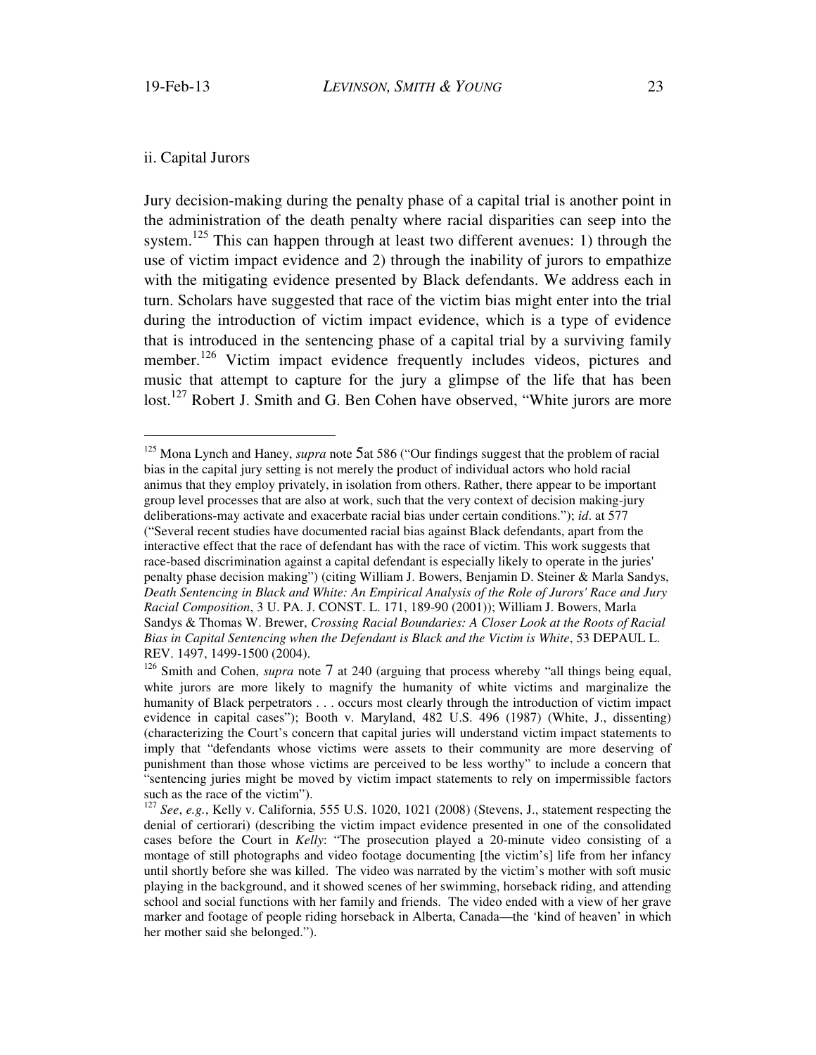ii. Capital Jurors

Jury decision-making during the penalty phase of a capital trial is another point in the administration of the death penalty where racial disparities can seep into the system.[125] This can happen through at least two different avenues: 1) through the use of victim impact evidence and 2) through the inability of jurors to empathize with the mitigating evidence presented by Black defendants. We address each in turn. Scholars have suggested that race of the victim bias might enter into the trial during the introduction of victim impact evidence, which is a type of evidence that is introduced in the sentencing phase of a capital trial by a surviving family member.[126] Victim impact evidence frequently includes videos, pictures and music that attempt to capture for the jury a glimpse of the life that has been lost.[127] Robert J. Smith and G. Ben Cohen have observed, "White jurors are more

---

[125] Mona Lynch and Haney, *supra* note 5at 586 ("Our findings suggest that the problem of racial bias in the capital jury setting is not merely the product of individual actors who hold racial animus that they employ privately, in isolation from others. Rather, there appear to be important group level processes that are also at work, such that the very context of decision making-jury deliberations-may activate and exacerbate racial bias under certain conditions."); *id*. at 577 ("Several recent studies have documented racial bias against Black defendants, apart from the interactive effect that the race of defendant has with the race of victim. This work suggests that race-based discrimination against a capital defendant is especially likely to operate in the juries' penalty phase decision making") (citing William J. Bowers, Benjamin D. Steiner & Marla Sandys, *Death Sentencing in Black and White: An Empirical Analysis of the Role of Jurors' Race and Jury Racial Composition*, 3 U. PA. J. CONST. L. 171, 189-90 (2001)); William J. Bowers, Marla Sandys & Thomas W. Brewer, *Crossing Racial Boundaries: A Closer Look at the Roots of Racial Bias in Capital Sentencing when the Defendant is Black and the Victim is White*, 53 DEPAUL L. REV. 1497, 1499-1500 (2004).

[126] Smith and Cohen, *supra* note 7 at 240 (arguing that process whereby "all things being equal, white jurors are more likely to magnify the humanity of white victims and marginalize the humanity of Black perpetrators . . . occurs most clearly through the introduction of victim impact evidence in capital cases"); Booth v. Maryland, 482 U.S. 496 (1987) (White, J., dissenting) (characterizing the Court's concern that capital juries will understand victim impact statements to imply that "defendants whose victims were assets to their community are more deserving of punishment than those whose victims are perceived to be less worthy" to include a concern that "sentencing juries might be moved by victim impact statements to rely on impermissible factors such as the race of the victim").

[127] *See*, *e.g.*, Kelly v. California, 555 U.S. 1020, 1021 (2008) (Stevens, J., statement respecting the denial of certiorari) (describing the victim impact evidence presented in one of the consolidated cases before the Court in *Kelly*: "The prosecution played a 20-minute video consisting of a montage of still photographs and video footage documenting [the victim's] life from her infancy until shortly before she was killed. The video was narrated by the victim's mother with soft music playing in the background, and it showed scenes of her swimming, horseback riding, and attending school and social functions with her family and friends. The video ended with a view of her grave marker and footage of people riding horseback in Alberta, Canada—the 'kind of heaven' in which her mother said she belonged.").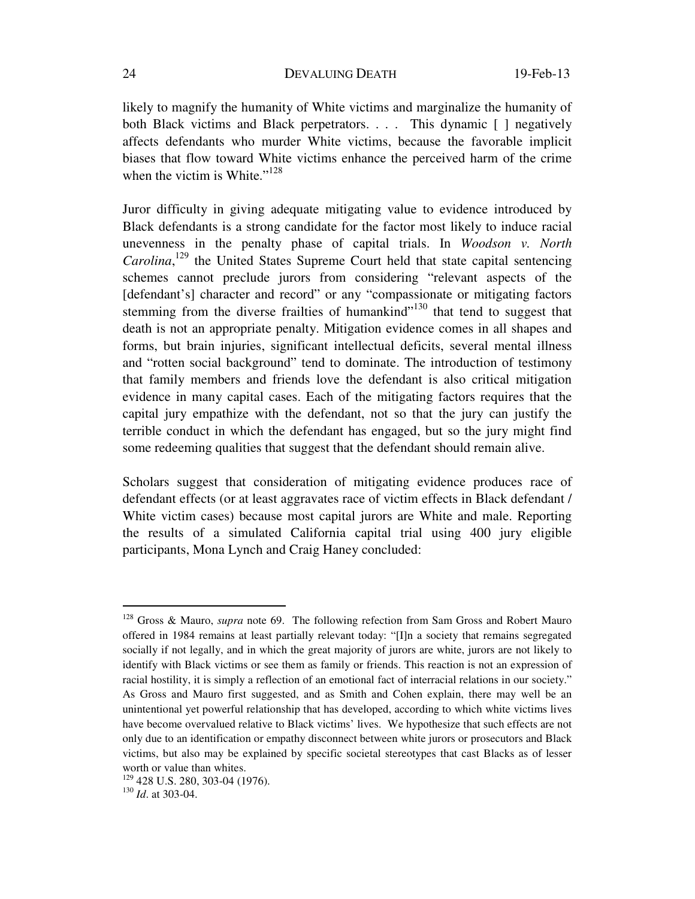likely to magnify the humanity of White victims and marginalize the humanity of both Black victims and Black perpetrators. . . . This dynamic [ ] negatively affects defendants who murder White victims, because the favorable implicit biases that flow toward White victims enhance the perceived harm of the crime when the victim is White."[128]

Juror difficulty in giving adequate mitigating value to evidence introduced by Black defendants is a strong candidate for the factor most likely to induce racial unevenness in the penalty phase of capital trials. In *Woodson v. North Carolina*,[129] the United States Supreme Court held that state capital sentencing schemes cannot preclude jurors from considering "relevant aspects of the [defendant's] character and record" or any "compassionate or mitigating factors stemming from the diverse frailties of humankind"[130] that tend to suggest that death is not an appropriate penalty. Mitigation evidence comes in all shapes and forms, but brain injuries, significant intellectual deficits, several mental illness and "rotten social background" tend to dominate. The introduction of testimony that family members and friends love the defendant is also critical mitigation evidence in many capital cases. Each of the mitigating factors requires that the capital jury empathize with the defendant, not so that the jury can justify the terrible conduct in which the defendant has engaged, but so the jury might find some redeeming qualities that suggest that the defendant should remain alive.

Scholars suggest that consideration of mitigating evidence produces race of defendant effects (or at least aggravates race of victim effects in Black defendant / White victim cases) because most capital jurors are White and male. Reporting the results of a simulated California capital trial using 400 jury eligible participants, Mona Lynch and Craig Haney concluded:

---

[128] Gross & Mauro, *supra* note 69. The following refection from Sam Gross and Robert Mauro offered in 1984 remains at least partially relevant today: "[I]n a society that remains segregated socially if not legally, and in which the great majority of jurors are white, jurors are not likely to identify with Black victims or see them as family or friends. This reaction is not an expression of racial hostility, it is simply a reflection of an emotional fact of interracial relations in our society." As Gross and Mauro first suggested, and as Smith and Cohen explain, there may well be an unintentional yet powerful relationship that has developed, according to which white victims lives have become overvalued relative to Black victims' lives. We hypothesize that such effects are not only due to an identification or empathy disconnect between white jurors or prosecutors and Black victims, but also may be explained by specific societal stereotypes that cast Blacks as of lesser worth or value than whites.

[129] 428 U.S. 280, 303-04 (1976).

[130] *Id*. at 303-04.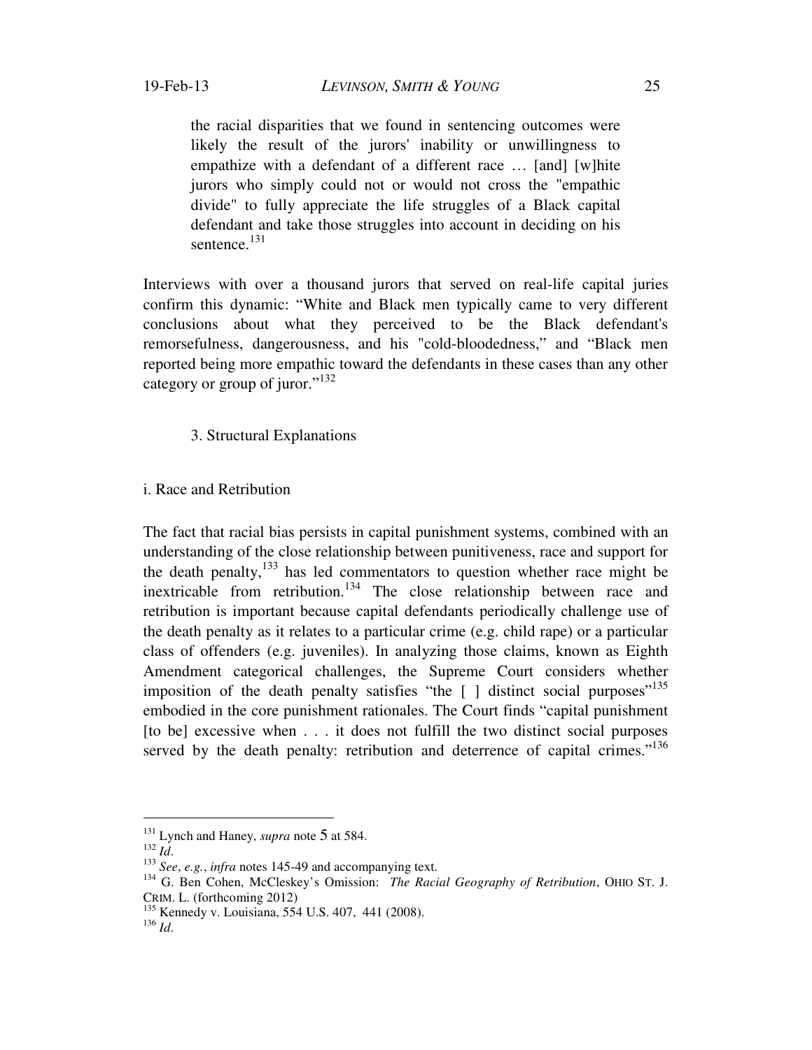> the racial disparities that we found in sentencing outcomes were likely the result of the jurors' inability or unwillingness to empathize with a defendant of a different race … [and] [w]hite jurors who simply could not or would not cross the "empathic divide" to fully appreciate the life struggles of a Black capital defendant and take those struggles into account in deciding on his sentence.[131]

Interviews with over a thousand jurors that served on real-life capital juries confirm this dynamic: "White and Black men typically came to very different conclusions about what they perceived to be the Black defendant's remorsefulness, dangerousness, and his "cold-bloodedness," and "Black men reported being more empathic toward the defendants in these cases than any other category or group of juror."[132]

### 3. Structural Explanations

#### i. Race and Retribution

The fact that racial bias persists in capital punishment systems, combined with an understanding of the close relationship between punitiveness, race and support for the death penalty,[133] has led commentators to question whether race might be inextricable from retribution.[134] The close relationship between race and retribution is important because capital defendants periodically challenge use of the death penalty as it relates to a particular crime (e.g. child rape) or a particular class of offenders (e.g. juveniles). In analyzing those claims, known as Eighth Amendment categorical challenges, the Supreme Court considers whether imposition of the death penalty satisfies "the [ ] distinct social purposes"[135] embodied in the core punishment rationales. The Court finds "capital punishment [to be] excessive when . . . it does not fulfill the two distinct social purposes served by the death penalty: retribution and deterrence of capital crimes."[136]

---

[131] Lynch and Haney, *supra* note 5 at 584.

[132] *Id*.

[133] *See*, *e.g.*, *infra* notes 145-49 and accompanying text.

[134] G. Ben Cohen, McCleskey's Omission: *The Racial Geography of Retribution*, OHIO ST. J. CRIM. L. (forthcoming 2012)

[135] Kennedy v. Louisiana, 554 U.S. 407, 441 (2008).

[136] *Id*.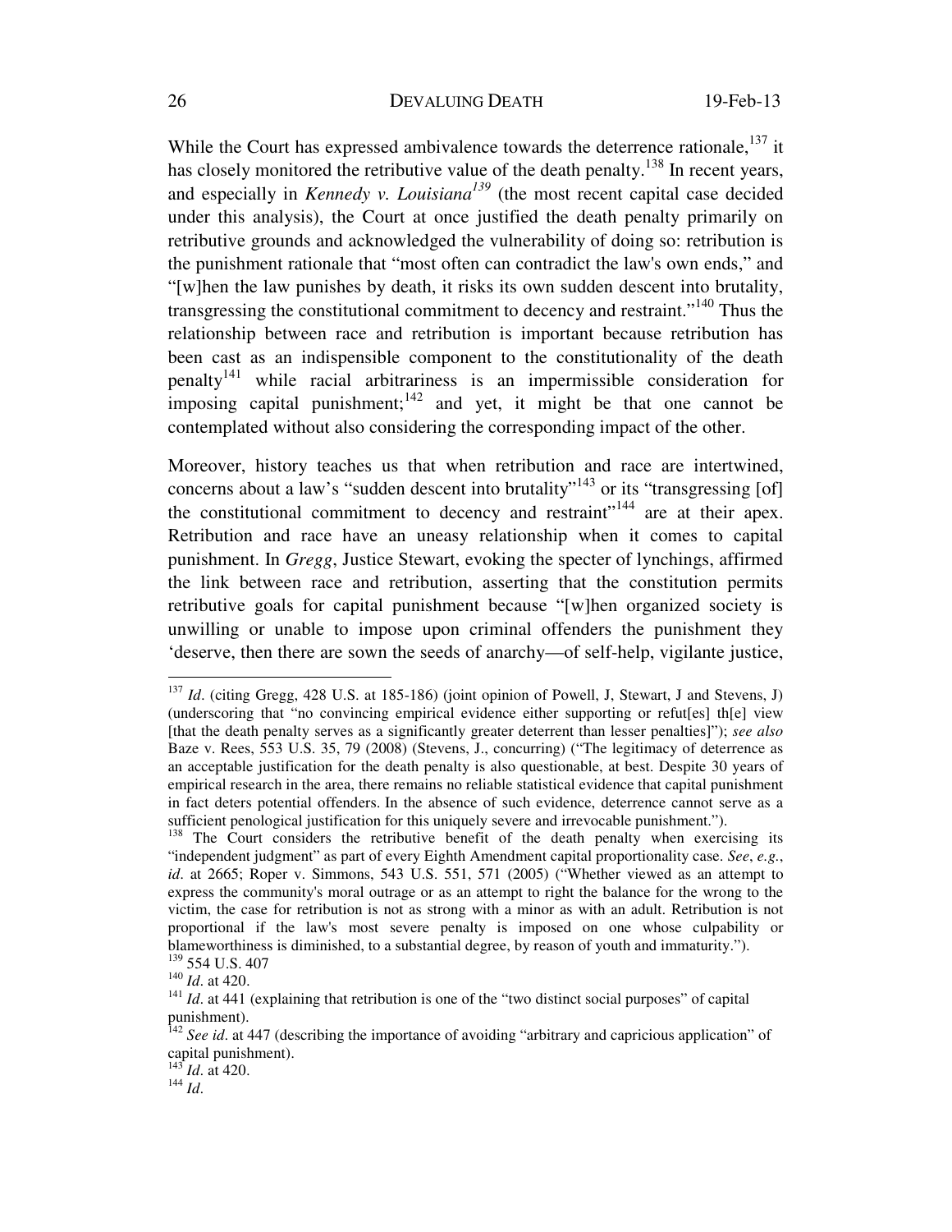While the Court has expressed ambivalence towards the deterrence rationale,[137] it has closely monitored the retributive value of the death penalty.[138] In recent years, and especially in *Kennedy v. Louisiana*[139] (the most recent capital case decided under this analysis), the Court at once justified the death penalty primarily on retributive grounds and acknowledged the vulnerability of doing so: retribution is the punishment rationale that "most often can contradict the law's own ends," and "[w]hen the law punishes by death, it risks its own sudden descent into brutality, transgressing the constitutional commitment to decency and restraint."[140] Thus the relationship between race and retribution is important because retribution has been cast as an indispensible component to the constitutionality of the death penalty[141] while racial arbitrariness is an impermissible consideration for imposing capital punishment;[142] and yet, it might be that one cannot be contemplated without also considering the corresponding impact of the other.

Moreover, history teaches us that when retribution and race are intertwined, concerns about a law's "sudden descent into brutality"[143] or its "transgressing [of] the constitutional commitment to decency and restraint"[144] are at their apex. Retribution and race have an uneasy relationship when it comes to capital punishment. In *Gregg*, Justice Stewart, evoking the specter of lynchings, affirmed the link between race and retribution, asserting that the constitution permits retributive goals for capital punishment because "[w]hen organized society is unwilling or unable to impose upon criminal offenders the punishment they 'deserve, then there are sown the seeds of anarchy—of self-help, vigilante justice,

---

[137] *Id*. (citing Gregg, 428 U.S. at 185-186) (joint opinion of Powell, J, Stewart, J and Stevens, J) (underscoring that "no convincing empirical evidence either supporting or refut[es] th[e] view [that the death penalty serves as a significantly greater deterrent than lesser penalties]"); *see also* Baze v. Rees, 553 U.S. 35, 79 (2008) (Stevens, J., concurring) ("The legitimacy of deterrence as an acceptable justification for the death penalty is also questionable, at best. Despite 30 years of empirical research in the area, there remains no reliable statistical evidence that capital punishment in fact deters potential offenders. In the absence of such evidence, deterrence cannot serve as a sufficient penological justification for this uniquely severe and irrevocable punishment.").

[138] The Court considers the retributive benefit of the death penalty when exercising its "independent judgment" as part of every Eighth Amendment capital proportionality case. *See*, *e.g.*, *id*. at 2665; Roper v. Simmons, 543 U.S. 551, 571 (2005) ("Whether viewed as an attempt to express the community's moral outrage or as an attempt to right the balance for the wrong to the victim, the case for retribution is not as strong with a minor as with an adult. Retribution is not proportional if the law's most severe penalty is imposed on one whose culpability or blameworthiness is diminished, to a substantial degree, by reason of youth and immaturity.").

[139] 554 U.S. 407

[140] *Id*. at 420.

[141] *Id*. at 441 (explaining that retribution is one of the "two distinct social purposes" of capital punishment).

[142] *See id*. at 447 (describing the importance of avoiding "arbitrary and capricious application" of capital punishment).

[143] *Id*. at 420.

[144] *Id*.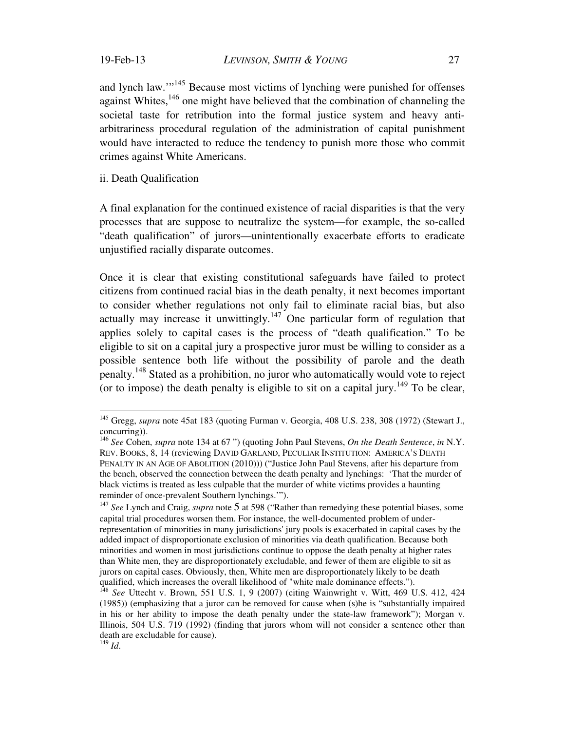and lynch law.'"[145] Because most victims of lynching were punished for offenses against Whites,[146] one might have believed that the combination of channeling the societal taste for retribution into the formal justice system and heavy anti-arbitrariness procedural regulation of the administration of capital punishment would have interacted to reduce the tendency to punish more those who commit crimes against White Americans.

ii. Death Qualification

A final explanation for the continued existence of racial disparities is that the very processes that are suppose to neutralize the system—for example, the so-called "death qualification" of jurors—unintentionally exacerbate efforts to eradicate unjustified racially disparate outcomes.

Once it is clear that existing constitutional safeguards have failed to protect citizens from continued racial bias in the death penalty, it next becomes important to consider whether regulations not only fail to eliminate racial bias, but also actually may increase it unwittingly.[147] One particular form of regulation that applies solely to capital cases is the process of "death qualification." To be eligible to sit on a capital jury a prospective juror must be willing to consider as a possible sentence both life without the possibility of parole and the death penalty.[148] Stated as a prohibition, no juror who automatically would vote to reject (or to impose) the death penalty is eligible to sit on a capital jury.[149] To be clear,

---

[145] Gregg, *supra* note 45at 183 (quoting Furman v. Georgia, 408 U.S. 238, 308 (1972) (Stewart J., concurring)).

[146] *See* Cohen, *supra* note 134 at 67 ") (quoting John Paul Stevens, *On the Death Sentence*, *in* N.Y. REV. BOOKS, 8, 14 (reviewing DAVID GARLAND, PECULIAR INSTITUTION: AMERICA'S DEATH PENALTY IN AN AGE OF ABOLITION (2010))) ("Justice John Paul Stevens, after his departure from the bench, observed the connection between the death penalty and lynchings: 'That the murder of black victims is treated as less culpable that the murder of white victims provides a haunting reminder of once-prevalent Southern lynchings.'").

[147] *See* Lynch and Craig, *supra* note 5 at 598 ("Rather than remedying these potential biases, some capital trial procedures worsen them. For instance, the well-documented problem of under-representation of minorities in many jurisdictions' jury pools is exacerbated in capital cases by the added impact of disproportionate exclusion of minorities via death qualification. Because both minorities and women in most jurisdictions continue to oppose the death penalty at higher rates than White men, they are disproportionately excludable, and fewer of them are eligible to sit as jurors on capital cases. Obviously, then, White men are disproportionately likely to be death qualified, which increases the overall likelihood of "white male dominance effects.").

[148] *See* Uttecht v. Brown, 551 U.S. 1, 9 (2007) (citing Wainwright v. Witt, 469 U.S. 412, 424 (1985)) (emphasizing that a juror can be removed for cause when (s)he is "substantially impaired in his or her ability to impose the death penalty under the state-law framework"); Morgan v. Illinois, 504 U.S. 719 (1992) (finding that jurors whom will not consider a sentence other than death are excludable for cause).

[149] *Id*.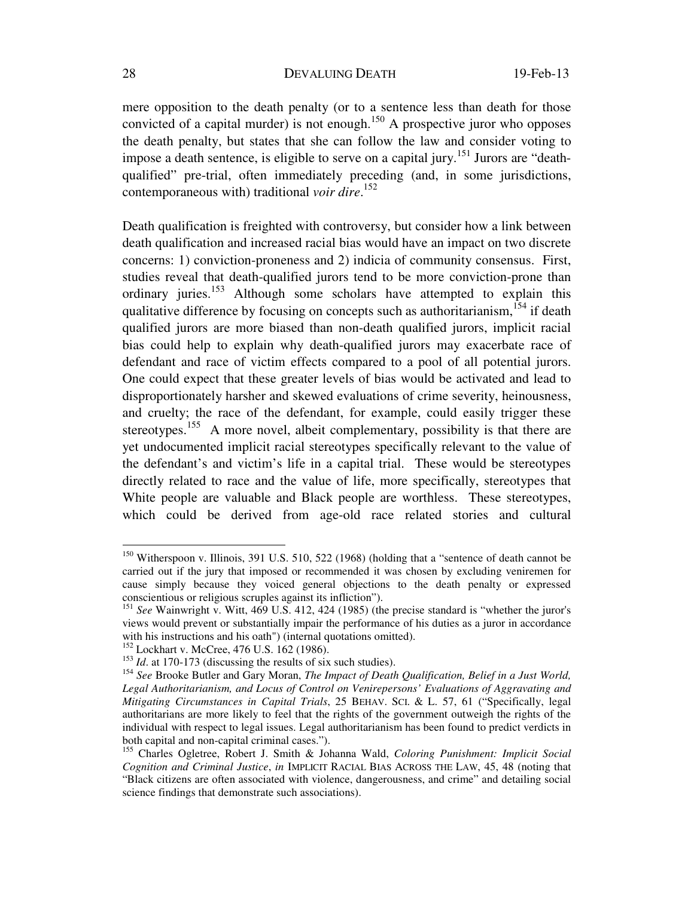mere opposition to the death penalty (or to a sentence less than death for those convicted of a capital murder) is not enough.[150] A prospective juror who opposes the death penalty, but states that she can follow the law and consider voting to impose a death sentence, is eligible to serve on a capital jury.[151] Jurors are "death-qualified" pre-trial, often immediately preceding (and, in some jurisdictions, contemporaneous with) traditional *voir dire*.[152]

Death qualification is freighted with controversy, but consider how a link between death qualification and increased racial bias would have an impact on two discrete concerns: 1) conviction-proneness and 2) indicia of community consensus. First, studies reveal that death-qualified jurors tend to be more conviction-prone than ordinary juries.[153] Although some scholars have attempted to explain this qualitative difference by focusing on concepts such as authoritarianism,[154] if death qualified jurors are more biased than non-death qualified jurors, implicit racial bias could help to explain why death-qualified jurors may exacerbate race of defendant and race of victim effects compared to a pool of all potential jurors. One could expect that these greater levels of bias would be activated and lead to disproportionately harsher and skewed evaluations of crime severity, heinousness, and cruelty; the race of the defendant, for example, could easily trigger these stereotypes.[155] A more novel, albeit complementary, possibility is that there are yet undocumented implicit racial stereotypes specifically relevant to the value of the defendant's and victim's life in a capital trial. These would be stereotypes directly related to race and the value of life, more specifically, stereotypes that White people are valuable and Black people are worthless. These stereotypes, which could be derived from age-old race related stories and cultural

---

[150] Witherspoon v. Illinois, 391 U.S. 510, 522 (1968) (holding that a "sentence of death cannot be carried out if the jury that imposed or recommended it was chosen by excluding veniremen for cause simply because they voiced general objections to the death penalty or expressed conscientious or religious scruples against its infliction").

[151] *See* Wainwright v. Witt, 469 U.S. 412, 424 (1985) (the precise standard is "whether the juror's views would prevent or substantially impair the performance of his duties as a juror in accordance with his instructions and his oath") (internal quotations omitted).

[152] Lockhart v. McCree, 476 U.S. 162 (1986).

[153] *Id*. at 170-173 (discussing the results of six such studies).

[154] *See* Brooke Butler and Gary Moran, *The Impact of Death Qualification, Belief in a Just World, Legal Authoritarianism, and Locus of Control on Venirepersons' Evaluations of Aggravating and Mitigating Circumstances in Capital Trials*, 25 BEHAV. SCI. & L. 57, 61 ("Specifically, legal authoritarians are more likely to feel that the rights of the government outweigh the rights of the individual with respect to legal issues. Legal authoritarianism has been found to predict verdicts in both capital and non-capital criminal cases.").

[155] Charles Ogletree, Robert J. Smith & Johanna Wald, *Coloring Punishment: Implicit Social Cognition and Criminal Justice*, *in* IMPLICIT RACIAL BIAS ACROSS THE LAW, 45, 48 (noting that "Black citizens are often associated with violence, dangerousness, and crime" and detailing social science findings that demonstrate such associations).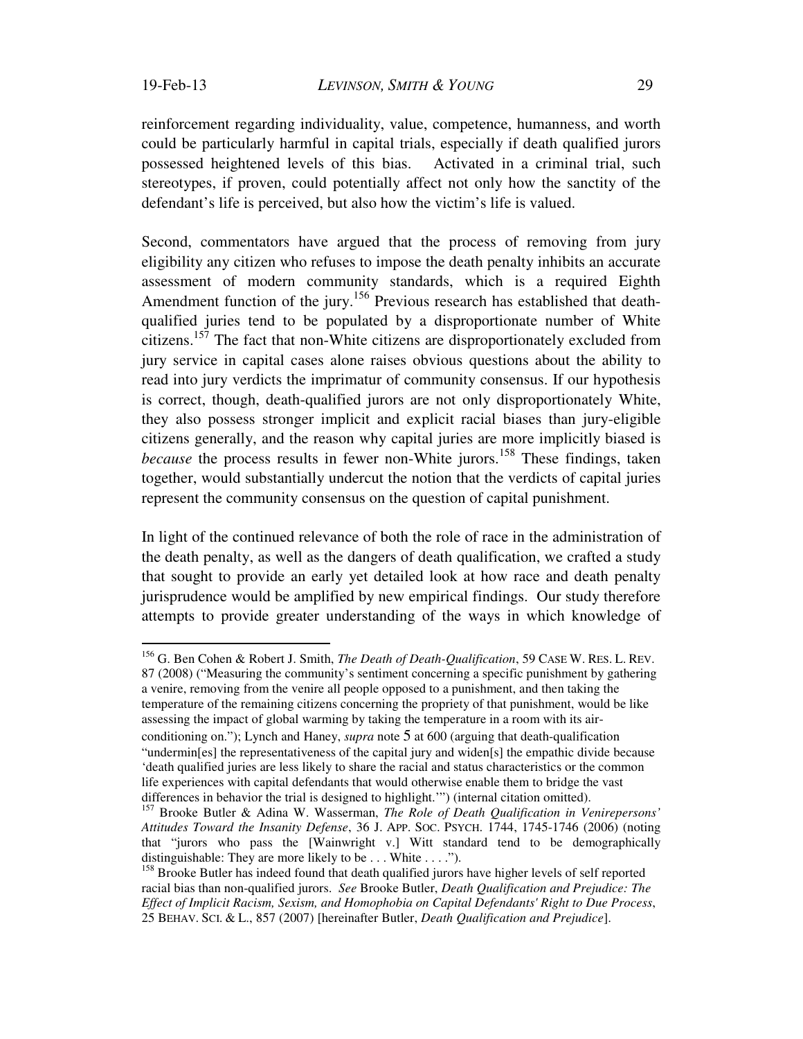reinforcement regarding individuality, value, competence, humanness, and worth could be particularly harmful in capital trials, especially if death qualified jurors possessed heightened levels of this bias. Activated in a criminal trial, such stereotypes, if proven, could potentially affect not only how the sanctity of the defendant's life is perceived, but also how the victim's life is valued.

Second, commentators have argued that the process of removing from jury eligibility any citizen who refuses to impose the death penalty inhibits an accurate assessment of modern community standards, which is a required Eighth Amendment function of the jury.[156] Previous research has established that death-qualified juries tend to be populated by a disproportionate number of White citizens.[157] The fact that non-White citizens are disproportionately excluded from jury service in capital cases alone raises obvious questions about the ability to read into jury verdicts the imprimatur of community consensus. If our hypothesis is correct, though, death-qualified jurors are not only disproportionately White, they also possess stronger implicit and explicit racial biases than jury-eligible citizens generally, and the reason why capital juries are more implicitly biased is *because* the process results in fewer non-White jurors.[158] These findings, taken together, would substantially undercut the notion that the verdicts of capital juries represent the community consensus on the question of capital punishment.

In light of the continued relevance of both the role of race in the administration of the death penalty, as well as the dangers of death qualification, we crafted a study that sought to provide an early yet detailed look at how race and death penalty jurisprudence would be amplified by new empirical findings. Our study therefore attempts to provide greater understanding of the ways in which knowledge of

---

[156] G. Ben Cohen & Robert J. Smith, *The Death of Death-Qualification*, 59 CASE W. RES. L. REV. 87 (2008) ("Measuring the community's sentiment concerning a specific punishment by gathering a venire, removing from the venire all people opposed to a punishment, and then taking the temperature of the remaining citizens concerning the propriety of that punishment, would be like assessing the impact of global warming by taking the temperature in a room with its air-conditioning on."); Lynch and Haney, *supra* note 5 at 600 (arguing that death-qualification "undermin[es] the representativeness of the capital jury and widen[s] the empathic divide because 'death qualified juries are less likely to share the racial and status characteristics or the common life experiences with capital defendants that would otherwise enable them to bridge the vast differences in behavior the trial is designed to highlight.'") (internal citation omitted).

[157] Brooke Butler & Adina W. Wasserman, *The Role of Death Qualification in Venirepersons' Attitudes Toward the Insanity Defense*, 36 J. APP. SOC. PSYCH. 1744, 1745-1746 (2006) (noting that "jurors who pass the [Wainwright v.] Witt standard tend to be demographically distinguishable: They are more likely to be . . . White . . . .").

[158] Brooke Butler has indeed found that death qualified jurors have higher levels of self reported racial bias than non-qualified jurors. *See* Brooke Butler, *Death Qualification and Prejudice: The Effect of Implicit Racism, Sexism, and Homophobia on Capital Defendants' Right to Due Process*, 25 BEHAV. SCI. & L., 857 (2007) [hereinafter Butler, *Death Qualification and Prejudice*].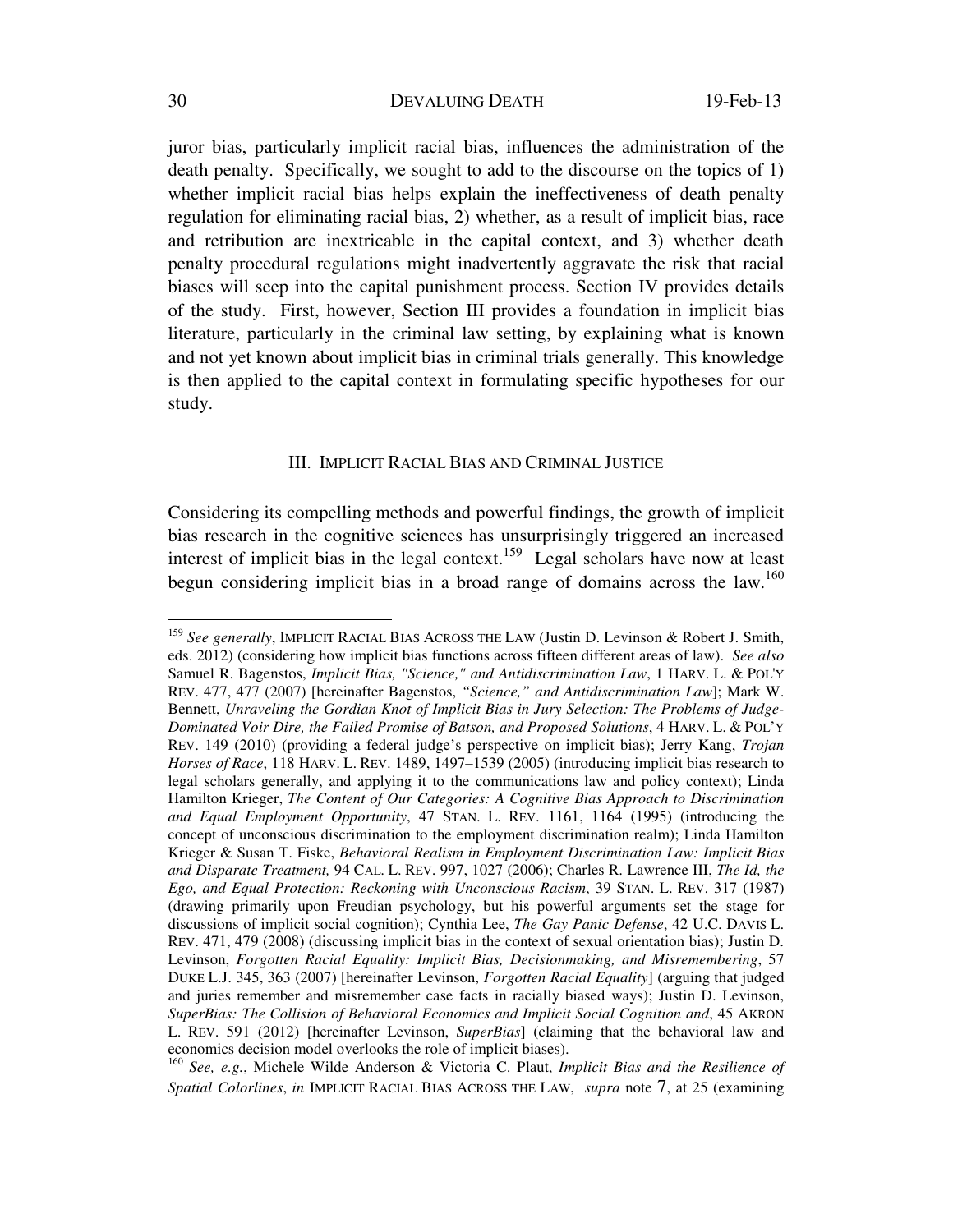juror bias, particularly implicit racial bias, influences the administration of the death penalty. Specifically, we sought to add to the discourse on the topics of 1) whether implicit racial bias helps explain the ineffectiveness of death penalty regulation for eliminating racial bias, 2) whether, as a result of implicit bias, race and retribution are inextricable in the capital context, and 3) whether death penalty procedural regulations might inadvertently aggravate the risk that racial biases will seep into the capital punishment process. Section IV provides details of the study. First, however, Section III provides a foundation in implicit bias literature, particularly in the criminal law setting, by explaining what is known and not yet known about implicit bias in criminal trials generally. This knowledge is then applied to the capital context in formulating specific hypotheses for our study.

## III. Implicit Racial Bias and Criminal Justice

Considering its compelling methods and powerful findings, the growth of implicit bias research in the cognitive sciences has unsurprisingly triggered an increased interest of implicit bias in the legal context.[159] Legal scholars have now at least begun considering implicit bias in a broad range of domains across the law.[160]

---

[159] *See generally*, IMPLICIT RACIAL BIAS ACROSS THE LAW (Justin D. Levinson & Robert J. Smith, eds. 2012) (considering how implicit bias functions across fifteen different areas of law). *See also* Samuel R. Bagenstos, *Implicit Bias, "Science," and Antidiscrimination Law*, 1 HARV. L. & POL'Y REV. 477, 477 (2007) [hereinafter Bagenstos, *"Science," and Antidiscrimination Law*]; Mark W. Bennett, *Unraveling the Gordian Knot of Implicit Bias in Jury Selection: The Problems of Judge-Dominated Voir Dire, the Failed Promise of Batson, and Proposed Solutions*, 4 HARV. L. & POL'Y REV. 149 (2010) (providing a federal judge's perspective on implicit bias); Jerry Kang, *Trojan Horses of Race*, 118 HARV. L. REV. 1489, 1497–1539 (2005) (introducing implicit bias research to legal scholars generally, and applying it to the communications law and policy context); Linda Hamilton Krieger, *The Content of Our Categories: A Cognitive Bias Approach to Discrimination and Equal Employment Opportunity*, 47 STAN. L. REV. 1161, 1164 (1995) (introducing the concept of unconscious discrimination to the employment discrimination realm); Linda Hamilton Krieger & Susan T. Fiske, *Behavioral Realism in Employment Discrimination Law: Implicit Bias and Disparate Treatment,* 94 CAL. L. REV. 997, 1027 (2006); Charles R. Lawrence III, *The Id, the Ego, and Equal Protection: Reckoning with Unconscious Racism*, 39 STAN. L. REV. 317 (1987) (drawing primarily upon Freudian psychology, but his powerful arguments set the stage for discussions of implicit social cognition); Cynthia Lee, *The Gay Panic Defense*, 42 U.C. DAVIS L. REV. 471, 479 (2008) (discussing implicit bias in the context of sexual orientation bias); Justin D. Levinson, *Forgotten Racial Equality: Implicit Bias, Decisionmaking, and Misremembering*, 57 DUKE L.J. 345, 363 (2007) [hereinafter Levinson, *Forgotten Racial Equality*] (arguing that judged and juries remember and misremember case facts in racially biased ways); Justin D. Levinson, *SuperBias: The Collision of Behavioral Economics and Implicit Social Cognition and*, 45 AKRON L. REV. 591 (2012) [hereinafter Levinson, *SuperBias*] (claiming that the behavioral law and economics decision model overlooks the role of implicit biases).

[160] *See, e.g.*, Michele Wilde Anderson & Victoria C. Plaut, *Implicit Bias and the Resilience of Spatial Colorlines*, *in* IMPLICIT RACIAL BIAS ACROSS THE LAW, *supra* note 7, at 25 (examining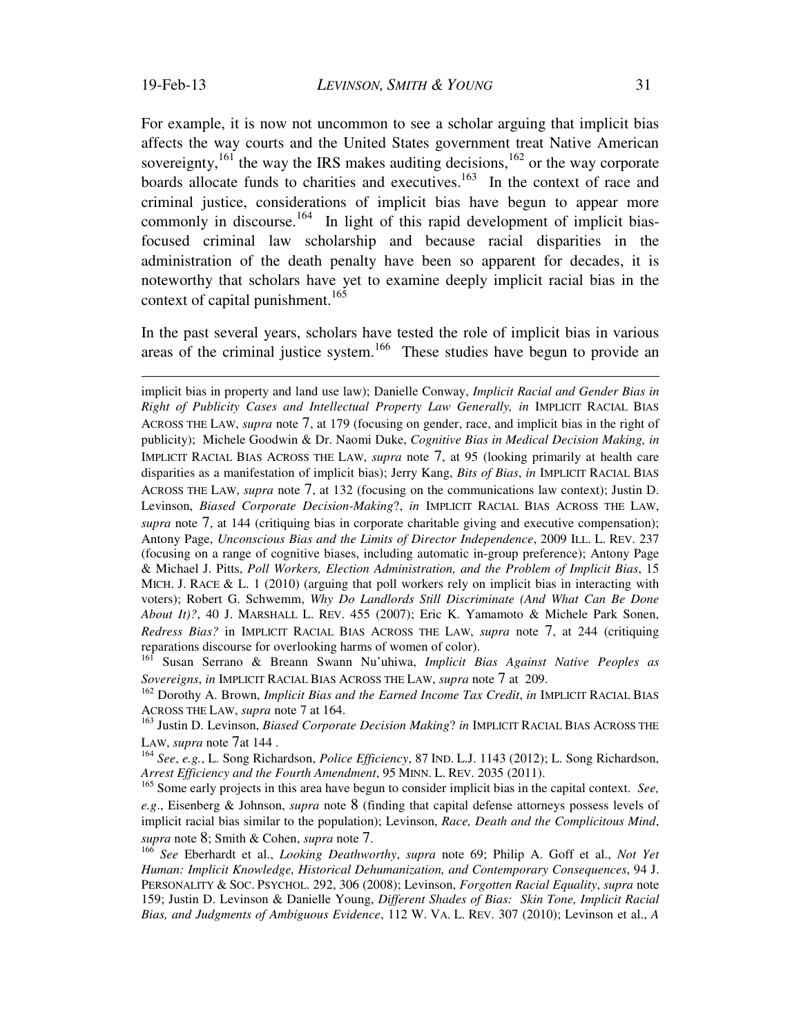For example, it is now not uncommon to see a scholar arguing that implicit bias affects the way courts and the United States government treat Native American sovereignty,[161] the way the IRS makes auditing decisions,[162] or the way corporate boards allocate funds to charities and executives.[163] In the context of race and criminal justice, considerations of implicit bias have begun to appear more commonly in discourse.[164] In light of this rapid development of implicit bias-focused criminal law scholarship and because racial disparities in the administration of the death penalty have been so apparent for decades, it is noteworthy that scholars have yet to examine deeply implicit racial bias in the context of capital punishment.[165]

In the past several years, scholars have tested the role of implicit bias in various areas of the criminal justice system.[166] These studies have begun to provide an

---

implicit bias in property and land use law); Danielle Conway, *Implicit Racial and Gender Bias in Right of Publicity Cases and Intellectual Property Law Generally, in* IMPLICIT RACIAL BIAS ACROSS THE LAW, *supra* note 7, at 179 (focusing on gender, race, and implicit bias in the right of publicity); Michele Goodwin & Dr. Naomi Duke, *Cognitive Bias in Medical Decision Making, in* IMPLICIT RACIAL BIAS ACROSS THE LAW, *supra* note 7, at 95 (looking primarily at health care disparities as a manifestation of implicit bias); Jerry Kang, *Bits of Bias*, *in* IMPLICIT RACIAL BIAS ACROSS THE LAW, *supra* note 7, at 132 (focusing on the communications law context); Justin D. Levinson, *Biased Corporate Decision-Making*?, *in* IMPLICIT RACIAL BIAS ACROSS THE LAW, *supra* note 7, at 144 (critiquing bias in corporate charitable giving and executive compensation); Antony Page, *Unconscious Bias and the Limits of Director Independence*, 2009 ILL. L. REV. 237 (focusing on a range of cognitive biases, including automatic in-group preference); Antony Page & Michael J. Pitts, *Poll Workers, Election Administration, and the Problem of Implicit Bias*, 15 MICH. J. RACE & L. 1 (2010) (arguing that poll workers rely on implicit bias in interacting with voters); Robert G. Schwemm, *Why Do Landlords Still Discriminate (And What Can Be Done About It)?*, 40 J. MARSHALL L. REV. 455 (2007); Eric K. Yamamoto & Michele Park Sonen, *Redress Bias?* in IMPLICIT RACIAL BIAS ACROSS THE LAW, *supra* note 7, at 244 (critiquing reparations discourse for overlooking harms of women of color).

[161] Susan Serrano & Breann Swann Nu'uhiwa, *Implicit Bias Against Native Peoples as Sovereigns*, *in* IMPLICIT RACIAL BIAS ACROSS THE LAW, *supra* note 7 at 209.

[162] Dorothy A. Brown, *Implicit Bias and the Earned Income Tax Credit*, *in* IMPLICIT RACIAL BIAS ACROSS THE LAW, *supra* note 7 at 164.

[163] Justin D. Levinson, *Biased Corporate Decision Making*? *in* IMPLICIT RACIAL BIAS ACROSS THE LAW, *supra* note 7at 144 .

[164] *See*, *e.g.*, L. Song Richardson, *Police Efficiency*, 87 IND. L.J. 1143 (2012); L. Song Richardson, *Arrest Efficiency and the Fourth Amendment*, 95 MINN. L. REV. 2035 (2011).

[165] Some early projects in this area have begun to consider implicit bias in the capital context. *See, e.g*., Eisenberg & Johnson, *supra* note 8 (finding that capital defense attorneys possess levels of implicit racial bias similar to the population); Levinson, *Race, Death and the Complicitous Mind*, *supra* note 8; Smith & Cohen, *supra* note 7.

[166] *See* Eberhardt et al., *Looking Deathworthy*, *supra* note 69; Philip A. Goff et al., *Not Yet Human: Implicit Knowledge, Historical Dehumanization, and Contemporary Consequences*, 94 J. PERSONALITY & SOC. PSYCHOL. 292, 306 (2008); Levinson, *Forgotten Racial Equality*, *supra* note 159; Justin D. Levinson & Danielle Young, *Different Shades of Bias: Skin Tone, Implicit Racial Bias, and Judgments of Ambiguous Evidence*, 112 W. VA. L. REV. 307 (2010); Levinson et al., *A*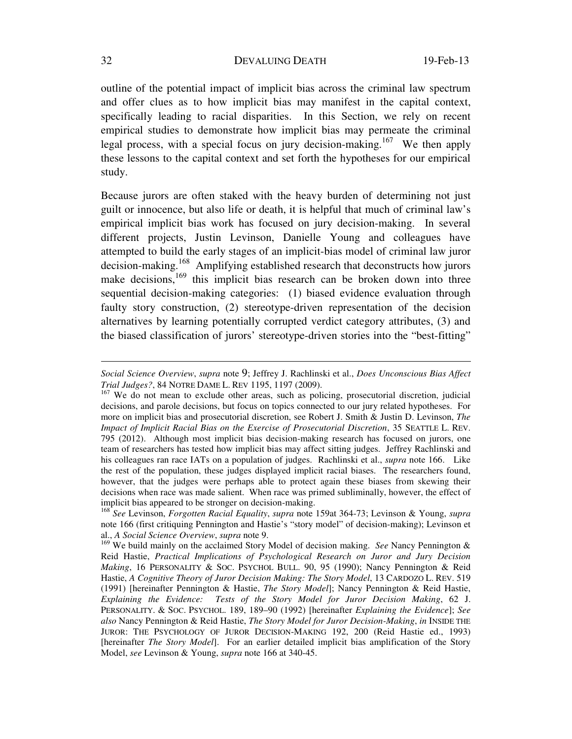outline of the potential impact of implicit bias across the criminal law spectrum and offer clues as to how implicit bias may manifest in the capital context, specifically leading to racial disparities. In this Section, we rely on recent empirical studies to demonstrate how implicit bias may permeate the criminal legal process, with a special focus on jury decision-making.[167] We then apply these lessons to the capital context and set forth the hypotheses for our empirical study.

Because jurors are often staked with the heavy burden of determining not just guilt or innocence, but also life or death, it is helpful that much of criminal law's empirical implicit bias work has focused on jury decision-making. In several different projects, Justin Levinson, Danielle Young and colleagues have attempted to build the early stages of an implicit-bias model of criminal law juror decision-making.[168] Amplifying established research that deconstructs how jurors make decisions,[169] this implicit bias research can be broken down into three sequential decision-making categories: (1) biased evidence evaluation through faulty story construction, (2) stereotype-driven representation of the decision alternatives by learning potentially corrupted verdict category attributes, (3) and the biased classification of jurors' stereotype-driven stories into the "best-fitting"

---

*Social Science Overview*, *supra* note 9; Jeffrey J. Rachlinski et al., *Does Unconscious Bias Affect Trial Judges?*, 84 NOTRE DAME L. REV 1195, 1197 (2009).

[167] We do not mean to exclude other areas, such as policing, prosecutorial discretion, judicial decisions, and parole decisions, but focus on topics connected to our jury related hypotheses. For more on implicit bias and prosecutorial discretion, see Robert J. Smith & Justin D. Levinson, *The Impact of Implicit Racial Bias on the Exercise of Prosecutorial Discretion*, 35 SEATTLE L. REV. 795 (2012). Although most implicit bias decision-making research has focused on jurors, one team of researchers has tested how implicit bias may affect sitting judges. Jeffrey Rachlinski and his colleagues ran race IATs on a population of judges. Rachlinski et al., *supra* note 166. Like the rest of the population, these judges displayed implicit racial biases. The researchers found, however, that the judges were perhaps able to protect again these biases from skewing their decisions when race was made salient. When race was primed subliminally, however, the effect of implicit bias appeared to be stronger on decision-making.

[168] *See* Levinson, *Forgotten Racial Equality*, *supra* note 159at 364-73; Levinson & Young, *supra* note 166 (first critiquing Pennington and Hastie's "story model" of decision-making); Levinson et al., *A Social Science Overview*, *supra* note 9.

[169] We build mainly on the acclaimed Story Model of decision making. *See* Nancy Pennington & Reid Hastie, *Practical Implications of Psychological Research on Juror and Jury Decision Making*, 16 PERSONALITY & SOC. PSYCHOL BULL. 90, 95 (1990); Nancy Pennington & Reid Hastie, *A Cognitive Theory of Juror Decision Making: The Story Model*, 13 CARDOZO L. REV. 519 (1991) [hereinafter Pennington & Hastie, *The Story Model*]; Nancy Pennington & Reid Hastie, *Explaining the Evidence: Tests of the Story Model for Juror Decision Making*, 62 J. PERSONALITY. & SOC. PSYCHOL. 189, 189–90 (1992) [hereinafter *Explaining the Evidence*]; *See also* Nancy Pennington & Reid Hastie, *The Story Model for Juror Decision-Making*, *in* INSIDE THE JUROR: THE PSYCHOLOGY OF JUROR DECISION-MAKING 192, 200 (Reid Hastie ed., 1993) [hereinafter *The Story Model*]. For an earlier detailed implicit bias amplification of the Story Model, *see* Levinson & Young, *supra* note 166 at 340-45.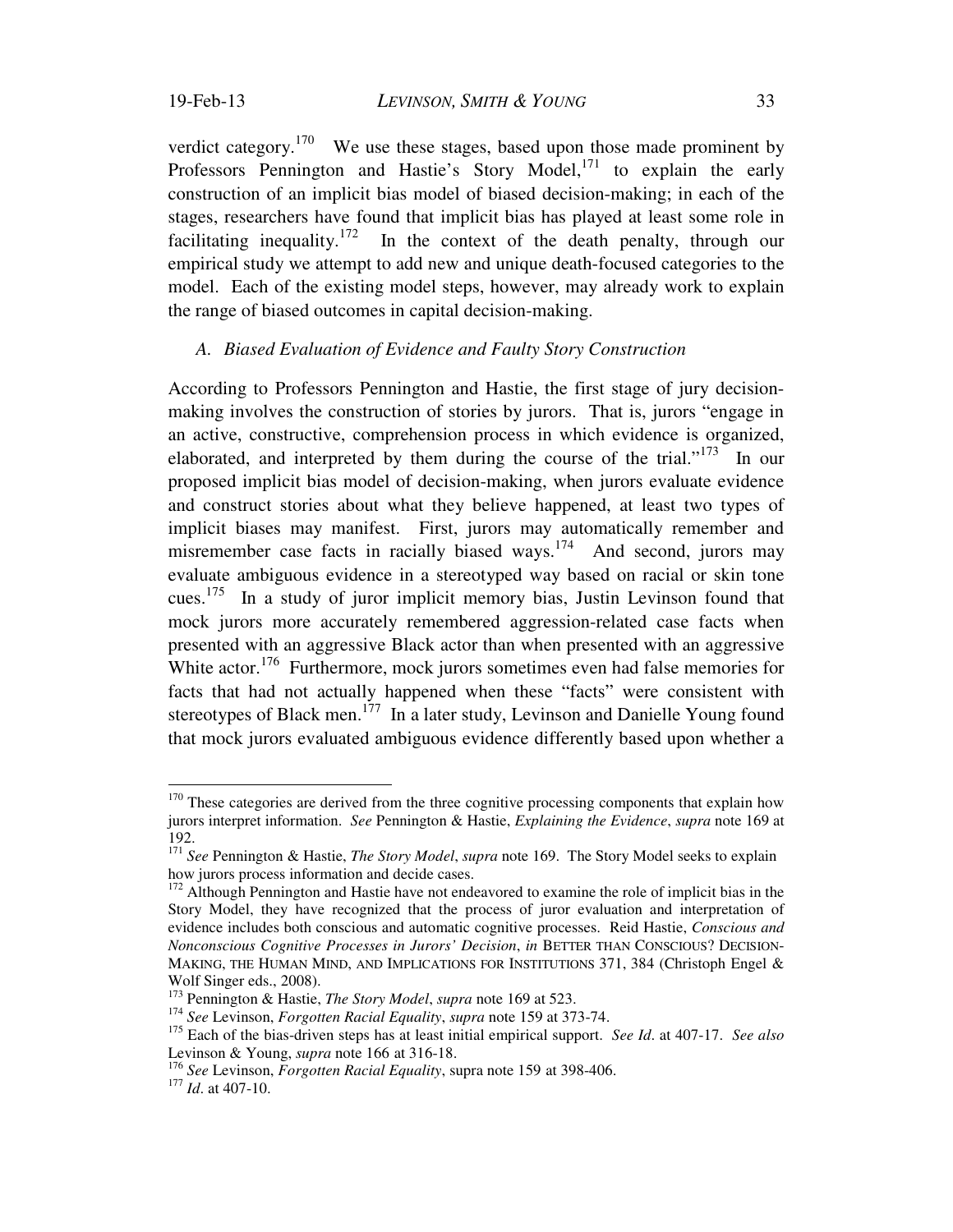verdict category.[170] We use these stages, based upon those made prominent by Professors Pennington and Hastie's Story Model,[171] to explain the early construction of an implicit bias model of biased decision-making; in each of the stages, researchers have found that implicit bias has played at least some role in facilitating inequality.[172] In the context of the death penalty, through our empirical study we attempt to add new and unique death-focused categories to the model. Each of the existing model steps, however, may already work to explain the range of biased outcomes in capital decision-making.

### *A. Biased Evaluation of Evidence and Faulty Story Construction*

According to Professors Pennington and Hastie, the first stage of jury decision-making involves the construction of stories by jurors. That is, jurors "engage in an active, constructive, comprehension process in which evidence is organized, elaborated, and interpreted by them during the course of the trial."[173] In our proposed implicit bias model of decision-making, when jurors evaluate evidence and construct stories about what they believe happened, at least two types of implicit biases may manifest. First, jurors may automatically remember and misremember case facts in racially biased ways.[174] And second, jurors may evaluate ambiguous evidence in a stereotyped way based on racial or skin tone cues.[175] In a study of juror implicit memory bias, Justin Levinson found that mock jurors more accurately remembered aggression-related case facts when presented with an aggressive Black actor than when presented with an aggressive White actor.[176] Furthermore, mock jurors sometimes even had false memories for facts that had not actually happened when these "facts" were consistent with stereotypes of Black men.[177] In a later study, Levinson and Danielle Young found that mock jurors evaluated ambiguous evidence differently based upon whether a

---

[170] These categories are derived from the three cognitive processing components that explain how jurors interpret information. *See* Pennington & Hastie, *Explaining the Evidence*, *supra* note 169 at 192.

[171] *See* Pennington & Hastie, *The Story Model*, *supra* note 169. The Story Model seeks to explain how jurors process information and decide cases.

[172] Although Pennington and Hastie have not endeavored to examine the role of implicit bias in the Story Model, they have recognized that the process of juror evaluation and interpretation of evidence includes both conscious and automatic cognitive processes. Reid Hastie, *Conscious and Nonconscious Cognitive Processes in Jurors' Decision*, *in* BETTER THAN CONSCIOUS? DECISION-MAKING, THE HUMAN MIND, AND IMPLICATIONS FOR INSTITUTIONS 371, 384 (Christoph Engel & Wolf Singer eds., 2008).

[173] Pennington & Hastie, *The Story Model*, *supra* note 169 at 523.

[174] *See* Levinson, *Forgotten Racial Equality*, *supra* note 159 at 373-74.

[175] Each of the bias-driven steps has at least initial empirical support. *See Id*. at 407-17. *See also* Levinson & Young, *supra* note 166 at 316-18.

[176] *See* Levinson, *Forgotten Racial Equality*, supra note 159 at 398-406.

[177] *Id*. at 407-10.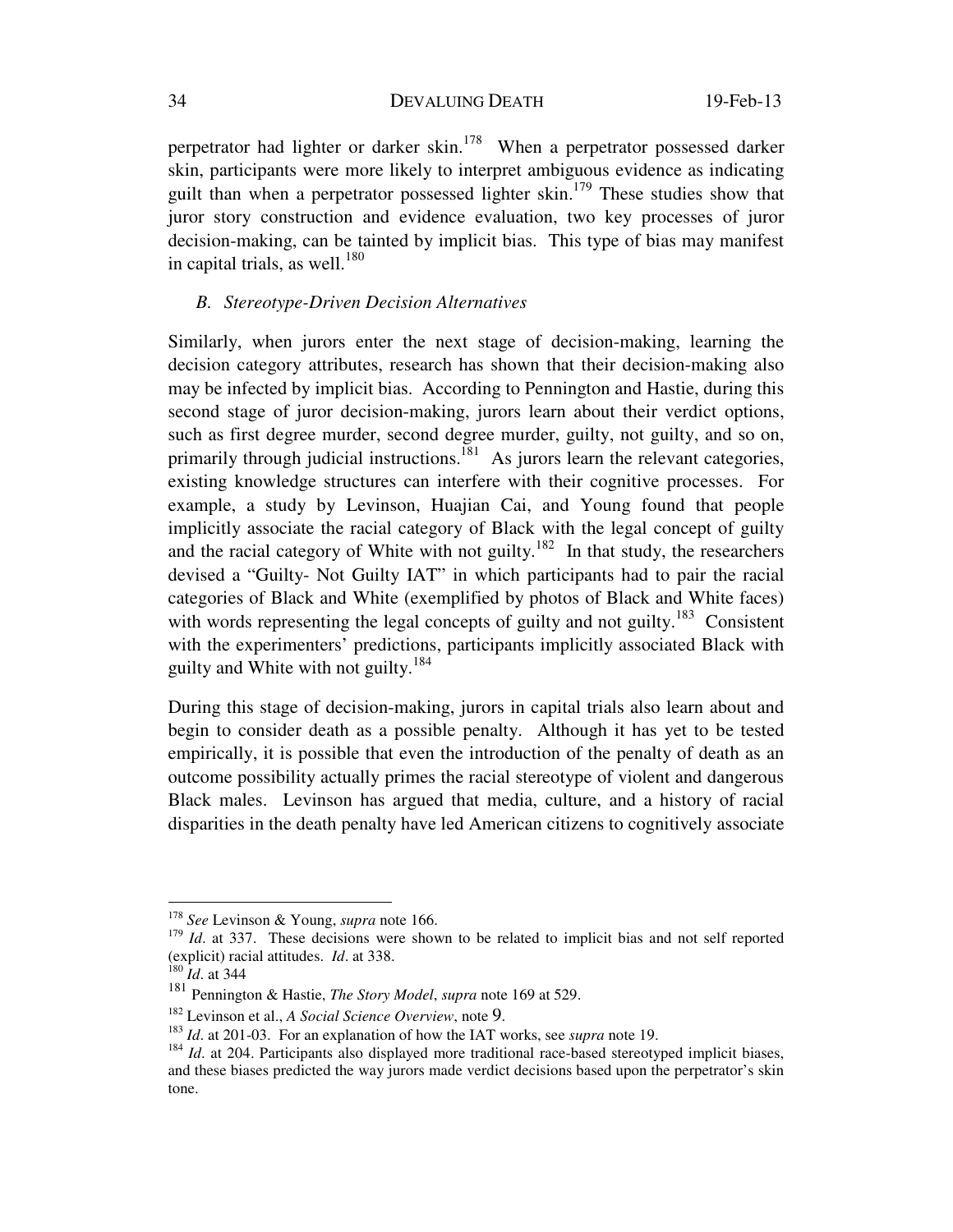perpetrator had lighter or darker skin.[178] When a perpetrator possessed darker skin, participants were more likely to interpret ambiguous evidence as indicating guilt than when a perpetrator possessed lighter skin.[179] These studies show that juror story construction and evidence evaluation, two key processes of juror decision-making, can be tainted by implicit bias. This type of bias may manifest in capital trials, as well.[180]

### *B. Stereotype-Driven Decision Alternatives*

Similarly, when jurors enter the next stage of decision-making, learning the decision category attributes, research has shown that their decision-making also may be infected by implicit bias. According to Pennington and Hastie, during this second stage of juror decision-making, jurors learn about their verdict options, such as first degree murder, second degree murder, guilty, not guilty, and so on, primarily through judicial instructions.[181] As jurors learn the relevant categories, existing knowledge structures can interfere with their cognitive processes. For example, a study by Levinson, Huajian Cai, and Young found that people implicitly associate the racial category of Black with the legal concept of guilty and the racial category of White with not guilty.[182] In that study, the researchers devised a "Guilty- Not Guilty IAT" in which participants had to pair the racial categories of Black and White (exemplified by photos of Black and White faces) with words representing the legal concepts of guilty and not guilty.[183] Consistent with the experimenters' predictions, participants implicitly associated Black with guilty and White with not guilty.[184]

During this stage of decision-making, jurors in capital trials also learn about and begin to consider death as a possible penalty. Although it has yet to be tested empirically, it is possible that even the introduction of the penalty of death as an outcome possibility actually primes the racial stereotype of violent and dangerous Black males. Levinson has argued that media, culture, and a history of racial disparities in the death penalty have led American citizens to cognitively associate

---

[178] *See* Levinson & Young, *supra* note 166.

[179] *Id*. at 337. These decisions were shown to be related to implicit bias and not self reported (explicit) racial attitudes. *Id*. at 338.

[180] *Id*. at 344

[181] Pennington & Hastie, *The Story Model*, *supra* note 169 at 529.

[182] Levinson et al., *A Social Science Overview*, note 9.

[183] *Id*. at 201-03. For an explanation of how the IAT works, see *supra* note 19.

[184] *Id*. at 204. Participants also displayed more traditional race-based stereotyped implicit biases, and these biases predicted the way jurors made verdict decisions based upon the perpetrator's skin tone.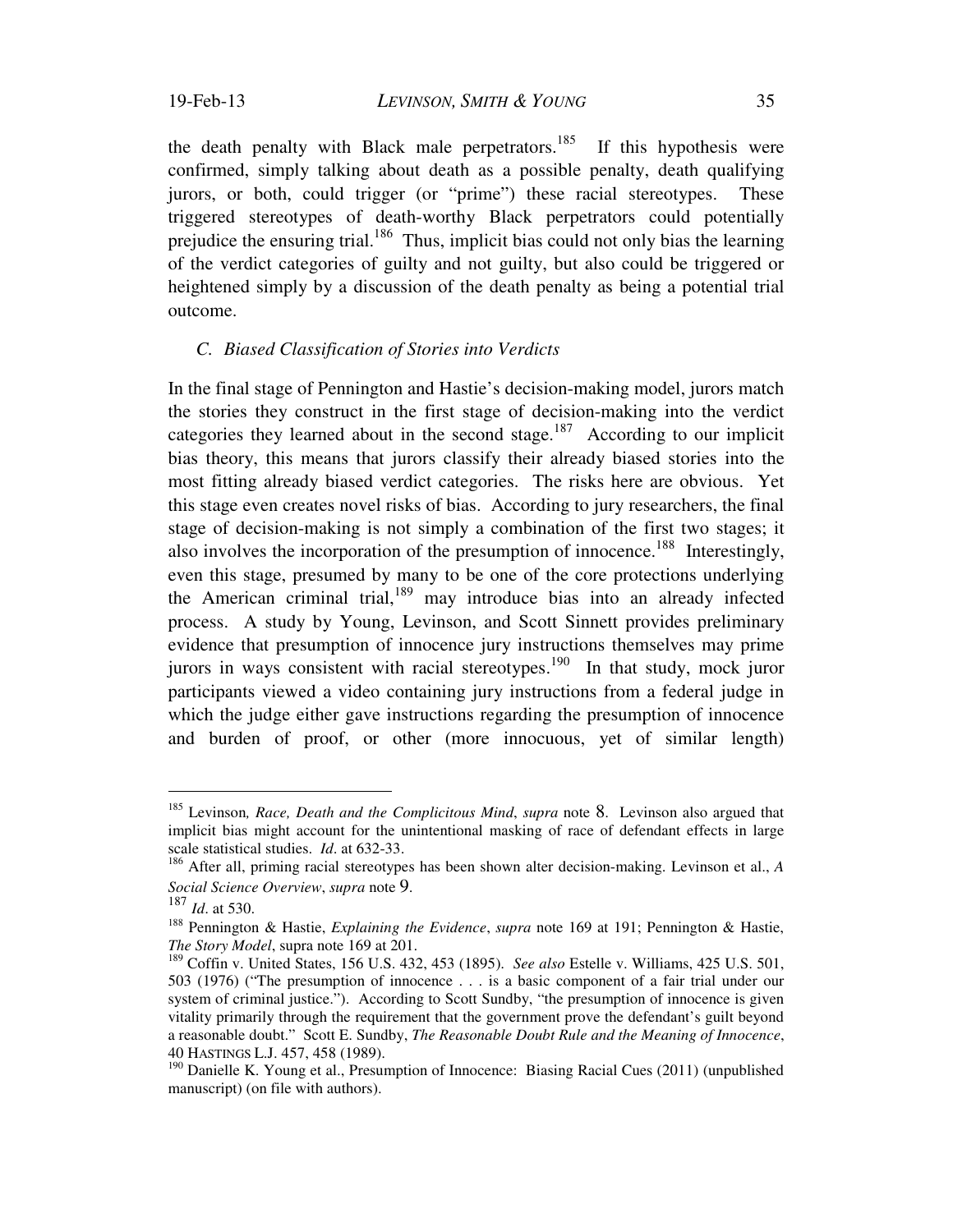the death penalty with Black male perpetrators.[185] If this hypothesis were confirmed, simply talking about death as a possible penalty, death qualifying jurors, or both, could trigger (or "prime") these racial stereotypes. These triggered stereotypes of death-worthy Black perpetrators could potentially prejudice the ensuring trial.[186] Thus, implicit bias could not only bias the learning of the verdict categories of guilty and not guilty, but also could be triggered or heightened simply by a discussion of the death penalty as being a potential trial outcome.

### *C. Biased Classification of Stories into Verdicts*

In the final stage of Pennington and Hastie's decision-making model, jurors match the stories they construct in the first stage of decision-making into the verdict categories they learned about in the second stage.[187] According to our implicit bias theory, this means that jurors classify their already biased stories into the most fitting already biased verdict categories. The risks here are obvious. Yet this stage even creates novel risks of bias. According to jury researchers, the final stage of decision-making is not simply a combination of the first two stages; it also involves the incorporation of the presumption of innocence.[188] Interestingly, even this stage, presumed by many to be one of the core protections underlying the American criminal trial,[189] may introduce bias into an already infected process. A study by Young, Levinson, and Scott Sinnett provides preliminary evidence that presumption of innocence jury instructions themselves may prime jurors in ways consistent with racial stereotypes.[190] In that study, mock juror participants viewed a video containing jury instructions from a federal judge in which the judge either gave instructions regarding the presumption of innocence and burden of proof, or other (more innocuous, yet of similar length)

---

[185] Levinson*, Race, Death and the Complicitous Mind*, *supra* note 8. Levinson also argued that implicit bias might account for the unintentional masking of race of defendant effects in large scale statistical studies. *Id*. at 632-33.

[186] After all, priming racial stereotypes has been shown alter decision-making. Levinson et al., *A Social Science Overview*, *supra* note 9.

[187] *Id*. at 530.

[188] Pennington & Hastie, *Explaining the Evidence*, *supra* note 169 at 191; Pennington & Hastie, *The Story Model*, supra note 169 at 201.

[189] Coffin v. United States, 156 U.S. 432, 453 (1895). *See also* Estelle v. Williams, 425 U.S. 501, 503 (1976) ("The presumption of innocence . . . is a basic component of a fair trial under our system of criminal justice."). According to Scott Sundby, "the presumption of innocence is given vitality primarily through the requirement that the government prove the defendant's guilt beyond a reasonable doubt." Scott E. Sundby, *The Reasonable Doubt Rule and the Meaning of Innocence*, 40 HASTINGS L.J. 457, 458 (1989).

[190] Danielle K. Young et al., Presumption of Innocence: Biasing Racial Cues (2011) (unpublished manuscript) (on file with authors).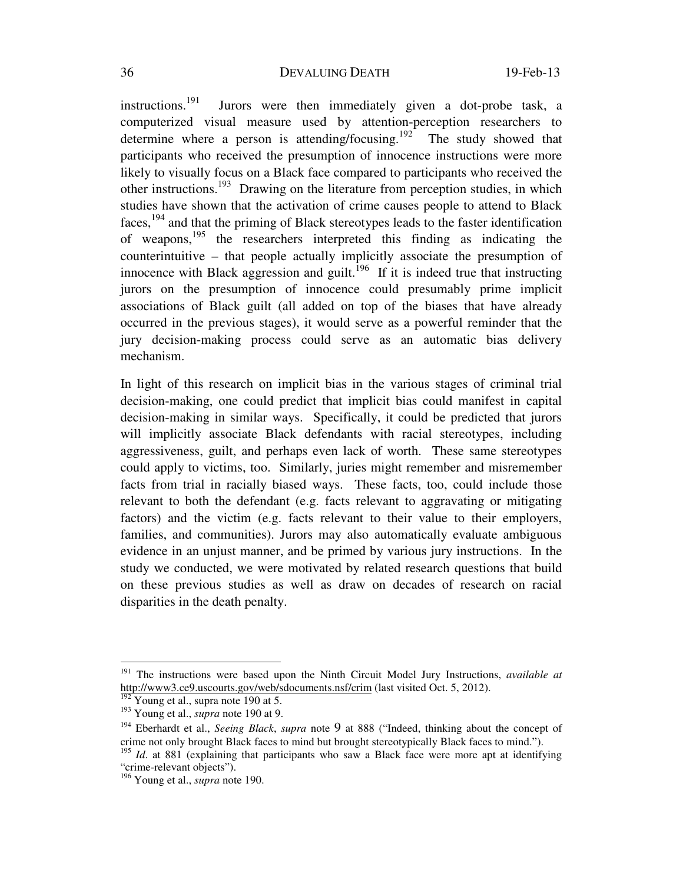instructions.[191] Jurors were then immediately given a dot-probe task, a computerized visual measure used by attention-perception researchers to determine where a person is attending/focusing.[192] The study showed that participants who received the presumption of innocence instructions were more likely to visually focus on a Black face compared to participants who received the other instructions.[193] Drawing on the literature from perception studies, in which studies have shown that the activation of crime causes people to attend to Black faces,[194] and that the priming of Black stereotypes leads to the faster identification of weapons,[195] the researchers interpreted this finding as indicating the counterintuitive – that people actually implicitly associate the presumption of innocence with Black aggression and guilt.[196] If it is indeed true that instructing jurors on the presumption of innocence could presumably prime implicit associations of Black guilt (all added on top of the biases that have already occurred in the previous stages), it would serve as a powerful reminder that the jury decision-making process could serve as an automatic bias delivery mechanism.

In light of this research on implicit bias in the various stages of criminal trial decision-making, one could predict that implicit bias could manifest in capital decision-making in similar ways. Specifically, it could be predicted that jurors will implicitly associate Black defendants with racial stereotypes, including aggressiveness, guilt, and perhaps even lack of worth. These same stereotypes could apply to victims, too. Similarly, juries might remember and misremember facts from trial in racially biased ways. These facts, too, could include those relevant to both the defendant (e.g. facts relevant to aggravating or mitigating factors) and the victim (e.g. facts relevant to their value to their employers, families, and communities). Jurors may also automatically evaluate ambiguous evidence in an unjust manner, and be primed by various jury instructions. In the study we conducted, we were motivated by related research questions that build on these previous studies as well as draw on decades of research on racial disparities in the death penalty.

---

[191] The instructions were based upon the Ninth Circuit Model Jury Instructions, *available at* http://www3.ce9.uscourts.gov/web/sdocuments.nsf/crim (last visited Oct. 5, 2012).

[192] Young et al., supra note 190 at 5.

[193] Young et al., *supra* note 190 at 9.

[194] Eberhardt et al., *Seeing Black*, *supra* note 9 at 888 ("Indeed, thinking about the concept of crime not only brought Black faces to mind but brought stereotypically Black faces to mind.").

[195] *Id*. at 881 (explaining that participants who saw a Black face were more apt at identifying "crime-relevant objects").

[196] Young et al., *supra* note 190.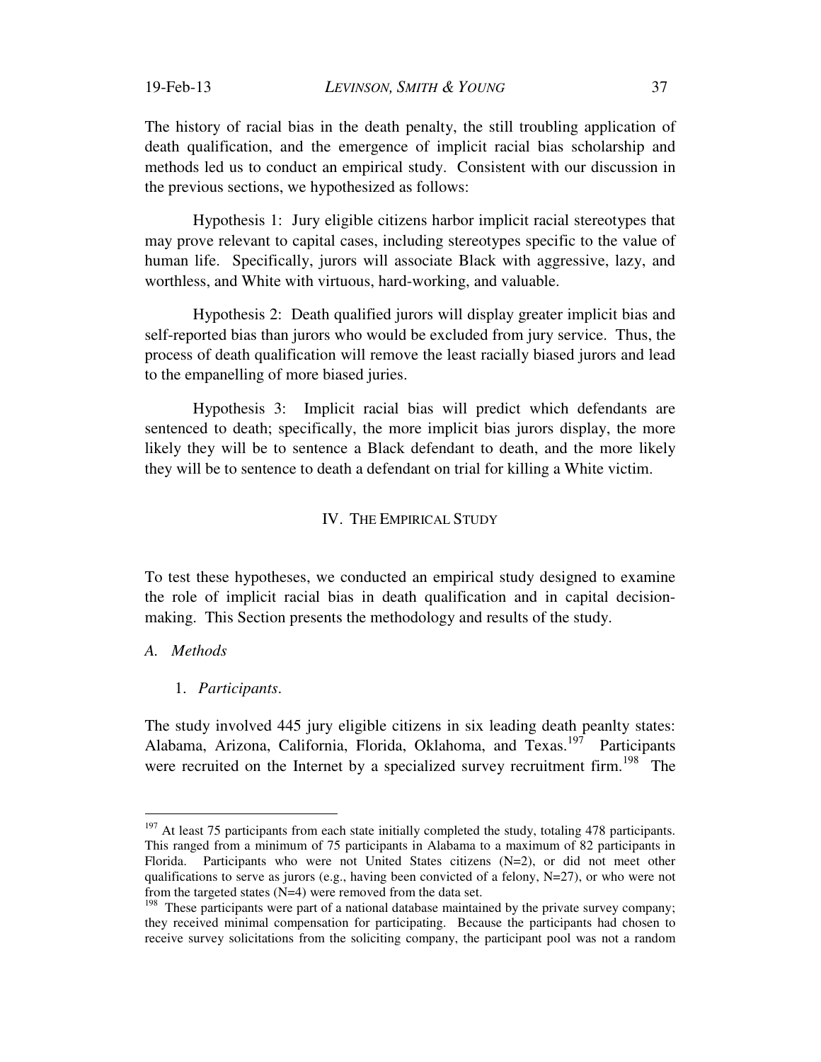The history of racial bias in the death penalty, the still troubling application of death qualification, and the emergence of implicit racial bias scholarship and methods led us to conduct an empirical study. Consistent with our discussion in the previous sections, we hypothesized as follows:

Hypothesis 1: Jury eligible citizens harbor implicit racial stereotypes that may prove relevant to capital cases, including stereotypes specific to the value of human life. Specifically, jurors will associate Black with aggressive, lazy, and worthless, and White with virtuous, hard-working, and valuable.

Hypothesis 2: Death qualified jurors will display greater implicit bias and self-reported bias than jurors who would be excluded from jury service. Thus, the process of death qualification will remove the least racially biased jurors and lead to the empanelling of more biased juries.

Hypothesis 3: Implicit racial bias will predict which defendants are sentenced to death; specifically, the more implicit bias jurors display, the more likely they will be to sentence a Black defendant to death, and the more likely they will be to sentence to death a defendant on trial for killing a White victim.

## IV. THE EMPIRICAL STUDY

To test these hypotheses, we conducted an empirical study designed to examine the role of implicit racial bias in death qualification and in capital decision-making. This Section presents the methodology and results of the study.

### *A. Methods*

#### 1. *Participants*.

The study involved 445 jury eligible citizens in six leading death peanlty states: Alabama, Arizona, California, Florida, Oklahoma, and Texas.[197] Participants were recruited on the Internet by a specialized survey recruitment firm.[198] The

---

[197] At least 75 participants from each state initially completed the study, totaling 478 participants. This ranged from a minimum of 75 participants in Alabama to a maximum of 82 participants in Florida. Participants who were not United States citizens (N=2), or did not meet other qualifications to serve as jurors (e.g., having been convicted of a felony, N=27), or who were not from the targeted states (N=4) were removed from the data set.

[198] These participants were part of a national database maintained by the private survey company; they received minimal compensation for participating. Because the participants had chosen to receive survey solicitations from the soliciting company, the participant pool was not a random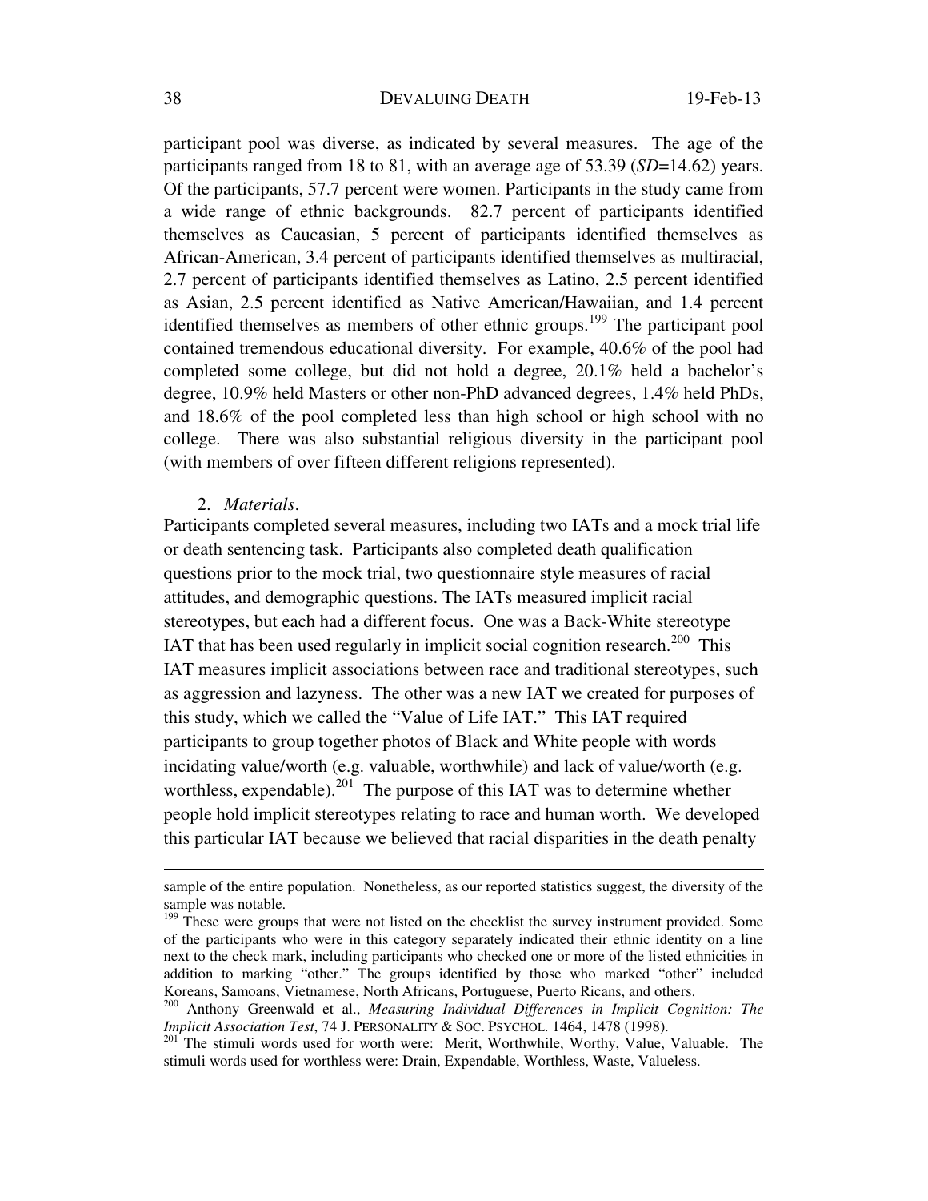participant pool was diverse, as indicated by several measures. The age of the participants ranged from 18 to 81, with an average age of 53.39 (*SD*=14.62) years. Of the participants, 57.7 percent were women. Participants in the study came from a wide range of ethnic backgrounds. 82.7 percent of participants identified themselves as Caucasian, 5 percent of participants identified themselves as African-American, 3.4 percent of participants identified themselves as multiracial, 2.7 percent of participants identified themselves as Latino, 2.5 percent identified as Asian, 2.5 percent identified as Native American/Hawaiian, and 1.4 percent identified themselves as members of other ethnic groups.[199] The participant pool contained tremendous educational diversity. For example, 40.6% of the pool had completed some college, but did not hold a degree, 20.1% held a bachelor's degree, 10.9% held Masters or other non-PhD advanced degrees, 1.4% held PhDs, and 18.6% of the pool completed less than high school or high school with no college. There was also substantial religious diversity in the participant pool (with members of over fifteen different religions represented).

2. *Materials*.

Participants completed several measures, including two IATs and a mock trial life or death sentencing task. Participants also completed death qualification questions prior to the mock trial, two questionnaire style measures of racial attitudes, and demographic questions. The IATs measured implicit racial stereotypes, but each had a different focus. One was a Back-White stereotype IAT that has been used regularly in implicit social cognition research.[200] This IAT measures implicit associations between race and traditional stereotypes, such as aggression and lazyness. The other was a new IAT we created for purposes of this study, which we called the "Value of Life IAT." This IAT required participants to group together photos of Black and White people with words incidating value/worth (e.g. valuable, worthwhile) and lack of value/worth (e.g. worthless, expendable).[201] The purpose of this IAT was to determine whether people hold implicit stereotypes relating to race and human worth. We developed this particular IAT because we believed that racial disparities in the death penalty

---

sample of the entire population. Nonetheless, as our reported statistics suggest, the diversity of the sample was notable.

[199] These were groups that were not listed on the checklist the survey instrument provided. Some of the participants who were in this category separately indicated their ethnic identity on a line next to the check mark, including participants who checked one or more of the listed ethnicities in addition to marking "other." The groups identified by those who marked "other" included Koreans, Samoans, Vietnamese, North Africans, Portuguese, Puerto Ricans, and others.

[200] Anthony Greenwald et al., *Measuring Individual Differences in Implicit Cognition: The Implicit Association Test*, 74 J. PERSONALITY & SOC. PSYCHOL. 1464, 1478 (1998).

[201] The stimuli words used for worth were: Merit, Worthwhile, Worthy, Value, Valuable. The stimuli words used for worthless were: Drain, Expendable, Worthless, Waste, Valueless.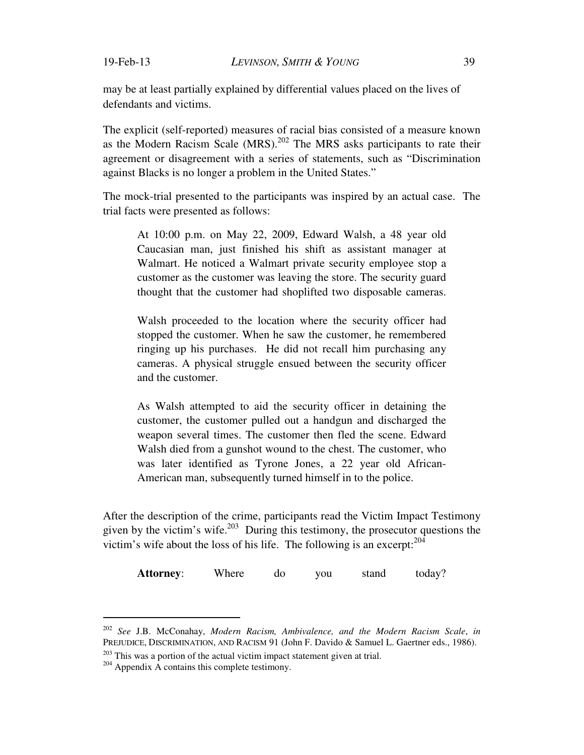may be at least partially explained by differential values placed on the lives of defendants and victims.

The explicit (self-reported) measures of racial bias consisted of a measure known as the Modern Racism Scale (MRS).[202] The MRS asks participants to rate their agreement or disagreement with a series of statements, such as "Discrimination against Blacks is no longer a problem in the United States."

The mock-trial presented to the participants was inspired by an actual case. The trial facts were presented as follows:

> At 10:00 p.m. on May 22, 2009, Edward Walsh, a 48 year old Caucasian man, just finished his shift as assistant manager at Walmart. He noticed a Walmart private security employee stop a customer as the customer was leaving the store. The security guard thought that the customer had shoplifted two disposable cameras.
>
> Walsh proceeded to the location where the security officer had stopped the customer. When he saw the customer, he remembered ringing up his purchases. He did not recall him purchasing any cameras. A physical struggle ensued between the security officer and the customer.
>
> As Walsh attempted to aid the security officer in detaining the customer, the customer pulled out a handgun and discharged the weapon several times. The customer then fled the scene. Edward Walsh died from a gunshot wound to the chest. The customer, who was later identified as Tyrone Jones, a 22 year old African-American man, subsequently turned himself in to the police.

After the description of the crime, participants read the Victim Impact Testimony given by the victim's wife.[203] During this testimony, the prosecutor questions the victim's wife about the loss of his life. The following is an excerpt:[204]

> **Attorney**: Where do you stand today?

---

[202] *See* J.B. McConahay, *Modern Racism, Ambivalence, and the Modern Racism Scale*, *in* PREJUDICE, DISCRIMINATION, AND RACISM 91 (John F. Davido & Samuel L. Gaertner eds., 1986).

[203] This was a portion of the actual victim impact statement given at trial.

[204] Appendix A contains this complete testimony.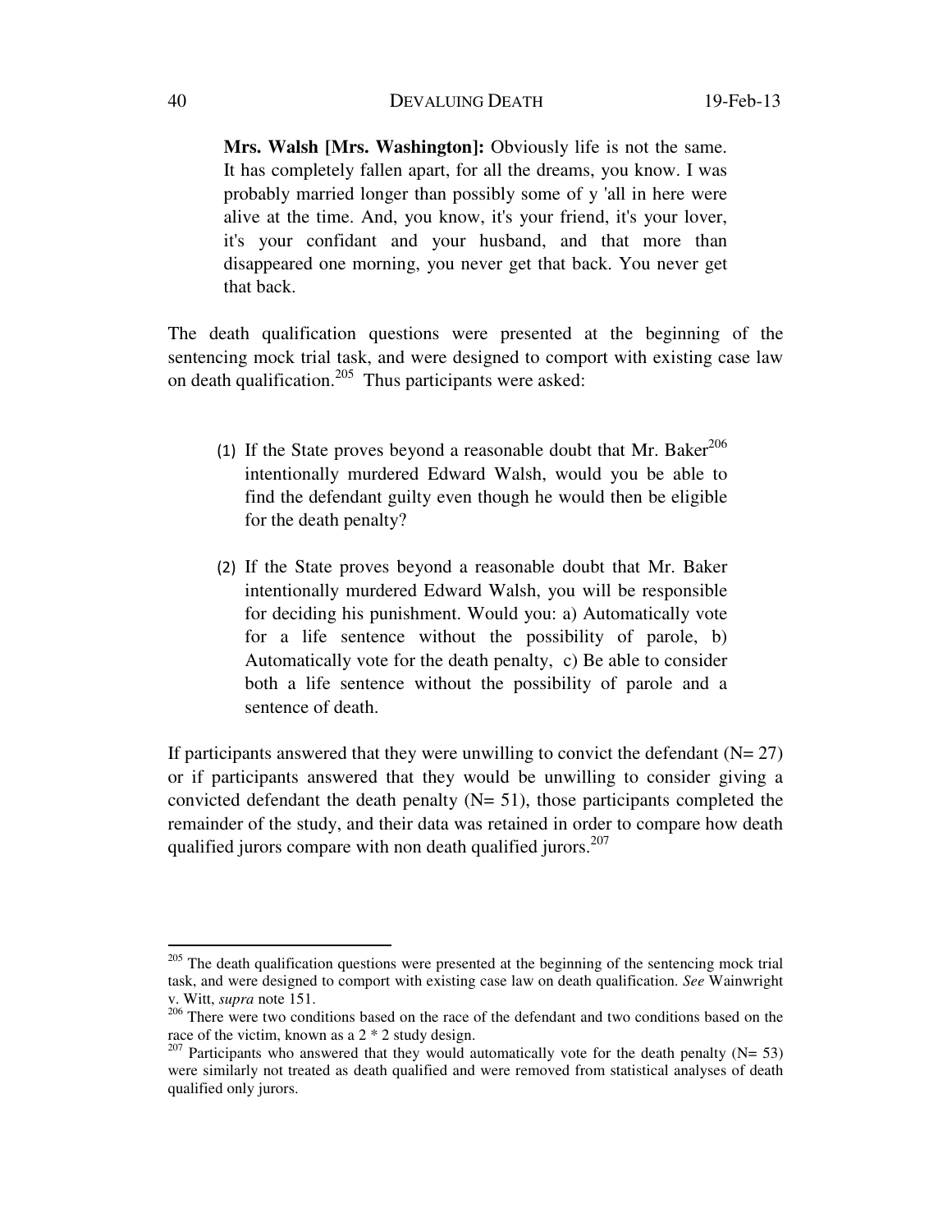> **Mrs. Walsh [Mrs. Washington]:** Obviously life is not the same. It has completely fallen apart, for all the dreams, you know. I was probably married longer than possibly some of y 'all in here were alive at the time. And, you know, it's your friend, it's your lover, it's your confidant and your husband, and that more than disappeared one morning, you never get that back. You never get that back.

The death qualification questions were presented at the beginning of the sentencing mock trial task, and were designed to comport with existing case law on death qualification.[205] Thus participants were asked:

> (1) If the State proves beyond a reasonable doubt that Mr. Baker[206] intentionally murdered Edward Walsh, would you be able to find the defendant guilty even though he would then be eligible for the death penalty?
>
> (2) If the State proves beyond a reasonable doubt that Mr. Baker intentionally murdered Edward Walsh, you will be responsible for deciding his punishment. Would you: a) Automatically vote for a life sentence without the possibility of parole, b) Automatically vote for the death penalty, c) Be able to consider both a life sentence without the possibility of parole and a sentence of death.

If participants answered that they were unwilling to convict the defendant (N= 27) or if participants answered that they would be unwilling to consider giving a convicted defendant the death penalty (N= 51), those participants completed the remainder of the study, and their data was retained in order to compare how death qualified jurors compare with non death qualified jurors.[207]

---

[205] The death qualification questions were presented at the beginning of the sentencing mock trial task, and were designed to comport with existing case law on death qualification. *See* Wainwright v. Witt, *supra* note 151.

[206] There were two conditions based on the race of the defendant and two conditions based on the race of the victim, known as a 2 * 2 study design.

[207] Participants who answered that they would automatically vote for the death penalty (N= 53) were similarly not treated as death qualified and were removed from statistical analyses of death qualified only jurors.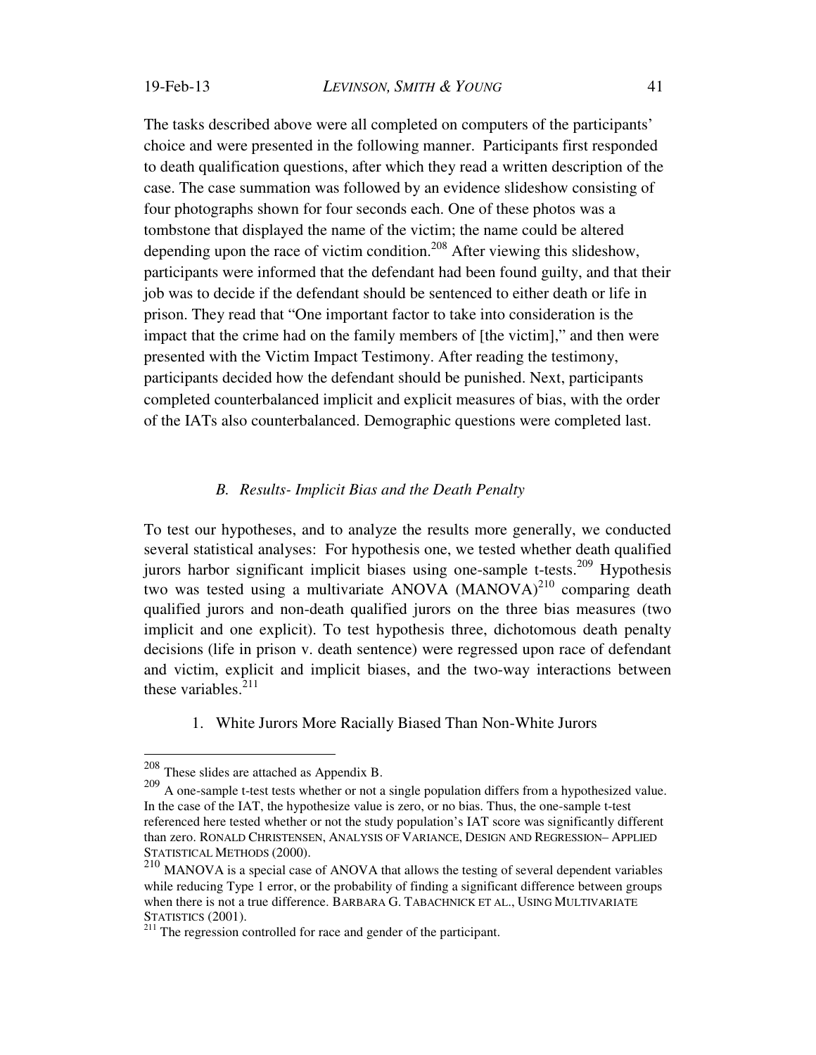The tasks described above were all completed on computers of the participants' choice and were presented in the following manner. Participants first responded to death qualification questions, after which they read a written description of the case. The case summation was followed by an evidence slideshow consisting of four photographs shown for four seconds each. One of these photos was a tombstone that displayed the name of the victim; the name could be altered depending upon the race of victim condition.[208] After viewing this slideshow, participants were informed that the defendant had been found guilty, and that their job was to decide if the defendant should be sentenced to either death or life in prison. They read that "One important factor to take into consideration is the impact that the crime had on the family members of [the victim]," and then were presented with the Victim Impact Testimony. After reading the testimony, participants decided how the defendant should be punished. Next, participants completed counterbalanced implicit and explicit measures of bias, with the order of the IATs also counterbalanced. Demographic questions were completed last.

### *B. Results- Implicit Bias and the Death Penalty*

To test our hypotheses, and to analyze the results more generally, we conducted several statistical analyses: For hypothesis one, we tested whether death qualified jurors harbor significant implicit biases using one-sample t-tests.[209] Hypothesis two was tested using a multivariate ANOVA (MANOVA)[210] comparing death qualified jurors and non-death qualified jurors on the three bias measures (two implicit and one explicit). To test hypothesis three, dichotomous death penalty decisions (life in prison v. death sentence) were regressed upon race of defendant and victim, explicit and implicit biases, and the two-way interactions between these variables.[211]

1. White Jurors More Racially Biased Than Non-White Jurors

---

[208] These slides are attached as Appendix B.

[209] A one-sample t-test tests whether or not a single population differs from a hypothesized value. In the case of the IAT, the hypothesize value is zero, or no bias. Thus, the one-sample t-test referenced here tested whether or not the study population's IAT score was significantly different than zero. RONALD CHRISTENSEN, ANALYSIS OF VARIANCE, DESIGN AND REGRESSION– APPLIED STATISTICAL METHODS (2000).

[210] MANOVA is a special case of ANOVA that allows the testing of several dependent variables while reducing Type 1 error, or the probability of finding a significant difference between groups when there is not a true difference. BARBARA G. TABACHNICK ET AL., USING MULTIVARIATE STATISTICS (2001).

[211] The regression controlled for race and gender of the participant.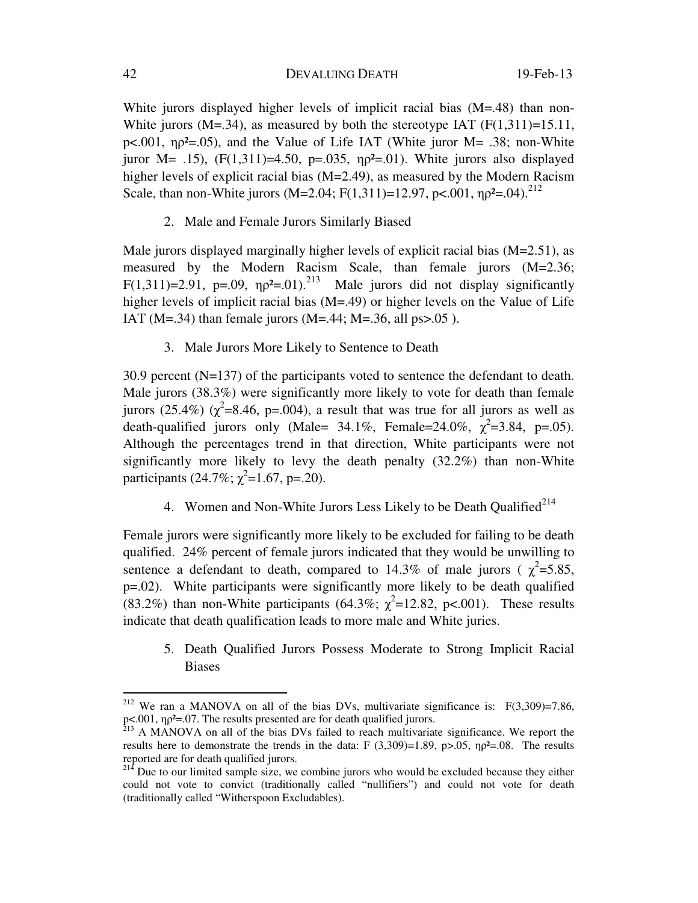White jurors displayed higher levels of implicit racial bias (M=.48) than non-White jurors (M=.34), as measured by both the stereotype IAT ($F(1,311)=15.11$, $p<.001$, $\eta\rho^2=.05$), and the Value of Life IAT (White juror M= .38; non-White juror M= .15), ($F(1,311)=4.50$, $p=.035$, $\eta\rho^2=.01$). White jurors also displayed higher levels of explicit racial bias (M=2.49), as measured by the Modern Racism Scale, than non-White jurors (M=2.04; $F(1,311)=12.97$, $p<.001$, $\eta\rho^2=.04$).[212]

2. Male and Female Jurors Similarly Biased

Male jurors displayed marginally higher levels of explicit racial bias (M=2.51), as measured by the Modern Racism Scale, than female jurors (M=2.36; $F(1,311)=2.91$, $p=.09$, $\eta\rho^2=.01$).[213] Male jurors did not display significantly higher levels of implicit racial bias (M=.49) or higher levels on the Value of Life IAT (M=.34) than female jurors (M=.44; M=.36, all ps>.05 ).

3. Male Jurors More Likely to Sentence to Death

30.9 percent (N=137) of the participants voted to sentence the defendant to death. Male jurors (38.3%) were significantly more likely to vote for death than female jurors (25.4%) ($\chi^2=8.46$, $p=.004$), a result that was true for all jurors as well as death-qualified jurors only (Male= 34.1%, Female=24.0%, $\chi^2=3.84$, $p=.05$). Although the percentages trend in that direction, White participants were not significantly more likely to levy the death penalty (32.2%) than non-White participants (24.7%; $\chi^2=1.67$, $p=.20$).

4. Women and Non-White Jurors Less Likely to be Death Qualified[214]

Female jurors were significantly more likely to be excluded for failing to be death qualified. 24% percent of female jurors indicated that they would be unwilling to sentence a defendant to death, compared to 14.3% of male jurors ( $\chi^2=5.85$, $p=.02$). White participants were significantly more likely to be death qualified (83.2%) than non-White participants (64.3%; $\chi^2=12.82$, $p<.001$). These results indicate that death qualification leads to more male and White juries.

5. Death Qualified Jurors Possess Moderate to Strong Implicit Racial Biases

---

[212] We ran a MANOVA on all of the bias DVs, multivariate significance is: $F(3,309)=7.86$, $p<.001$, $\eta\rho^2=.07$. The results presented are for death qualified jurors.

[213] A MANOVA on all of the bias DVs failed to reach multivariate significance. We report the results here to demonstrate the trends in the data: $F(3,309)=1.89$, $p>.05$, $\eta\rho^2=.08$. The results reported are for death qualified jurors.

[214] Due to our limited sample size, we combine jurors who would be excluded because they either could not vote to convict (traditionally called "nullifiers") and could not vote for death (traditionally called "Witherspoon Excludables).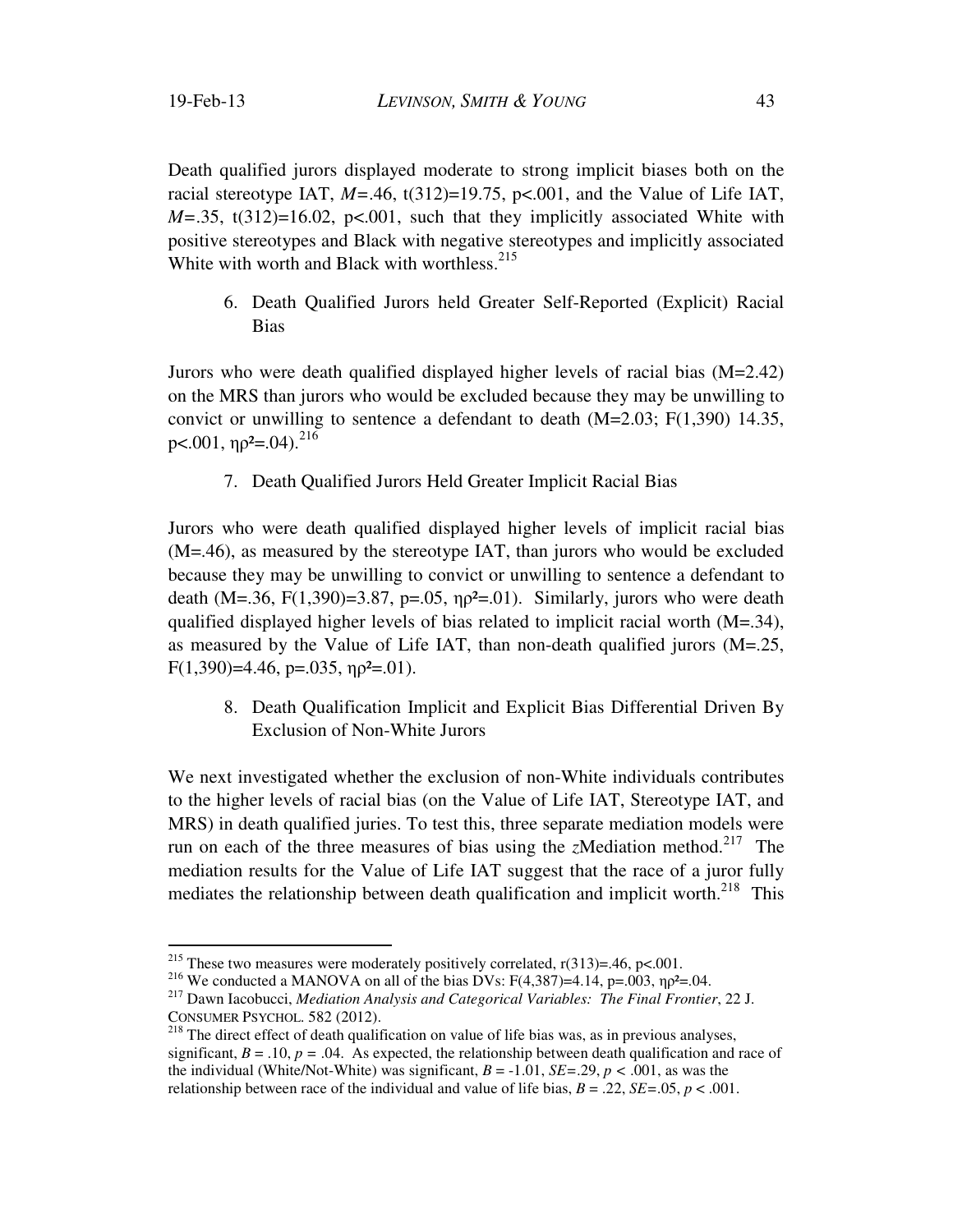Death qualified jurors displayed moderate to strong implicit biases both on the racial stereotype IAT, $M$=.46, t(312)=19.75, p<.001, and the Value of Life IAT, $M$=.35, t(312)=16.02, p<.001, such that they implicitly associated White with positive stereotypes and Black with negative stereotypes and implicitly associated White with worth and Black with worthless.[215]

6. Death Qualified Jurors held Greater Self-Reported (Explicit) Racial Bias

Jurors who were death qualified displayed higher levels of racial bias (M=2.42) on the MRS than jurors who would be excluded because they may be unwilling to convict or unwilling to sentence a defendant to death (M=2.03; F(1,390) 14.35, p<.001, $\eta\rho^2$=.04).[216]

7. Death Qualified Jurors Held Greater Implicit Racial Bias

Jurors who were death qualified displayed higher levels of implicit racial bias (M=.46), as measured by the stereotype IAT, than jurors who would be excluded because they may be unwilling to convict or unwilling to sentence a defendant to death (M=.36, F(1,390)=3.87, p=.05, $\eta\rho^2$=.01). Similarly, jurors who were death qualified displayed higher levels of bias related to implicit racial worth (M=.34), as measured by the Value of Life IAT, than non-death qualified jurors (M=.25, F(1,390)=4.46, p=.035, $\eta\rho^2$=.01).

8. Death Qualification Implicit and Explicit Bias Differential Driven By Exclusion of Non-White Jurors

We next investigated whether the exclusion of non-White individuals contributes to the higher levels of racial bias (on the Value of Life IAT, Stereotype IAT, and MRS) in death qualified juries. To test this, three separate mediation models were run on each of the three measures of bias using the *z*Mediation method.[217] The mediation results for the Value of Life IAT suggest that the race of a juror fully mediates the relationship between death qualification and implicit worth.[218] This

---

[215] These two measures were moderately positively correlated, r(313)=.46, p<.001.

[216] We conducted a MANOVA on all of the bias DVs: F(4,387)=4.14, p=.003, $\eta\rho^2$=.04.

[217] Dawn Iacobucci, *Mediation Analysis and Categorical Variables: The Final Frontier*, 22 J. CONSUMER PSYCHOL. 582 (2012).

[218] The direct effect of death qualification on value of life bias was, as in previous analyses, significant, $B$ = .10, $p$ = .04. As expected, the relationship between death qualification and race of the individual (White/Not-White) was significant, $B$ = -1.01, $SE$=.29, $p$ < .001, as was the relationship between race of the individual and value of life bias, $B$ = .22, $SE$=.05, $p$ < .001.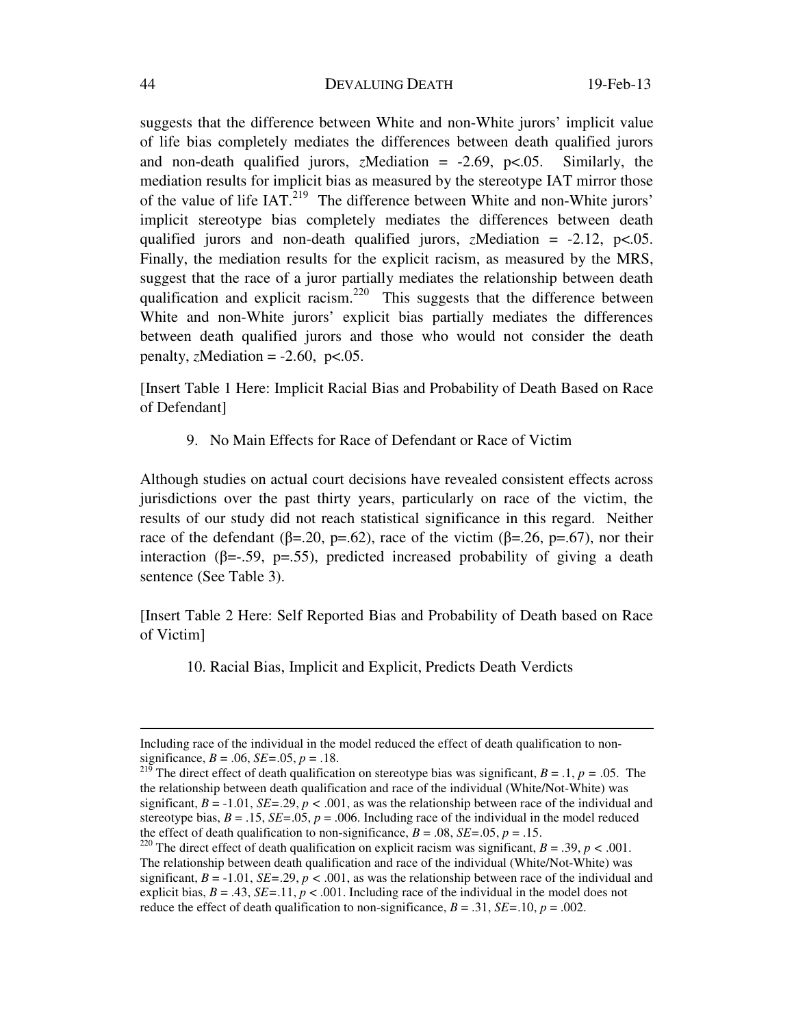suggests that the difference between White and non-White jurors' implicit value of life bias completely mediates the differences between death qualified jurors and non-death qualified jurors, *z*Mediation = -2.69, p<.05. Similarly, the mediation results for implicit bias as measured by the stereotype IAT mirror those of the value of life IAT.[219] The difference between White and non-White jurors' implicit stereotype bias completely mediates the differences between death qualified jurors and non-death qualified jurors, *z*Mediation = -2.12, p<.05. Finally, the mediation results for the explicit racism, as measured by the MRS, suggest that the race of a juror partially mediates the relationship between death qualification and explicit racism.[220] This suggests that the difference between White and non-White jurors' explicit bias partially mediates the differences between death qualified jurors and those who would not consider the death penalty, *z*Mediation = -2.60, p<.05.

[Insert Table 1 Here: Implicit Racial Bias and Probability of Death Based on Race of Defendant]

9. No Main Effects for Race of Defendant or Race of Victim

Although studies on actual court decisions have revealed consistent effects across jurisdictions over the past thirty years, particularly on race of the victim, the results of our study did not reach statistical significance in this regard. Neither race of the defendant (β=.20, p=.62), race of the victim (β=.26, p=.67), nor their interaction (β=-.59, p=.55), predicted increased probability of giving a death sentence (See Table 3).

[Insert Table 2 Here: Self Reported Bias and Probability of Death based on Race of Victim]

10. Racial Bias, Implicit and Explicit, Predicts Death Verdicts

---

Including race of the individual in the model reduced the effect of death qualification to non-significance, $B = .06$, $SE=.05$, $p = .18$.

[219] The direct effect of death qualification on stereotype bias was significant, $B = .1$, $p = .05$. The the relationship between death qualification and race of the individual (White/Not-White) was significant, $B = -1.01$, $SE=.29$, $p < .001$, as was the relationship between race of the individual and stereotype bias, $B = .15$, $SE=.05$, $p = .006$. Including race of the individual in the model reduced the effect of death qualification to non-significance, $B = .08$, $SE=.05$, $p = .15$.

[220] The direct effect of death qualification on explicit racism was significant, $B = .39$, $p < .001$. The relationship between death qualification and race of the individual (White/Not-White) was significant, $B = -1.01$, $SE=.29$, $p < .001$, as was the relationship between race of the individual and explicit bias, $B = .43$, $SE=.11$, $p < .001$. Including race of the individual in the model does not reduce the effect of death qualification to non-significance, $B = .31$, $SE=.10$, $p = .002$.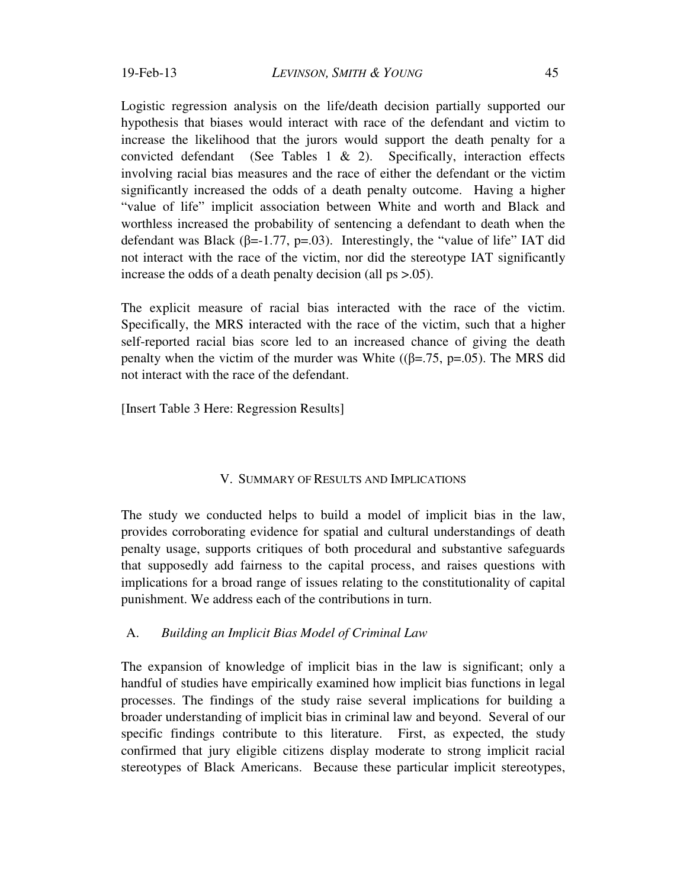Logistic regression analysis on the life/death decision partially supported our hypothesis that biases would interact with race of the defendant and victim to increase the likelihood that the jurors would support the death penalty for a convicted defendant (See Tables 1 & 2). Specifically, interaction effects involving racial bias measures and the race of either the defendant or the victim significantly increased the odds of a death penalty outcome. Having a higher "value of life" implicit association between White and worth and Black and worthless increased the probability of sentencing a defendant to death when the defendant was Black ($\beta$=-1.77, p=.03). Interestingly, the "value of life" IAT did not interact with the race of the victim, nor did the stereotype IAT significantly increase the odds of a death penalty decision (all ps >.05).

The explicit measure of racial bias interacted with the race of the victim. Specifically, the MRS interacted with the race of the victim, such that a higher self-reported racial bias score led to an increased chance of giving the death penalty when the victim of the murder was White (($\beta$=.75, p=.05). The MRS did not interact with the race of the defendant.

[Insert Table 3 Here: Regression Results]

## V. Summary of Results and Implications

The study we conducted helps to build a model of implicit bias in the law, provides corroborating evidence for spatial and cultural understandings of death penalty usage, supports critiques of both procedural and substantive safeguards that supposedly add fairness to the capital process, and raises questions with implications for a broad range of issues relating to the constitutionality of capital punishment. We address each of the contributions in turn.

### A. *Building an Implicit Bias Model of Criminal Law*

The expansion of knowledge of implicit bias in the law is significant; only a handful of studies have empirically examined how implicit bias functions in legal processes. The findings of the study raise several implications for building a broader understanding of implicit bias in criminal law and beyond. Several of our specific findings contribute to this literature. First, as expected, the study confirmed that jury eligible citizens display moderate to strong implicit racial stereotypes of Black Americans. Because these particular implicit stereotypes,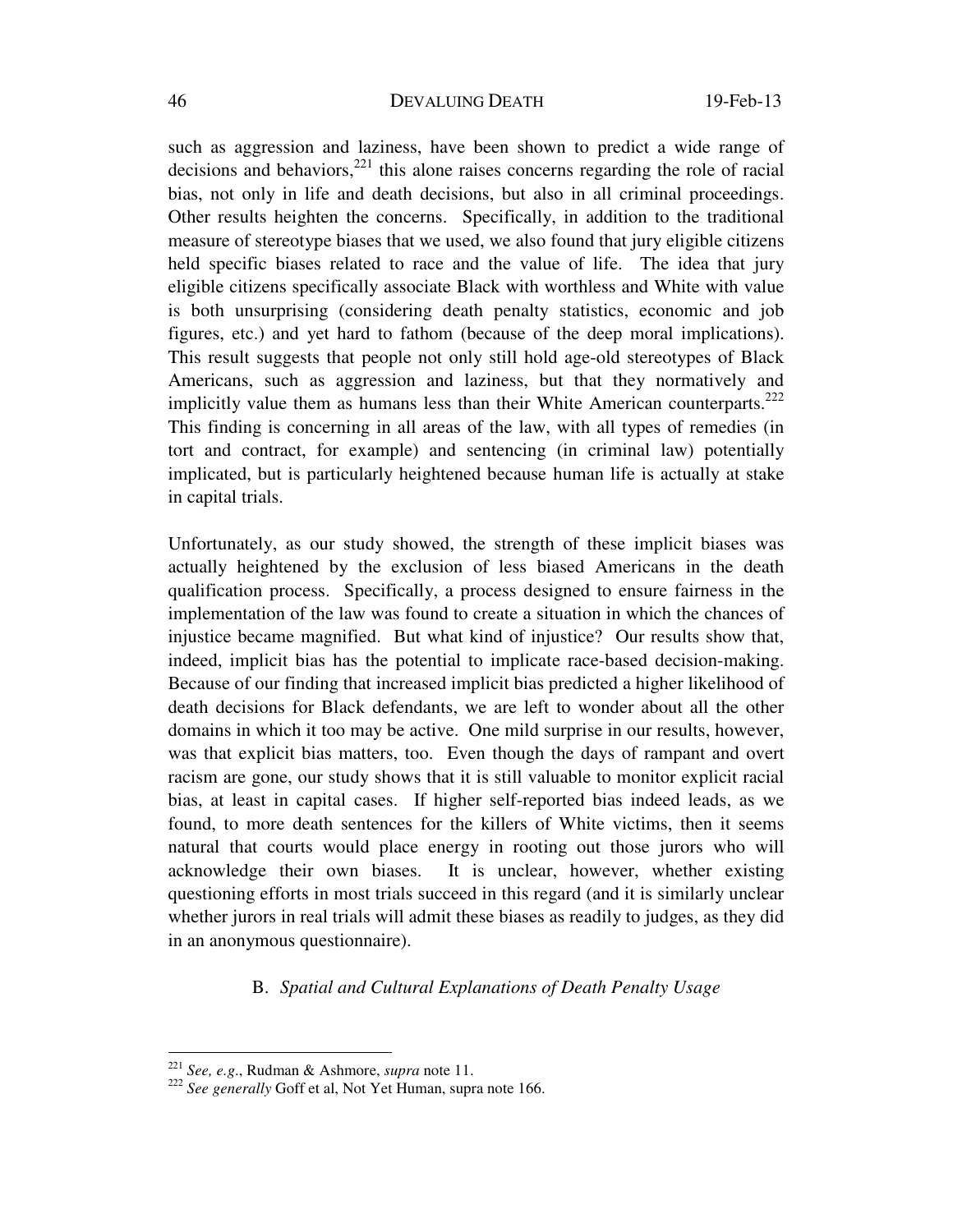such as aggression and laziness, have been shown to predict a wide range of decisions and behaviors,[221] this alone raises concerns regarding the role of racial bias, not only in life and death decisions, but also in all criminal proceedings. Other results heighten the concerns. Specifically, in addition to the traditional measure of stereotype biases that we used, we also found that jury eligible citizens held specific biases related to race and the value of life. The idea that jury eligible citizens specifically associate Black with worthless and White with value is both unsurprising (considering death penalty statistics, economic and job figures, etc.) and yet hard to fathom (because of the deep moral implications). This result suggests that people not only still hold age-old stereotypes of Black Americans, such as aggression and laziness, but that they normatively and implicitly value them as humans less than their White American counterparts.[222] This finding is concerning in all areas of the law, with all types of remedies (in tort and contract, for example) and sentencing (in criminal law) potentially implicated, but is particularly heightened because human life is actually at stake in capital trials.

Unfortunately, as our study showed, the strength of these implicit biases was actually heightened by the exclusion of less biased Americans in the death qualification process. Specifically, a process designed to ensure fairness in the implementation of the law was found to create a situation in which the chances of injustice became magnified. But what kind of injustice? Our results show that, indeed, implicit bias has the potential to implicate race-based decision-making. Because of our finding that increased implicit bias predicted a higher likelihood of death decisions for Black defendants, we are left to wonder about all the other domains in which it too may be active. One mild surprise in our results, however, was that explicit bias matters, too. Even though the days of rampant and overt racism are gone, our study shows that it is still valuable to monitor explicit racial bias, at least in capital cases. If higher self-reported bias indeed leads, as we found, to more death sentences for the killers of White victims, then it seems natural that courts would place energy in rooting out those jurors who will acknowledge their own biases. It is unclear, however, whether existing questioning efforts in most trials succeed in this regard (and it is similarly unclear whether jurors in real trials will admit these biases as readily to judges, as they did in an anonymous questionnaire).

### B. *Spatial and Cultural Explanations of Death Penalty Usage*

---

[221] *See, e.g*., Rudman & Ashmore, *supra* note 11.

[222] *See generally* Goff et al, Not Yet Human, supra note 166.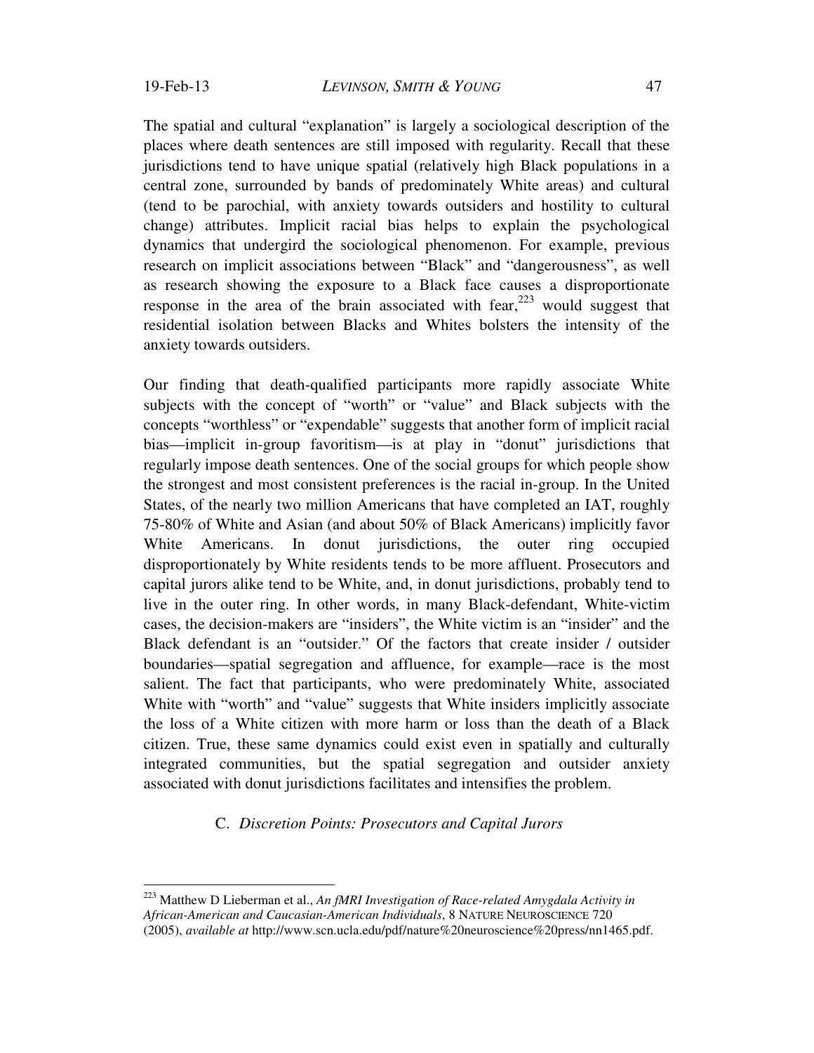The spatial and cultural "explanation" is largely a sociological description of the places where death sentences are still imposed with regularity. Recall that these jurisdictions tend to have unique spatial (relatively high Black populations in a central zone, surrounded by bands of predominately White areas) and cultural (tend to be parochial, with anxiety towards outsiders and hostility to cultural change) attributes. Implicit racial bias helps to explain the psychological dynamics that undergird the sociological phenomenon. For example, previous research on implicit associations between "Black" and "dangerousness", as well as research showing the exposure to a Black face causes a disproportionate response in the area of the brain associated with fear,[223] would suggest that residential isolation between Blacks and Whites bolsters the intensity of the anxiety towards outsiders.

Our finding that death-qualified participants more rapidly associate White subjects with the concept of "worth" or "value" and Black subjects with the concepts "worthless" or "expendable" suggests that another form of implicit racial bias—implicit in-group favoritism—is at play in "donut" jurisdictions that regularly impose death sentences. One of the social groups for which people show the strongest and most consistent preferences is the racial in-group. In the United States, of the nearly two million Americans that have completed an IAT, roughly 75-80% of White and Asian (and about 50% of Black Americans) implicitly favor White Americans. In donut jurisdictions, the outer ring occupied disproportionately by White residents tends to be more affluent. Prosecutors and capital jurors alike tend to be White, and, in donut jurisdictions, probably tend to live in the outer ring. In other words, in many Black-defendant, White-victim cases, the decision-makers are "insiders", the White victim is an "insider" and the Black defendant is an "outsider." Of the factors that create insider / outsider boundaries—spatial segregation and affluence, for example—race is the most salient. The fact that participants, who were predominately White, associated White with "worth" and "value" suggests that White insiders implicitly associate the loss of a White citizen with more harm or loss than the death of a Black citizen. True, these same dynamics could exist even in spatially and culturally integrated communities, but the spatial segregation and outsider anxiety associated with donut jurisdictions facilitates and intensifies the problem.

### C. *Discretion Points: Prosecutors and Capital Jurors*

---

[223] Matthew D Lieberman et al., *An fMRI Investigation of Race-related Amygdala Activity in African-American and Caucasian-American Individuals*, 8 NATURE NEUROSCIENCE 720 (2005), *available at* http://www.scn.ucla.edu/pdf/nature%20neuroscience%20press/nn1465.pdf.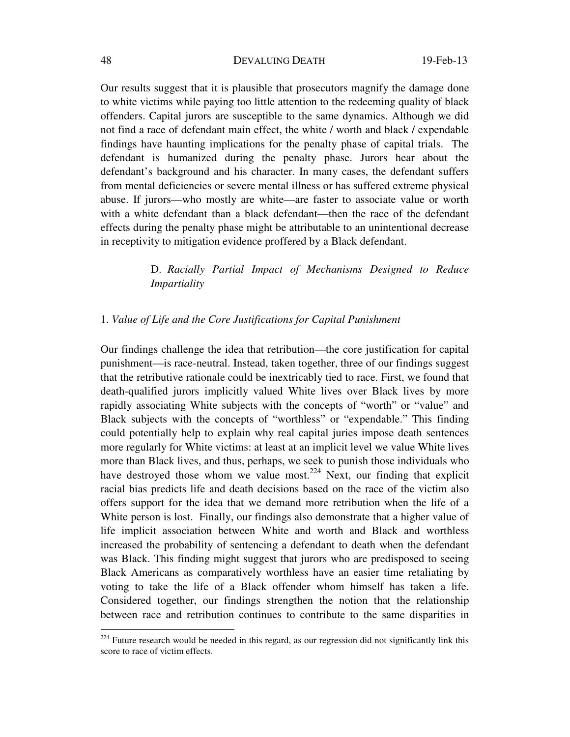Our results suggest that it is plausible that prosecutors magnify the damage done to white victims while paying too little attention to the redeeming quality of black offenders. Capital jurors are susceptible to the same dynamics. Although we did not find a race of defendant main effect, the white / worth and black / expendable findings have haunting implications for the penalty phase of capital trials. The defendant is humanized during the penalty phase. Jurors hear about the defendant's background and his character. In many cases, the defendant suffers from mental deficiencies or severe mental illness or has suffered extreme physical abuse. If jurors—who mostly are white—are faster to associate value or worth with a white defendant than a black defendant—then the race of the defendant effects during the penalty phase might be attributable to an unintentional decrease in receptivity to mitigation evidence proffered by a Black defendant.

### D. *Racially Partial Impact of Mechanisms Designed to Reduce Impartiality*

#### 1. *Value of Life and the Core Justifications for Capital Punishment*

Our findings challenge the idea that retribution—the core justification for capital punishment—is race-neutral. Instead, taken together, three of our findings suggest that the retributive rationale could be inextricably tied to race. First, we found that death-qualified jurors implicitly valued White lives over Black lives by more rapidly associating White subjects with the concepts of "worth" or "value" and Black subjects with the concepts of "worthless" or "expendable." This finding could potentially help to explain why real capital juries impose death sentences more regularly for White victims: at least at an implicit level we value White lives more than Black lives, and thus, perhaps, we seek to punish those individuals who have destroyed those whom we value most.[224] Next, our finding that explicit racial bias predicts life and death decisions based on the race of the victim also offers support for the idea that we demand more retribution when the life of a White person is lost. Finally, our findings also demonstrate that a higher value of life implicit association between White and worth and Black and worthless increased the probability of sentencing a defendant to death when the defendant was Black. This finding might suggest that jurors who are predisposed to seeing Black Americans as comparatively worthless have an easier time retaliating by voting to take the life of a Black offender whom himself has taken a life. Considered together, our findings strengthen the notion that the relationship between race and retribution continues to contribute to the same disparities in

[224] Future research would be needed in this regard, as our regression did not significantly link this score to race of victim effects.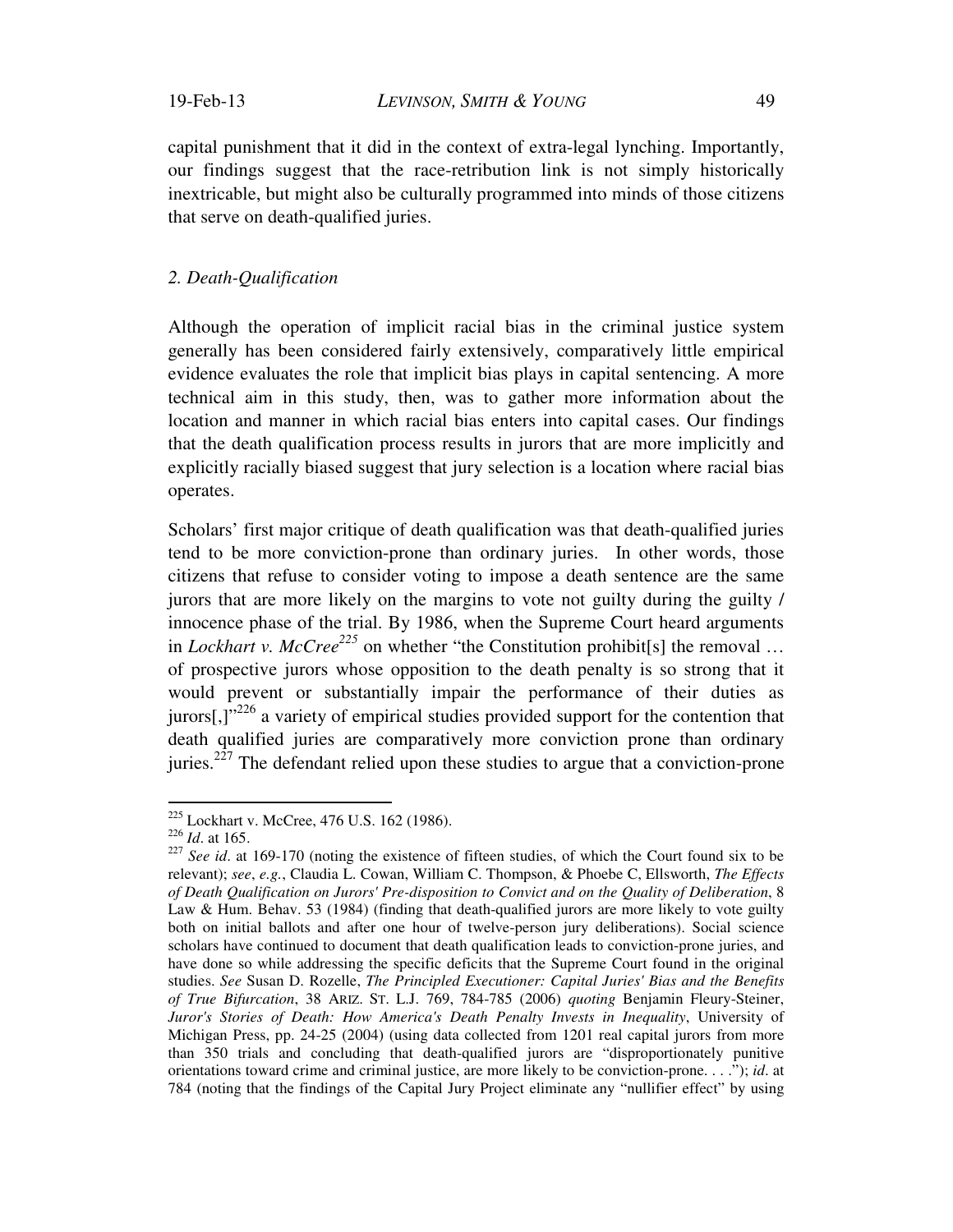capital punishment that it did in the context of extra-legal lynching. Importantly, our findings suggest that the race-retribution link is not simply historically inextricable, but might also be culturally programmed into minds of those citizens that serve on death-qualified juries.

### *2. Death-Qualification*

Although the operation of implicit racial bias in the criminal justice system generally has been considered fairly extensively, comparatively little empirical evidence evaluates the role that implicit bias plays in capital sentencing. A more technical aim in this study, then, was to gather more information about the location and manner in which racial bias enters into capital cases. Our findings that the death qualification process results in jurors that are more implicitly and explicitly racially biased suggest that jury selection is a location where racial bias operates.

Scholars' first major critique of death qualification was that death-qualified juries tend to be more conviction-prone than ordinary juries. In other words, those citizens that refuse to consider voting to impose a death sentence are the same jurors that are more likely on the margins to vote not guilty during the guilty / innocence phase of the trial. By 1986, when the Supreme Court heard arguments in *Lockhart v. McCree*[225] on whether "the Constitution prohibit[s] the removal … of prospective jurors whose opposition to the death penalty is so strong that it would prevent or substantially impair the performance of their duties as jurors[,]"[226] a variety of empirical studies provided support for the contention that death qualified juries are comparatively more conviction prone than ordinary juries.[227] The defendant relied upon these studies to argue that a conviction-prone

---

[225] Lockhart v. McCree, 476 U.S. 162 (1986).

[226] *Id*. at 165.

[227] *See id*. at 169-170 (noting the existence of fifteen studies, of which the Court found six to be relevant); *see*, *e.g.*, Claudia L. Cowan, William C. Thompson, & Phoebe C, Ellsworth, *The Effects of Death Qualification on Jurors' Pre-disposition to Convict and on the Quality of Deliberation*, 8 Law & Hum. Behav. 53 (1984) (finding that death-qualified jurors are more likely to vote guilty both on initial ballots and after one hour of twelve-person jury deliberations). Social science scholars have continued to document that death qualification leads to conviction-prone juries, and have done so while addressing the specific deficits that the Supreme Court found in the original studies. *See* Susan D. Rozelle, *The Principled Executioner: Capital Juries' Bias and the Benefits of True Bifurcation*, 38 ARIZ. ST. L.J. 769, 784-785 (2006) *quoting* Benjamin Fleury-Steiner, *Juror's Stories of Death: How America's Death Penalty Invests in Inequality*, University of Michigan Press, pp. 24-25 (2004) (using data collected from 1201 real capital jurors from more than 350 trials and concluding that death-qualified jurors are "disproportionately punitive orientations toward crime and criminal justice, are more likely to be conviction-prone. . . ."); *id*. at 784 (noting that the findings of the Capital Jury Project eliminate any "nullifier effect" by using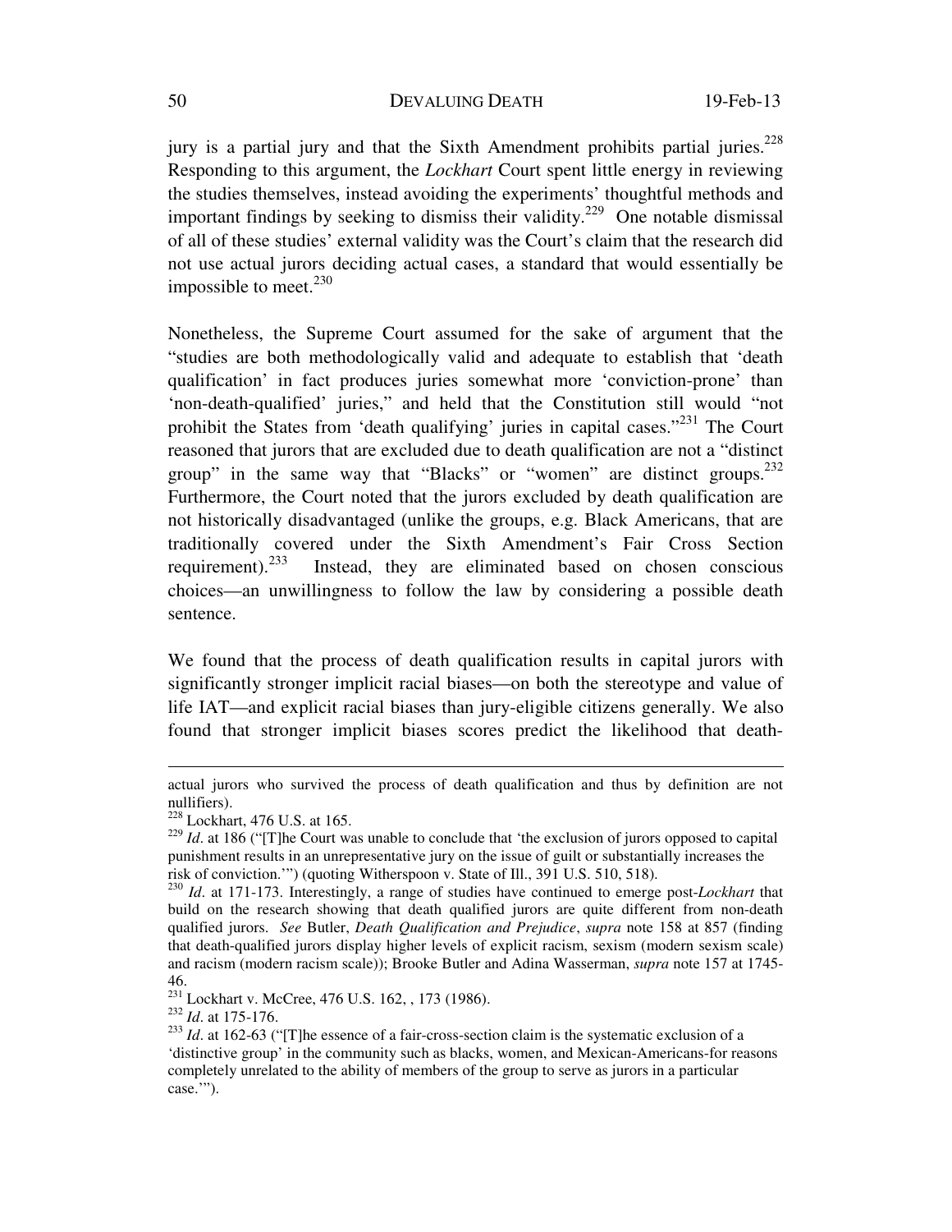jury is a partial jury and that the Sixth Amendment prohibits partial juries.[228] Responding to this argument, the *Lockhart* Court spent little energy in reviewing the studies themselves, instead avoiding the experiments' thoughtful methods and important findings by seeking to dismiss their validity.[229] One notable dismissal of all of these studies' external validity was the Court's claim that the research did not use actual jurors deciding actual cases, a standard that would essentially be impossible to meet.[230]

Nonetheless, the Supreme Court assumed for the sake of argument that the "studies are both methodologically valid and adequate to establish that 'death qualification' in fact produces juries somewhat more 'conviction-prone' than 'non-death-qualified' juries," and held that the Constitution still would "not prohibit the States from 'death qualifying' juries in capital cases."[231] The Court reasoned that jurors that are excluded due to death qualification are not a "distinct group" in the same way that "Blacks" or "women" are distinct groups.[232] Furthermore, the Court noted that the jurors excluded by death qualification are not historically disadvantaged (unlike the groups, e.g. Black Americans, that are traditionally covered under the Sixth Amendment's Fair Cross Section requirement).[233] Instead, they are eliminated based on chosen conscious choices—an unwillingness to follow the law by considering a possible death sentence.

We found that the process of death qualification results in capital jurors with significantly stronger implicit racial biases—on both the stereotype and value of life IAT—and explicit racial biases than jury-eligible citizens generally. We also found that stronger implicit biases scores predict the likelihood that death-

---

actual jurors who survived the process of death qualification and thus by definition are not nullifiers).

[228] Lockhart, 476 U.S. at 165.

[229] *Id*. at 186 ("[T]he Court was unable to conclude that 'the exclusion of jurors opposed to capital punishment results in an unrepresentative jury on the issue of guilt or substantially increases the risk of conviction.'") (quoting Witherspoon v. State of Ill., 391 U.S. 510, 518).

[230] *Id*. at 171-173. Interestingly, a range of studies have continued to emerge post-*Lockhart* that build on the research showing that death qualified jurors are quite different from non-death qualified jurors. *See* Butler, *Death Qualification and Prejudice*, *supra* note 158 at 857 (finding that death-qualified jurors display higher levels of explicit racism, sexism (modern sexism scale) and racism (modern racism scale)); Brooke Butler and Adina Wasserman, *supra* note 157 at 1745-46.

[231] Lockhart v. McCree, 476 U.S. 162, , 173 (1986).

[232] *Id*. at 175-176.

[233] *Id*. at 162-63 ("[T]he essence of a fair-cross-section claim is the systematic exclusion of a 'distinctive group' in the community such as blacks, women, and Mexican-Americans-for reasons completely unrelated to the ability of members of the group to serve as jurors in a particular case.'").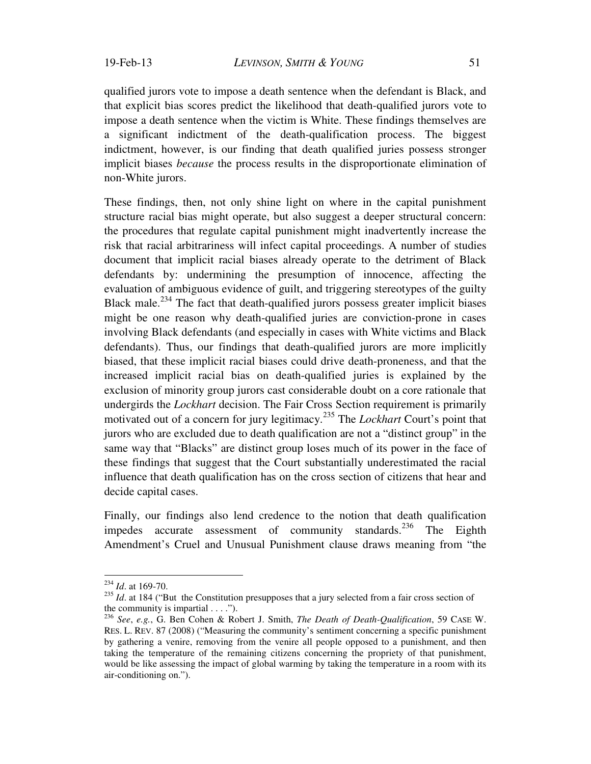qualified jurors vote to impose a death sentence when the defendant is Black, and that explicit bias scores predict the likelihood that death-qualified jurors vote to impose a death sentence when the victim is White. These findings themselves are a significant indictment of the death-qualification process. The biggest indictment, however, is our finding that death qualified juries possess stronger implicit biases *because* the process results in the disproportionate elimination of non-White jurors.

These findings, then, not only shine light on where in the capital punishment structure racial bias might operate, but also suggest a deeper structural concern: the procedures that regulate capital punishment might inadvertently increase the risk that racial arbitrariness will infect capital proceedings. A number of studies document that implicit racial biases already operate to the detriment of Black defendants by: undermining the presumption of innocence, affecting the evaluation of ambiguous evidence of guilt, and triggering stereotypes of the guilty Black male.[234] The fact that death-qualified jurors possess greater implicit biases might be one reason why death-qualified juries are conviction-prone in cases involving Black defendants (and especially in cases with White victims and Black defendants). Thus, our findings that death-qualified jurors are more implicitly biased, that these implicit racial biases could drive death-proneness, and that the increased implicit racial bias on death-qualified juries is explained by the exclusion of minority group jurors cast considerable doubt on a core rationale that undergirds the *Lockhart* decision. The Fair Cross Section requirement is primarily motivated out of a concern for jury legitimacy.[235] The *Lockhart* Court's point that jurors who are excluded due to death qualification are not a "distinct group" in the same way that "Blacks" are distinct group loses much of its power in the face of these findings that suggest that the Court substantially underestimated the racial influence that death qualification has on the cross section of citizens that hear and decide capital cases.

Finally, our findings also lend credence to the notion that death qualification impedes accurate assessment of community standards.[236] The Eighth Amendment's Cruel and Unusual Punishment clause draws meaning from "the

---

[234] *Id*. at 169-70.

[235] *Id*. at 184 ("But the Constitution presupposes that a jury selected from a fair cross section of the community is impartial . . . .").

[236] *See*, *e.g.*, G. Ben Cohen & Robert J. Smith, *The Death of Death-Qualification*, 59 CASE W. RES. L. REV. 87 (2008) ("Measuring the community's sentiment concerning a specific punishment by gathering a venire, removing from the venire all people opposed to a punishment, and then taking the temperature of the remaining citizens concerning the propriety of that punishment, would be like assessing the impact of global warming by taking the temperature in a room with its air-conditioning on.").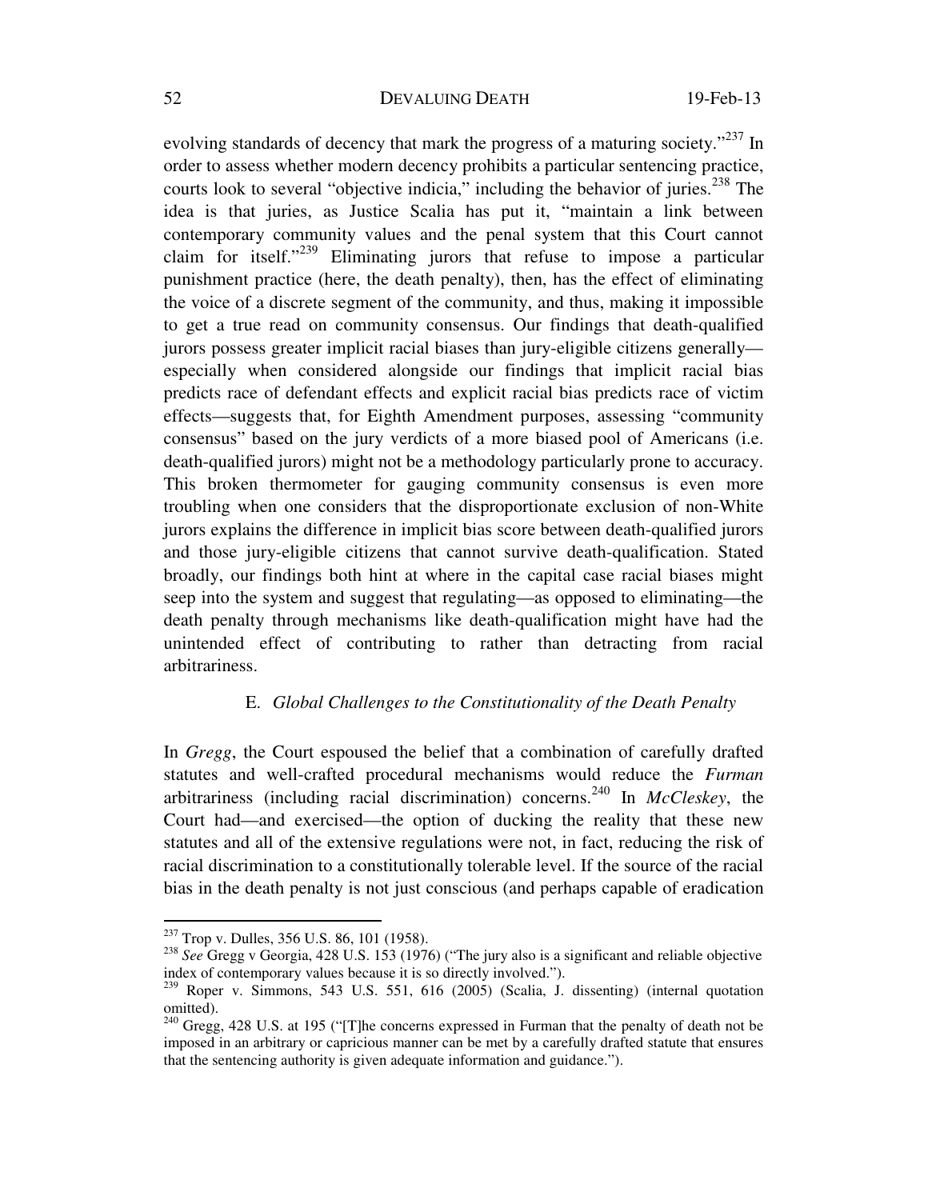evolving standards of decency that mark the progress of a maturing society."[237] In order to assess whether modern decency prohibits a particular sentencing practice, courts look to several "objective indicia," including the behavior of juries.[238] The idea is that juries, as Justice Scalia has put it, "maintain a link between contemporary community values and the penal system that this Court cannot claim for itself."[239] Eliminating jurors that refuse to impose a particular punishment practice (here, the death penalty), then, has the effect of eliminating the voice of a discrete segment of the community, and thus, making it impossible to get a true read on community consensus. Our findings that death-qualified jurors possess greater implicit racial biases than jury-eligible citizens generally—especially when considered alongside our findings that implicit racial bias predicts race of defendant effects and explicit racial bias predicts race of victim effects—suggests that, for Eighth Amendment purposes, assessing "community consensus" based on the jury verdicts of a more biased pool of Americans (i.e. death-qualified jurors) might not be a methodology particularly prone to accuracy. This broken thermometer for gauging community consensus is even more troubling when one considers that the disproportionate exclusion of non-White jurors explains the difference in implicit bias score between death-qualified jurors and those jury-eligible citizens that cannot survive death-qualification. Stated broadly, our findings both hint at where in the capital case racial biases might seep into the system and suggest that regulating—as opposed to eliminating—the death penalty through mechanisms like death-qualification might have had the unintended effect of contributing to rather than detracting from racial arbitrariness.

### E. *Global Challenges to the Constitutionality of the Death Penalty*

In *Gregg*, the Court espoused the belief that a combination of carefully drafted statutes and well-crafted procedural mechanisms would reduce the *Furman* arbitrariness (including racial discrimination) concerns.[240] In *McCleskey*, the Court had—and exercised—the option of ducking the reality that these new statutes and all of the extensive regulations were not, in fact, reducing the risk of racial discrimination to a constitutionally tolerable level. If the source of the racial bias in the death penalty is not just conscious (and perhaps capable of eradication

---

[237] Trop v. Dulles, 356 U.S. 86, 101 (1958).

[238] *See* Gregg v Georgia, 428 U.S. 153 (1976) ("The jury also is a significant and reliable objective index of contemporary values because it is so directly involved.").

[239] Roper v. Simmons, 543 U.S. 551, 616 (2005) (Scalia, J. dissenting) (internal quotation omitted).

[240] Gregg, 428 U.S. at 195 ("[T]he concerns expressed in Furman that the penalty of death not be imposed in an arbitrary or capricious manner can be met by a carefully drafted statute that ensures that the sentencing authority is given adequate information and guidance.").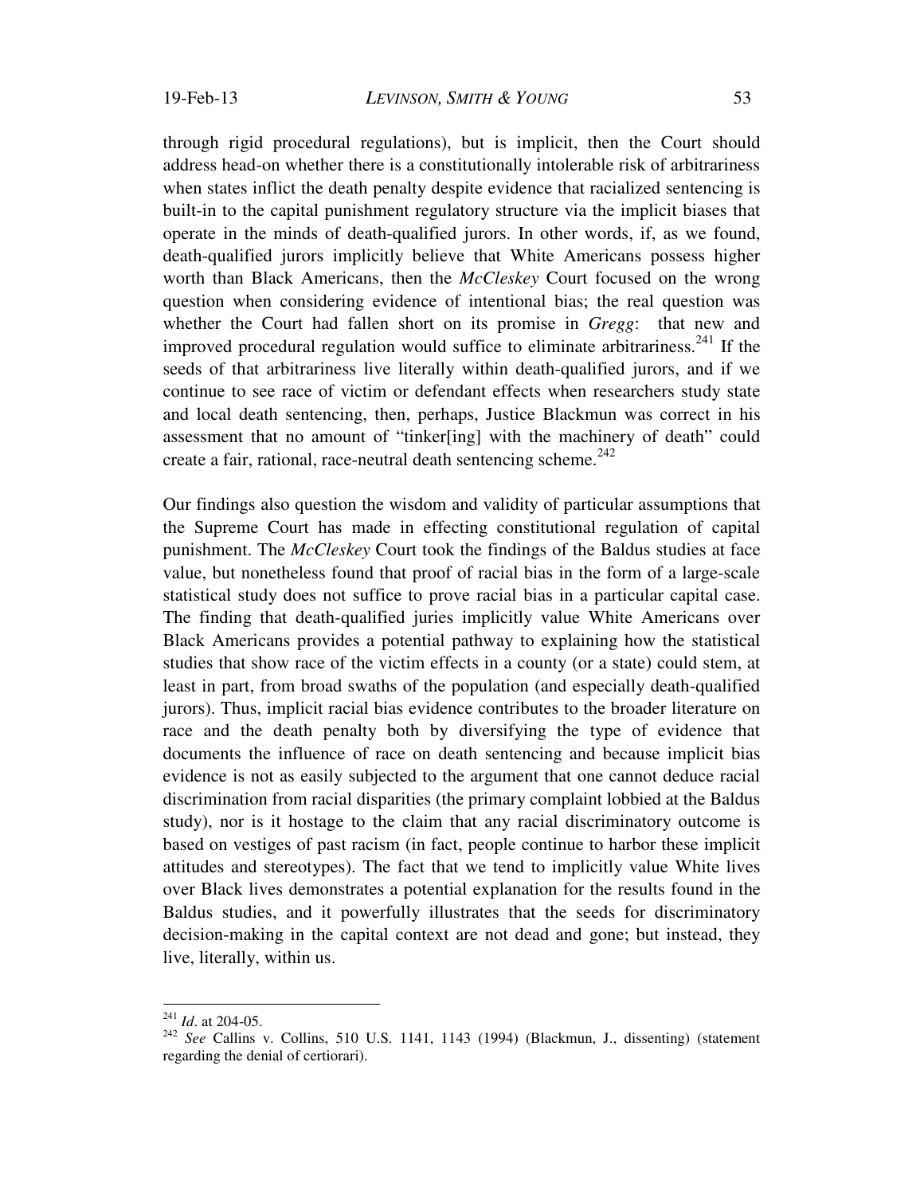through rigid procedural regulations), but is implicit, then the Court should address head-on whether there is a constitutionally intolerable risk of arbitrariness when states inflict the death penalty despite evidence that racialized sentencing is built-in to the capital punishment regulatory structure via the implicit biases that operate in the minds of death-qualified jurors. In other words, if, as we found, death-qualified jurors implicitly believe that White Americans possess higher worth than Black Americans, then the *McCleskey* Court focused on the wrong question when considering evidence of intentional bias; the real question was whether the Court had fallen short on its promise in *Gregg*: that new and improved procedural regulation would suffice to eliminate arbitrariness.[241] If the seeds of that arbitrariness live literally within death-qualified jurors, and if we continue to see race of victim or defendant effects when researchers study state and local death sentencing, then, perhaps, Justice Blackmun was correct in his assessment that no amount of "tinker[ing] with the machinery of death" could create a fair, rational, race-neutral death sentencing scheme.[242]

Our findings also question the wisdom and validity of particular assumptions that the Supreme Court has made in effecting constitutional regulation of capital punishment. The *McCleskey* Court took the findings of the Baldus studies at face value, but nonetheless found that proof of racial bias in the form of a large-scale statistical study does not suffice to prove racial bias in a particular capital case. The finding that death-qualified juries implicitly value White Americans over Black Americans provides a potential pathway to explaining how the statistical studies that show race of the victim effects in a county (or a state) could stem, at least in part, from broad swaths of the population (and especially death-qualified jurors). Thus, implicit racial bias evidence contributes to the broader literature on race and the death penalty both by diversifying the type of evidence that documents the influence of race on death sentencing and because implicit bias evidence is not as easily subjected to the argument that one cannot deduce racial discrimination from racial disparities (the primary complaint lobbied at the Baldus study), nor is it hostage to the claim that any racial discriminatory outcome is based on vestiges of past racism (in fact, people continue to harbor these implicit attitudes and stereotypes). The fact that we tend to implicitly value White lives over Black lives demonstrates a potential explanation for the results found in the Baldus studies, and it powerfully illustrates that the seeds for discriminatory decision-making in the capital context are not dead and gone; but instead, they live, literally, within us.

---

[241] *Id*. at 204-05.

[242] *See* Callins v. Collins, 510 U.S. 1141, 1143 (1994) (Blackmun, J., dissenting) (statement regarding the denial of certiorari).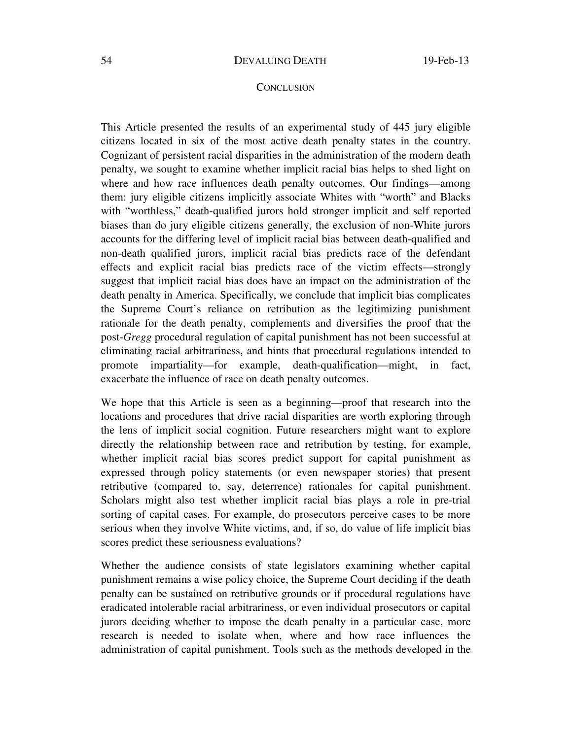## CONCLUSION

This Article presented the results of an experimental study of 445 jury eligible citizens located in six of the most active death penalty states in the country. Cognizant of persistent racial disparities in the administration of the modern death penalty, we sought to examine whether implicit racial bias helps to shed light on where and how race influences death penalty outcomes. Our findings—among them: jury eligible citizens implicitly associate Whites with "worth" and Blacks with "worthless," death-qualified jurors hold stronger implicit and self reported biases than do jury eligible citizens generally, the exclusion of non-White jurors accounts for the differing level of implicit racial bias between death-qualified and non-death qualified jurors, implicit racial bias predicts race of the defendant effects and explicit racial bias predicts race of the victim effects—strongly suggest that implicit racial bias does have an impact on the administration of the death penalty in America. Specifically, we conclude that implicit bias complicates the Supreme Court's reliance on retribution as the legitimizing punishment rationale for the death penalty, complements and diversifies the proof that the post-*Gregg* procedural regulation of capital punishment has not been successful at eliminating racial arbitrariness, and hints that procedural regulations intended to promote impartiality—for example, death-qualification—might, in fact, exacerbate the influence of race on death penalty outcomes.

We hope that this Article is seen as a beginning—proof that research into the locations and procedures that drive racial disparities are worth exploring through the lens of implicit social cognition. Future researchers might want to explore directly the relationship between race and retribution by testing, for example, whether implicit racial bias scores predict support for capital punishment as expressed through policy statements (or even newspaper stories) that present retributive (compared to, say, deterrence) rationales for capital punishment. Scholars might also test whether implicit racial bias plays a role in pre-trial sorting of capital cases. For example, do prosecutors perceive cases to be more serious when they involve White victims, and, if so, do value of life implicit bias scores predict these seriousness evaluations?

Whether the audience consists of state legislators examining whether capital punishment remains a wise policy choice, the Supreme Court deciding if the death penalty can be sustained on retributive grounds or if procedural regulations have eradicated intolerable racial arbitrariness, or even individual prosecutors or capital jurors deciding whether to impose the death penalty in a particular case, more research is needed to isolate when, where and how race influences the administration of capital punishment. Tools such as the methods developed in the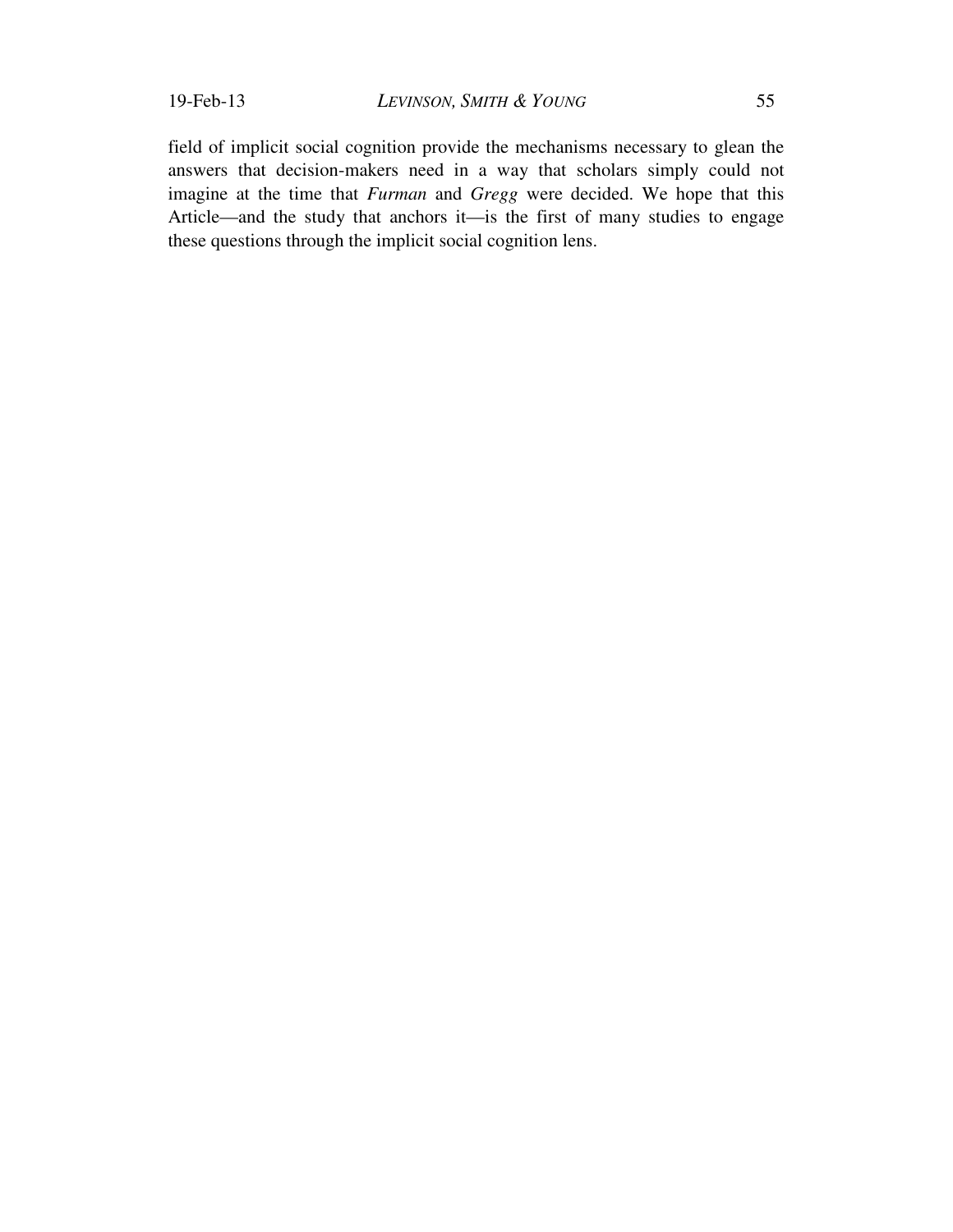field of implicit social cognition provide the mechanisms necessary to glean the answers that decision-makers need in a way that scholars simply could not imagine at the time that *Furman* and *Gregg* were decided. We hope that this Article—and the study that anchors it—is the first of many studies to engage these questions through the implicit social cognition lens.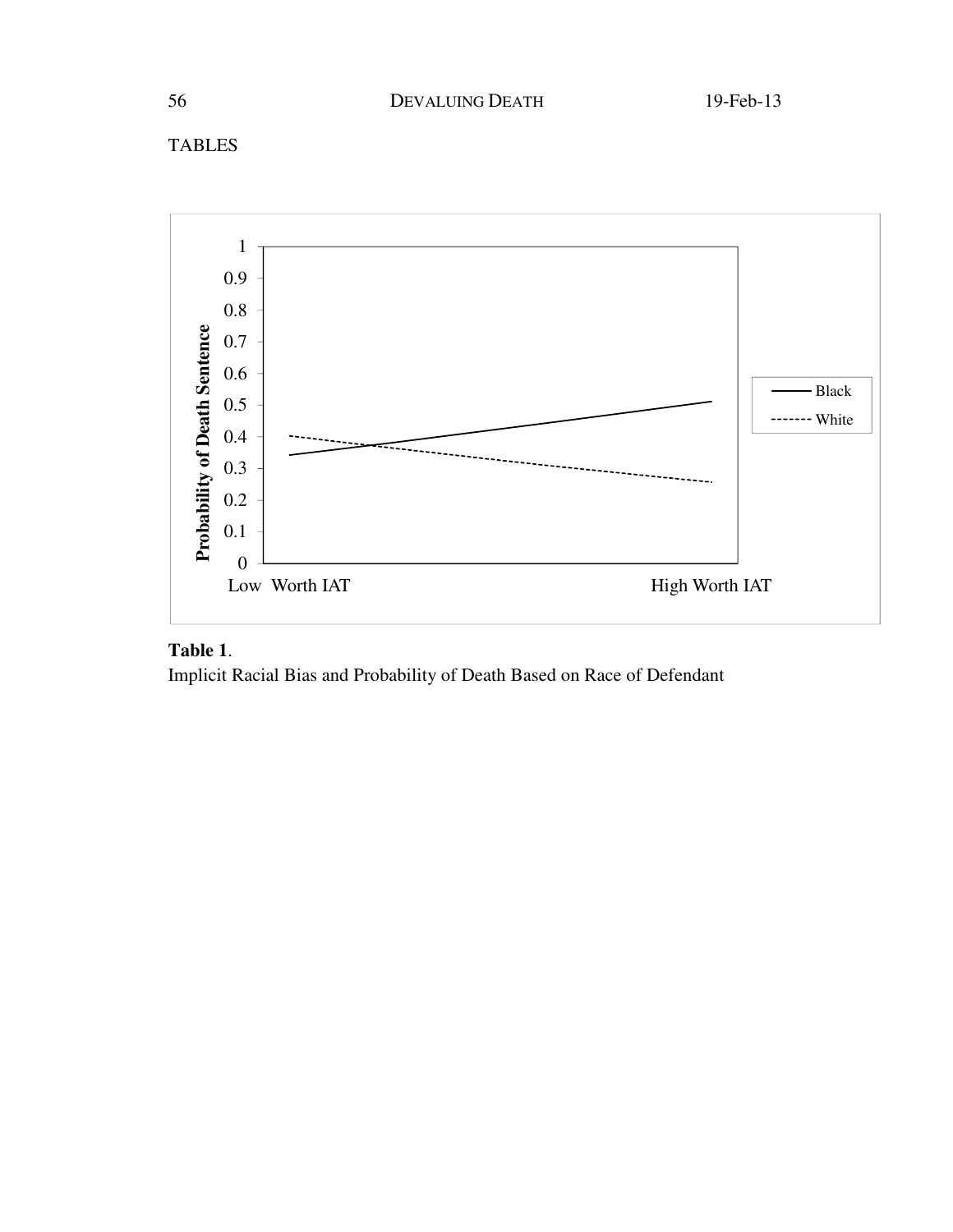TABLES

Table 1.

Implicit Racial Bias and Probability of Death Based on Race of Defendant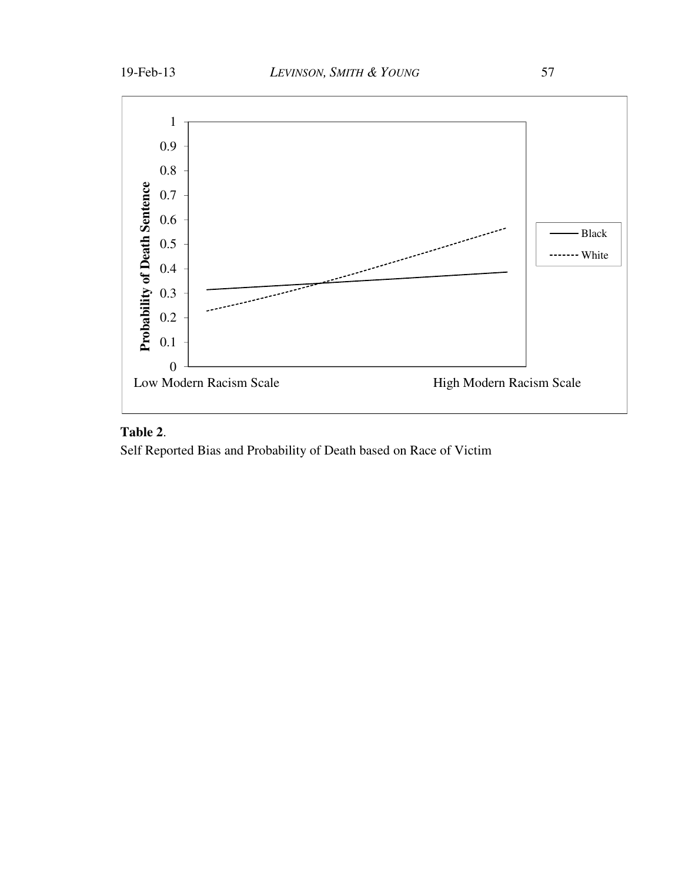**Table 2**.

Self Reported Bias and Probability of Death based on Race of Victim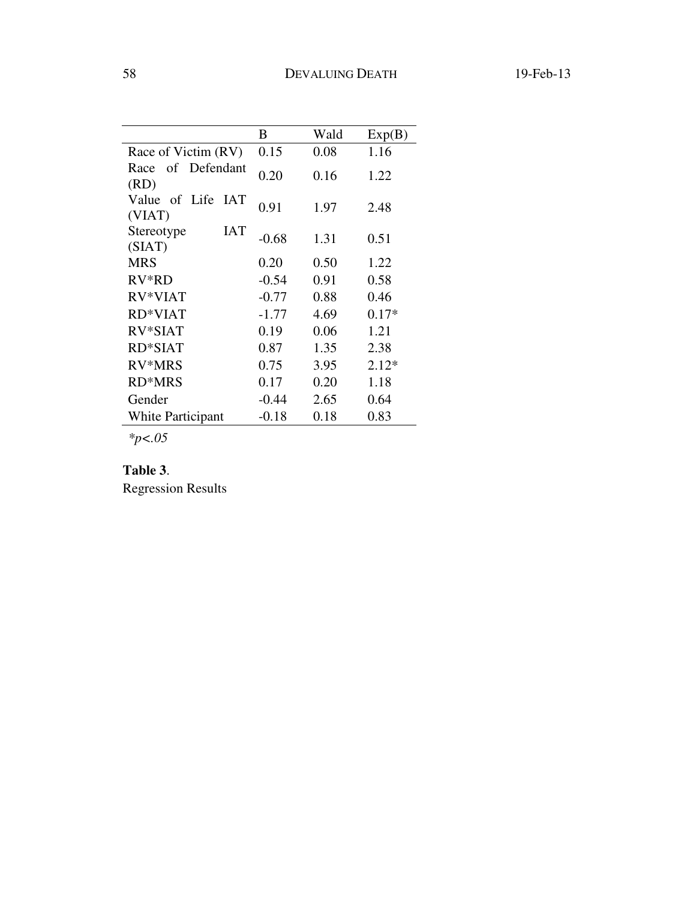| | B | Wald | Exp(B) |
|---|---|---|---|
| Race of Victim (RV) | 0.15 | 0.08 | 1.16 |
| Race of Defendant (RD) | 0.20 | 0.16 | 1.22 |
| Value of Life IAT (VIAT) | 0.91 | 1.97 | 2.48 |
| Stereotype IAT (SIAT) | -0.68 | 1.31 | 0.51 |
| MRS | 0.20 | 0.50 | 1.22 |
| RV*RD | -0.54 | 0.91 | 0.58 |
| RV*VIAT | -0.77 | 0.88 | 0.46 |
| RD*VIAT | -1.77 | 4.69 | 0.17* |
| RV*SIAT | 0.19 | 0.06 | 1.21 |
| RD*SIAT | 0.87 | 1.35 | 2.38 |
| RV*MRS | 0.75 | 3.95 | 2.12* |
| RD*MRS | 0.17 | 0.20 | 1.18 |
| Gender | -0.44 | 2.65 | 0.64 |
| White Participant | -0.18 | 0.18 | 0.83 |

*$*p < .05$*

**Table 3**.
Regression Results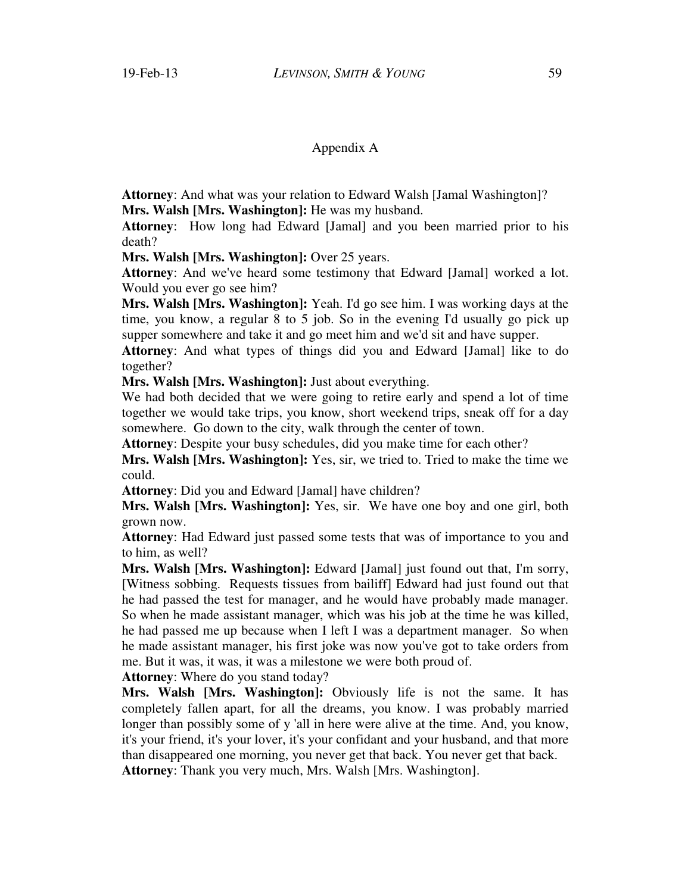Appendix A

**Attorney**: And what was your relation to Edward Walsh [Jamal Washington]?

**Mrs. Walsh [Mrs. Washington]:** He was my husband.

**Attorney**: How long had Edward [Jamal] and you been married prior to his death?

**Mrs. Walsh [Mrs. Washington]:** Over 25 years.

**Attorney**: And we've heard some testimony that Edward [Jamal] worked a lot. Would you ever go see him?

**Mrs. Walsh [Mrs. Washington]:** Yeah. I'd go see him. I was working days at the time, you know, a regular 8 to 5 job. So in the evening I'd usually go pick up supper somewhere and take it and go meet him and we'd sit and have supper.

**Attorney**: And what types of things did you and Edward [Jamal] like to do together?

**Mrs. Walsh [Mrs. Washington]:** Just about everything.

We had both decided that we were going to retire early and spend a lot of time together we would take trips, you know, short weekend trips, sneak off for a day somewhere. Go down to the city, walk through the center of town.

**Attorney**: Despite your busy schedules, did you make time for each other?

**Mrs. Walsh [Mrs. Washington]:** Yes, sir, we tried to. Tried to make the time we could.

**Attorney**: Did you and Edward [Jamal] have children?

**Mrs. Walsh [Mrs. Washington]:** Yes, sir. We have one boy and one girl, both grown now.

**Attorney**: Had Edward just passed some tests that was of importance to you and to him, as well?

**Mrs. Walsh [Mrs. Washington]:** Edward [Jamal] just found out that, I'm sorry, [Witness sobbing. Requests tissues from bailiff] Edward had just found out that he had passed the test for manager, and he would have probably made manager. So when he made assistant manager, which was his job at the time he was killed, he had passed me up because when I left I was a department manager. So when he made assistant manager, his first joke was now you've got to take orders from me. But it was, it was, it was a milestone we were both proud of.

**Attorney**: Where do you stand today?

**Mrs. Walsh [Mrs. Washington]:** Obviously life is not the same. It has completely fallen apart, for all the dreams, you know. I was probably married longer than possibly some of y 'all in here were alive at the time. And, you know, it's your friend, it's your lover, it's your confidant and your husband, and that more than disappeared one morning, you never get that back. You never get that back.

**Attorney**: Thank you very much, Mrs. Walsh [Mrs. Washington].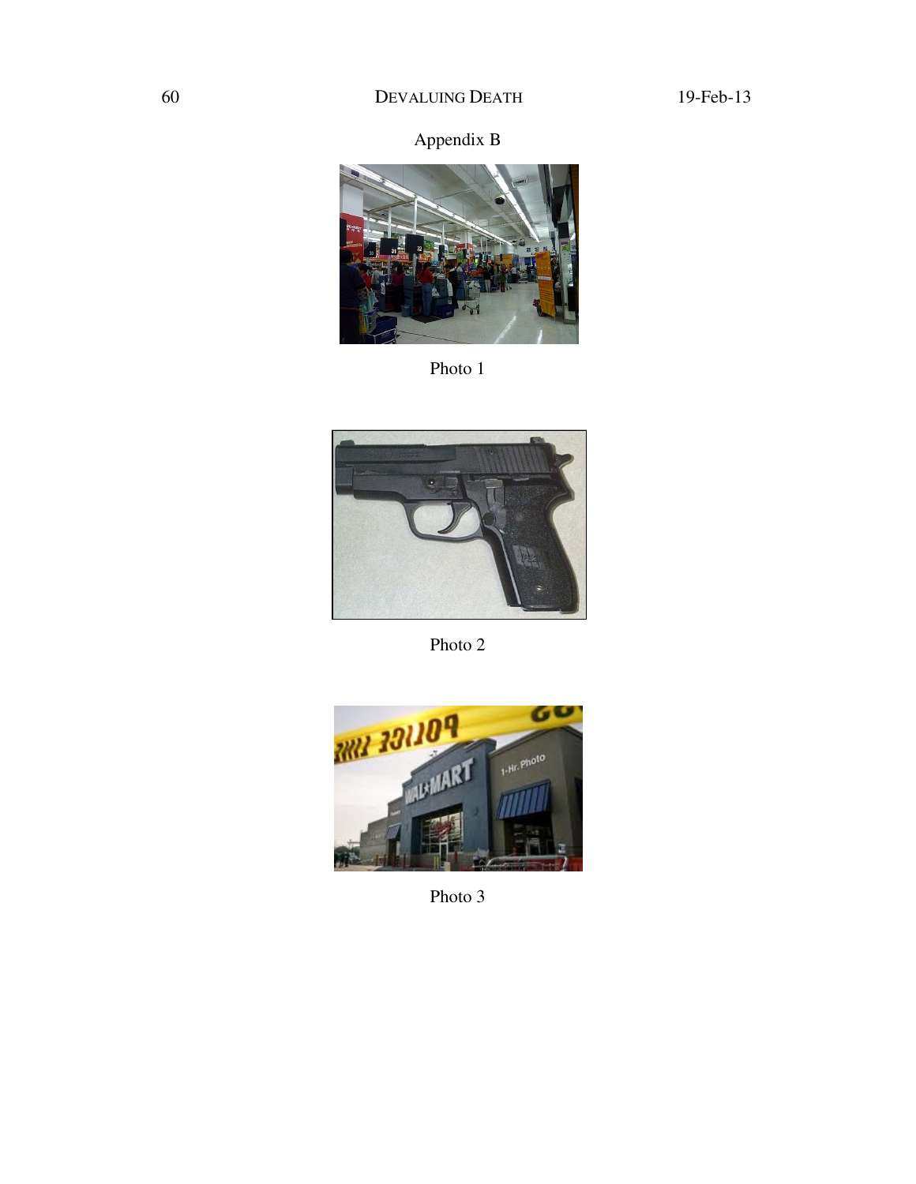Appendix B

Photo 1

Photo 2

Photo 3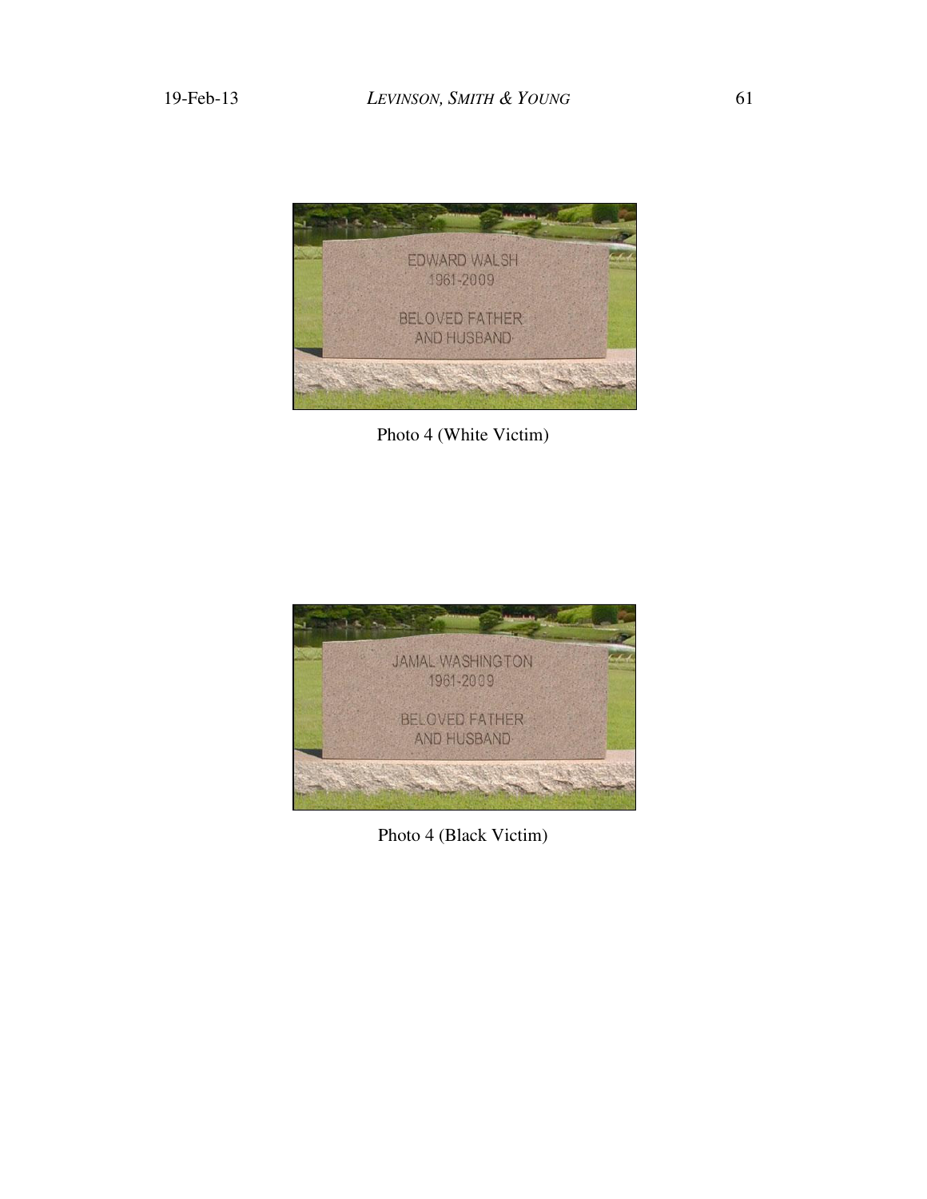Photo 4 (White Victim)

Photo 4 (Black Victim)